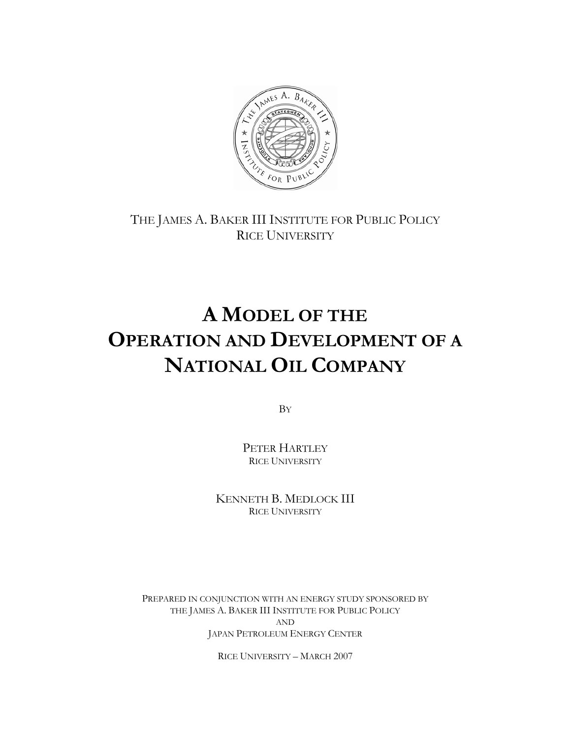THE JAMES A. BAKER III INSTITUTE FOR PUBLIC POLICY
RICE UNIVERSITY

# A MODEL OF THE OPERATION AND DEVELOPMENT OF A NATIONAL OIL COMPANY

BY

PETER HARTLEY
RICE UNIVERSITY

KENNETH B. MEDLOCK III
RICE UNIVERSITY

PREPARED IN CONJUNCTION WITH AN ENERGY STUDY SPONSORED BY
THE JAMES A. BAKER III INSTITUTE FOR PUBLIC POLICY
AND
JAPAN PETROLEUM ENERGY CENTER

RICE UNIVERSITY – MARCH 2007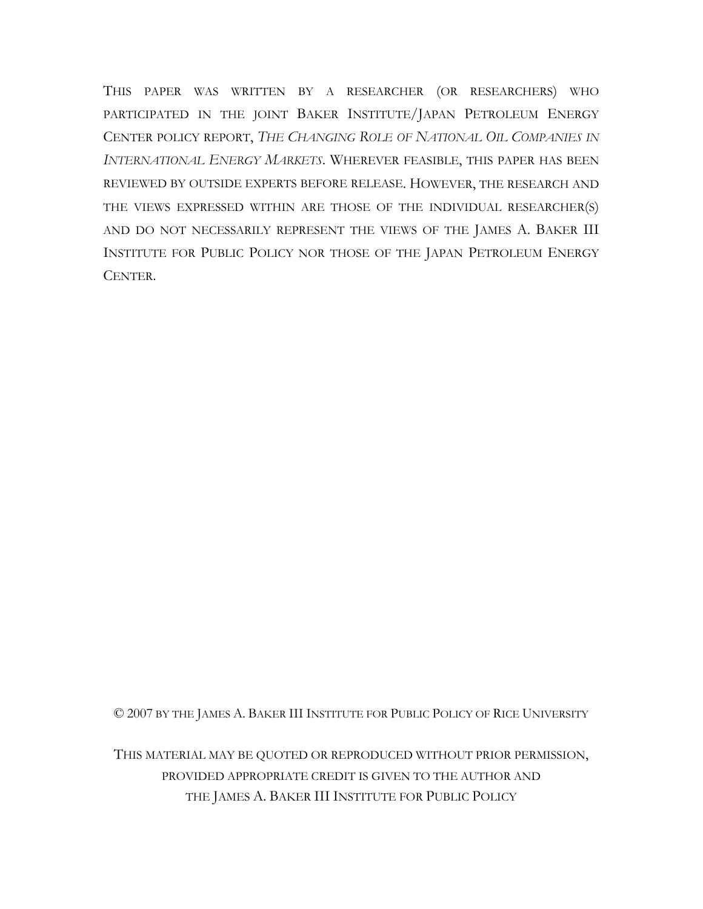This paper was written by a researcher (or researchers) who participated in the joint Baker Institute/Japan Petroleum Energy Center policy report, *The Changing Role of National Oil Companies in International Energy Markets*. Wherever feasible, this paper has been reviewed by outside experts before release. However, the research and the views expressed within are those of the individual researcher(s) and do not necessarily represent the views of the James A. Baker III Institute for Public Policy nor those of the Japan Petroleum Energy Center.

© 2007 by the James A. Baker III Institute for Public Policy of Rice University

This material may be quoted or reproduced without prior permission, provided appropriate credit is given to the author and the James A. Baker III Institute for Public Policy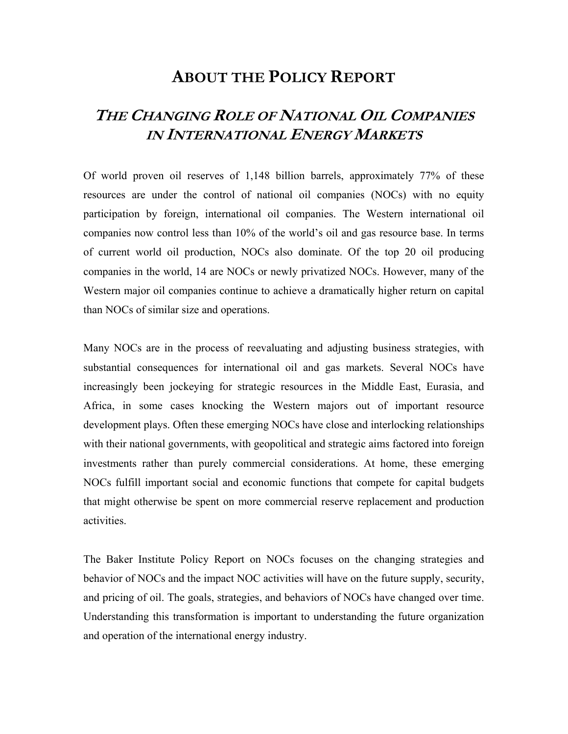# About the Policy Report

## *The Changing Role of National Oil Companies in International Energy Markets*

Of world proven oil reserves of 1,148 billion barrels, approximately 77% of these resources are under the control of national oil companies (NOCs) with no equity participation by foreign, international oil companies. The Western international oil companies now control less than 10% of the world's oil and gas resource base. In terms of current world oil production, NOCs also dominate. Of the top 20 oil producing companies in the world, 14 are NOCs or newly privatized NOCs. However, many of the Western major oil companies continue to achieve a dramatically higher return on capital than NOCs of similar size and operations.

Many NOCs are in the process of reevaluating and adjusting business strategies, with substantial consequences for international oil and gas markets. Several NOCs have increasingly been jockeying for strategic resources in the Middle East, Eurasia, and Africa, in some cases knocking the Western majors out of important resource development plays. Often these emerging NOCs have close and interlocking relationships with their national governments, with geopolitical and strategic aims factored into foreign investments rather than purely commercial considerations. At home, these emerging NOCs fulfill important social and economic functions that compete for capital budgets that might otherwise be spent on more commercial reserve replacement and production activities.

The Baker Institute Policy Report on NOCs focuses on the changing strategies and behavior of NOCs and the impact NOC activities will have on the future supply, security, and pricing of oil. The goals, strategies, and behaviors of NOCs have changed over time. Understanding this transformation is important to understanding the future organization and operation of the international energy industry.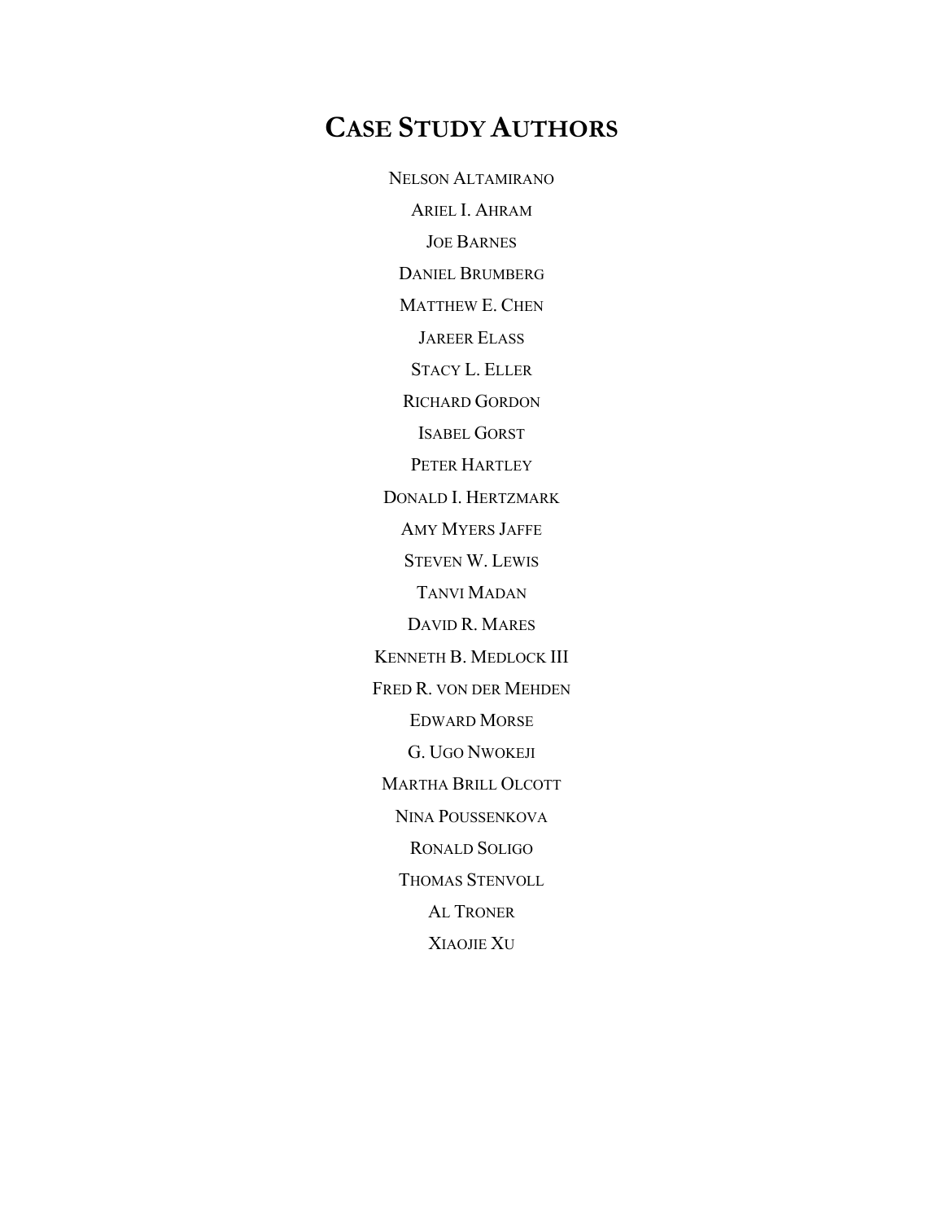# CASE STUDY AUTHORS

NELSON ALTAMIRANO

ARIEL I. AHRAM

JOE BARNES

DANIEL BRUMBERG

MATTHEW E. CHEN

JAREER ELASS

STACY L. ELLER

RICHARD GORDON

ISABEL GORST

PETER HARTLEY

DONALD I. HERTZMARK

AMY MYERS JAFFE

STEVEN W. LEWIS

TANVI MADAN

DAVID R. MARES

KENNETH B. MEDLOCK III

FRED R. VON DER MEHDEN

EDWARD MORSE

G. UGO NWOKEJI

MARTHA BRILL OLCOTT

NINA POUSSENKOVA

RONALD SOLIGO

THOMAS STENVOLL

AL TRONER

XIAOJIE XU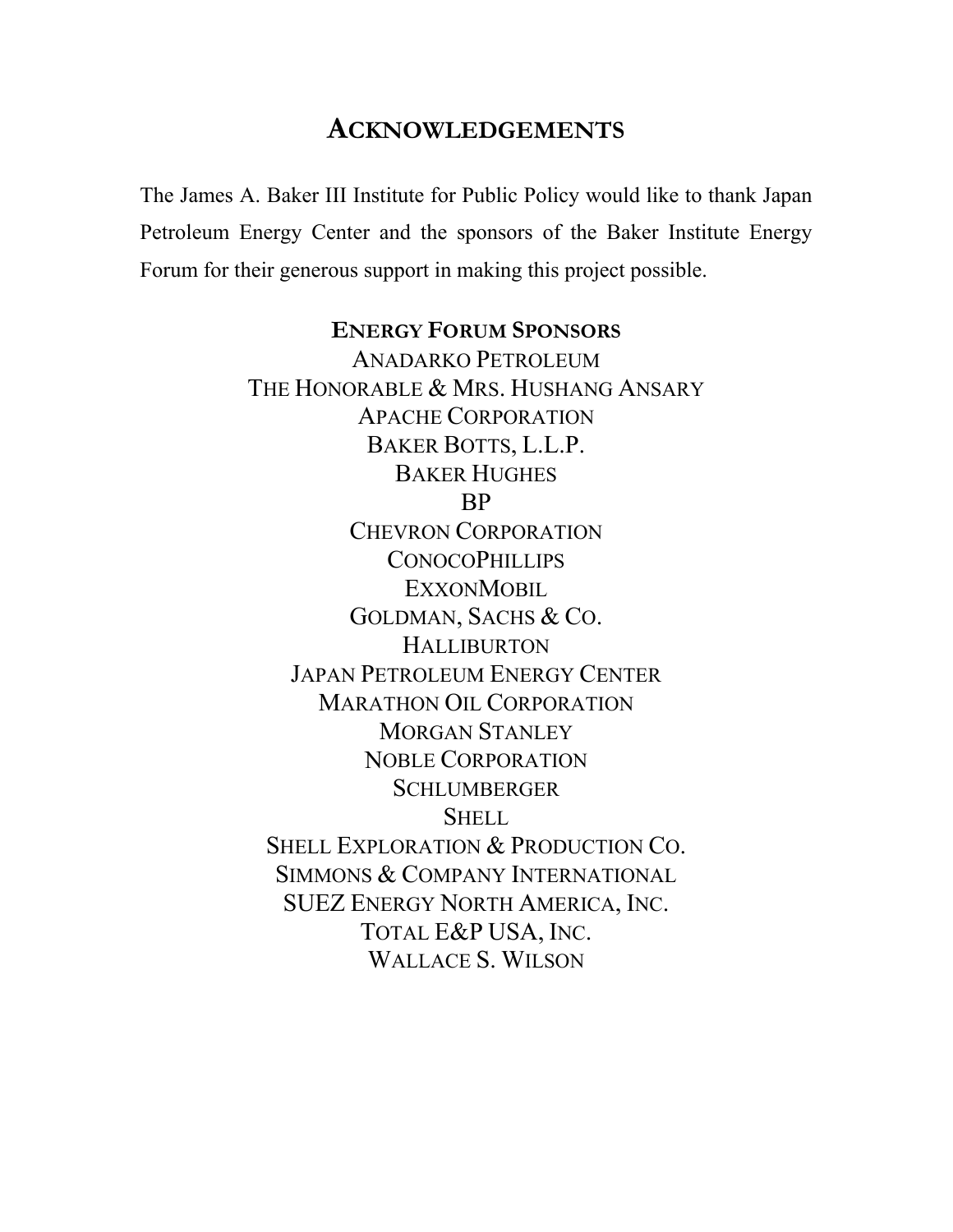# ACKNOWLEDGEMENTS

The James A. Baker III Institute for Public Policy would like to thank Japan Petroleum Energy Center and the sponsors of the Baker Institute Energy Forum for their generous support in making this project possible.

**ENERGY FORUM SPONSORS**

ANADARKO PETROLEUM
THE HONORABLE & MRS. HUSHANG ANSARY
APACHE CORPORATION
BAKER BOTTS, L.L.P.
BAKER HUGHES
BP
CHEVRON CORPORATION
CONOCOPHILLIPS
EXXONMOBIL
GOLDMAN, SACHS & CO.
HALLIBURTON
JAPAN PETROLEUM ENERGY CENTER
MARATHON OIL CORPORATION
MORGAN STANLEY
NOBLE CORPORATION
SCHLUMBERGER
SHELL
SHELL EXPLORATION & PRODUCTION CO.
SIMMONS & COMPANY INTERNATIONAL
SUEZ ENERGY NORTH AMERICA, INC.
TOTAL E&P USA, INC.
WALLACE S. WILSON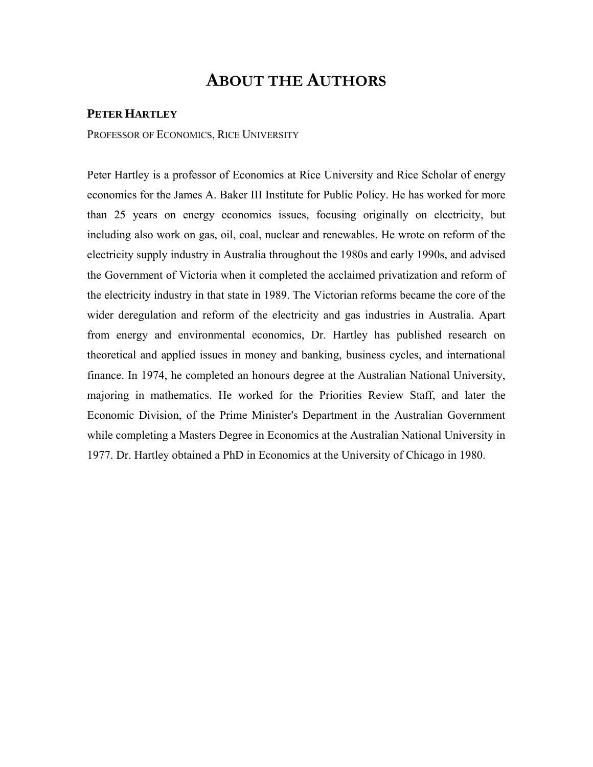# About the Authors

## Peter Hartley

Professor of Economics, Rice University

Peter Hartley is a professor of Economics at Rice University and Rice Scholar of energy economics for the James A. Baker III Institute for Public Policy. He has worked for more than 25 years on energy economics issues, focusing originally on electricity, but including also work on gas, oil, coal, nuclear and renewables. He wrote on reform of the electricity supply industry in Australia throughout the 1980s and early 1990s, and advised the Government of Victoria when it completed the acclaimed privatization and reform of the electricity industry in that state in 1989. The Victorian reforms became the core of the wider deregulation and reform of the electricity and gas industries in Australia. Apart from energy and environmental economics, Dr. Hartley has published research on theoretical and applied issues in money and banking, business cycles, and international finance. In 1974, he completed an honours degree at the Australian National University, majoring in mathematics. He worked for the Priorities Review Staff, and later the Economic Division, of the Prime Minister's Department in the Australian Government while completing a Masters Degree in Economics at the Australian National University in 1977. Dr. Hartley obtained a PhD in Economics at the University of Chicago in 1980.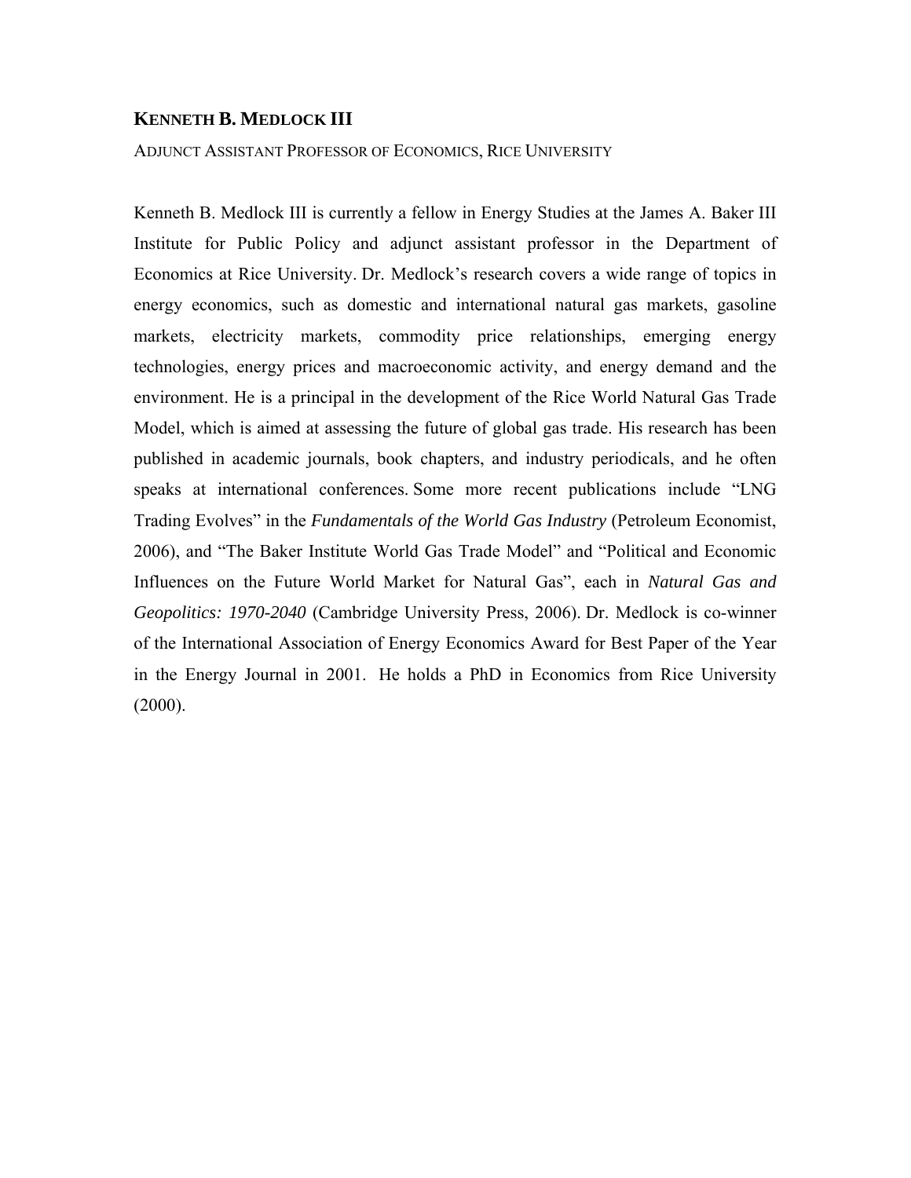**KENNETH B. MEDLOCK III**

ADJUNCT ASSISTANT PROFESSOR OF ECONOMICS, RICE UNIVERSITY

Kenneth B. Medlock III is currently a fellow in Energy Studies at the James A. Baker III Institute for Public Policy and adjunct assistant professor in the Department of Economics at Rice University. Dr. Medlock's research covers a wide range of topics in energy economics, such as domestic and international natural gas markets, gasoline markets, electricity markets, commodity price relationships, emerging energy technologies, energy prices and macroeconomic activity, and energy demand and the environment. He is a principal in the development of the Rice World Natural Gas Trade Model, which is aimed at assessing the future of global gas trade. His research has been published in academic journals, book chapters, and industry periodicals, and he often speaks at international conferences. Some more recent publications include "LNG Trading Evolves" in the *Fundamentals of the World Gas Industry* (Petroleum Economist, 2006), and "The Baker Institute World Gas Trade Model" and "Political and Economic Influences on the Future World Market for Natural Gas", each in *Natural Gas and Geopolitics: 1970-2040* (Cambridge University Press, 2006). Dr. Medlock is co-winner of the International Association of Energy Economics Award for Best Paper of the Year in the Energy Journal in 2001. He holds a PhD in Economics from Rice University (2000).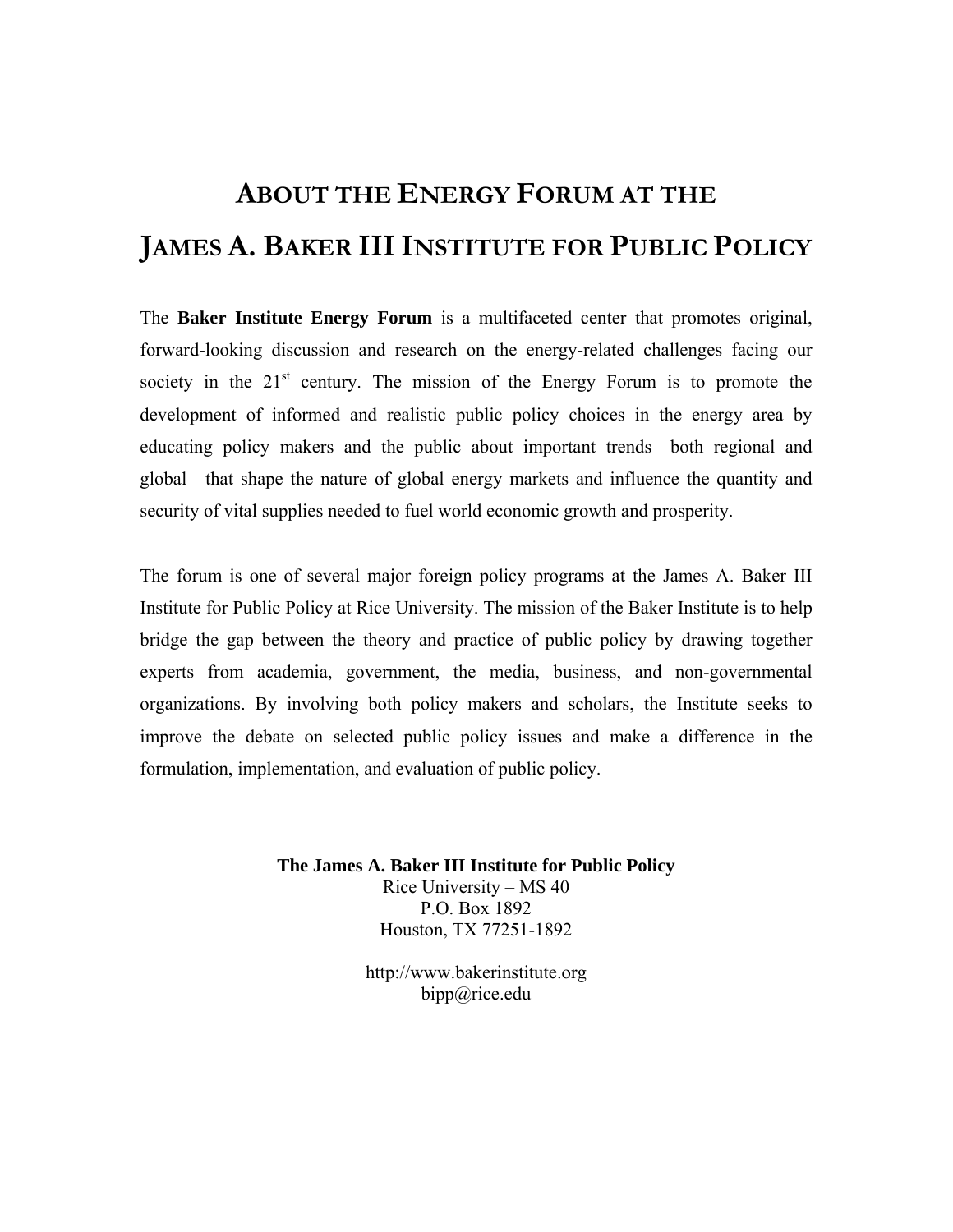# About the Energy Forum at the James A. Baker III Institute for Public Policy

The **Baker Institute Energy Forum** is a multifaceted center that promotes original, forward-looking discussion and research on the energy-related challenges facing our society in the 21st century. The mission of the Energy Forum is to promote the development of informed and realistic public policy choices in the energy area by educating policy makers and the public about important trends—both regional and global—that shape the nature of global energy markets and influence the quantity and security of vital supplies needed to fuel world economic growth and prosperity.

The forum is one of several major foreign policy programs at the James A. Baker III Institute for Public Policy at Rice University. The mission of the Baker Institute is to help bridge the gap between the theory and practice of public policy by drawing together experts from academia, government, the media, business, and non-governmental organizations. By involving both policy makers and scholars, the Institute seeks to improve the debate on selected public policy issues and make a difference in the formulation, implementation, and evaluation of public policy.

**The James A. Baker III Institute for Public Policy**
Rice University – MS 40
P.O. Box 1892
Houston, TX 77251-1892

http://www.bakerinstitute.org
bipp@rice.edu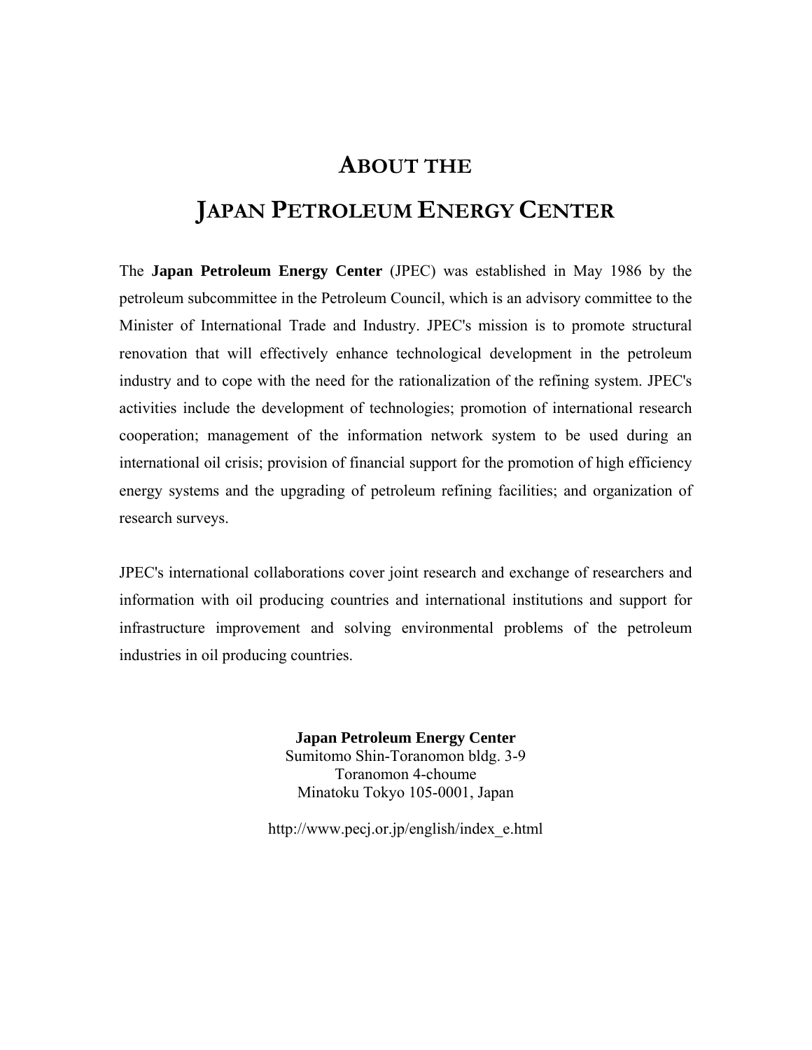# About the Japan Petroleum Energy Center

The **Japan Petroleum Energy Center** (JPEC) was established in May 1986 by the petroleum subcommittee in the Petroleum Council, which is an advisory committee to the Minister of International Trade and Industry. JPEC's mission is to promote structural renovation that will effectively enhance technological development in the petroleum industry and to cope with the need for the rationalization of the refining system. JPEC's activities include the development of technologies; promotion of international research cooperation; management of the information network system to be used during an international oil crisis; provision of financial support for the promotion of high efficiency energy systems and the upgrading of petroleum refining facilities; and organization of research surveys.

JPEC's international collaborations cover joint research and exchange of researchers and information with oil producing countries and international institutions and support for infrastructure improvement and solving environmental problems of the petroleum industries in oil producing countries.

**Japan Petroleum Energy Center**
Sumitomo Shin-Toranomon bldg. 3-9
Toranomon 4-choume
Minatoku Tokyo 105-0001, Japan

http://www.pecj.or.jp/english/index_e.html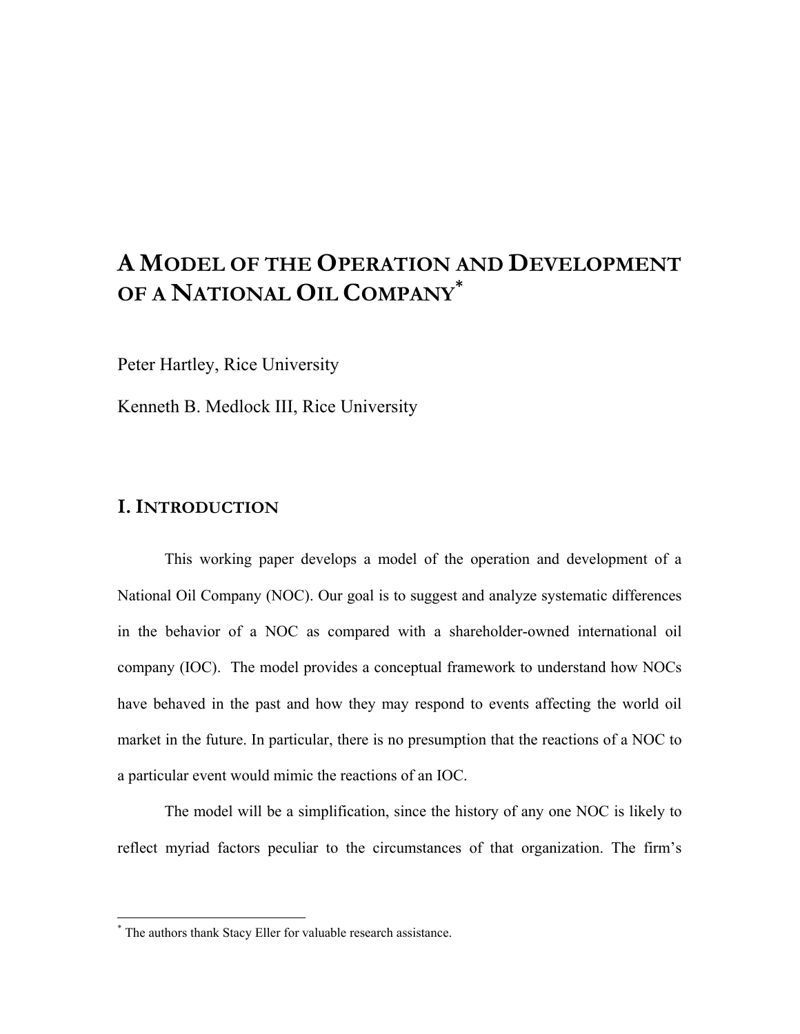# A MODEL OF THE OPERATION AND DEVELOPMENT OF A NATIONAL OIL COMPANY*

Peter Hartley, Rice University

Kenneth B. Medlock III, Rice University

## I. INTRODUCTION

This working paper develops a model of the operation and development of a National Oil Company (NOC). Our goal is to suggest and analyze systematic differences in the behavior of a NOC as compared with a shareholder-owned international oil company (IOC). The model provides a conceptual framework to understand how NOCs have behaved in the past and how they may respond to events affecting the world oil market in the future. In particular, there is no presumption that the reactions of a NOC to a particular event would mimic the reactions of an IOC.

The model will be a simplification, since the history of any one NOC is likely to reflect myriad factors peculiar to the circumstances of that organization. The firm's

---

* The authors thank Stacy Eller for valuable research assistance.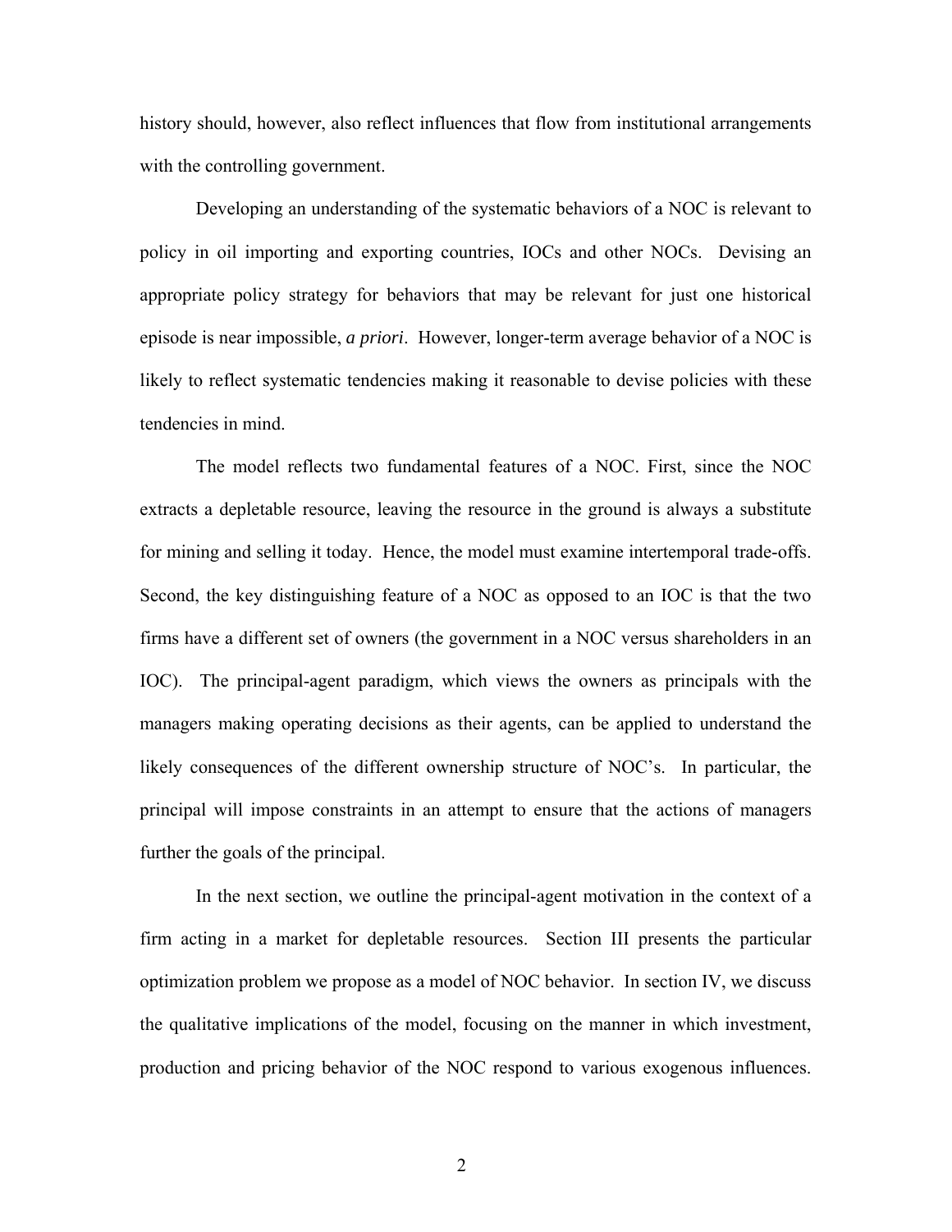history should, however, also reflect influences that flow from institutional arrangements with the controlling government.

Developing an understanding of the systematic behaviors of a NOC is relevant to policy in oil importing and exporting countries, IOCs and other NOCs. Devising an appropriate policy strategy for behaviors that may be relevant for just one historical episode is near impossible, *a priori*. However, longer-term average behavior of a NOC is likely to reflect systematic tendencies making it reasonable to devise policies with these tendencies in mind.

The model reflects two fundamental features of a NOC. First, since the NOC extracts a depletable resource, leaving the resource in the ground is always a substitute for mining and selling it today. Hence, the model must examine intertemporal trade-offs. Second, the key distinguishing feature of a NOC as opposed to an IOC is that the two firms have a different set of owners (the government in a NOC versus shareholders in an IOC). The principal-agent paradigm, which views the owners as principals with the managers making operating decisions as their agents, can be applied to understand the likely consequences of the different ownership structure of NOC's. In particular, the principal will impose constraints in an attempt to ensure that the actions of managers further the goals of the principal.

In the next section, we outline the principal-agent motivation in the context of a firm acting in a market for depletable resources. Section III presents the particular optimization problem we propose as a model of NOC behavior. In section IV, we discuss the qualitative implications of the model, focusing on the manner in which investment, production and pricing behavior of the NOC respond to various exogenous influences.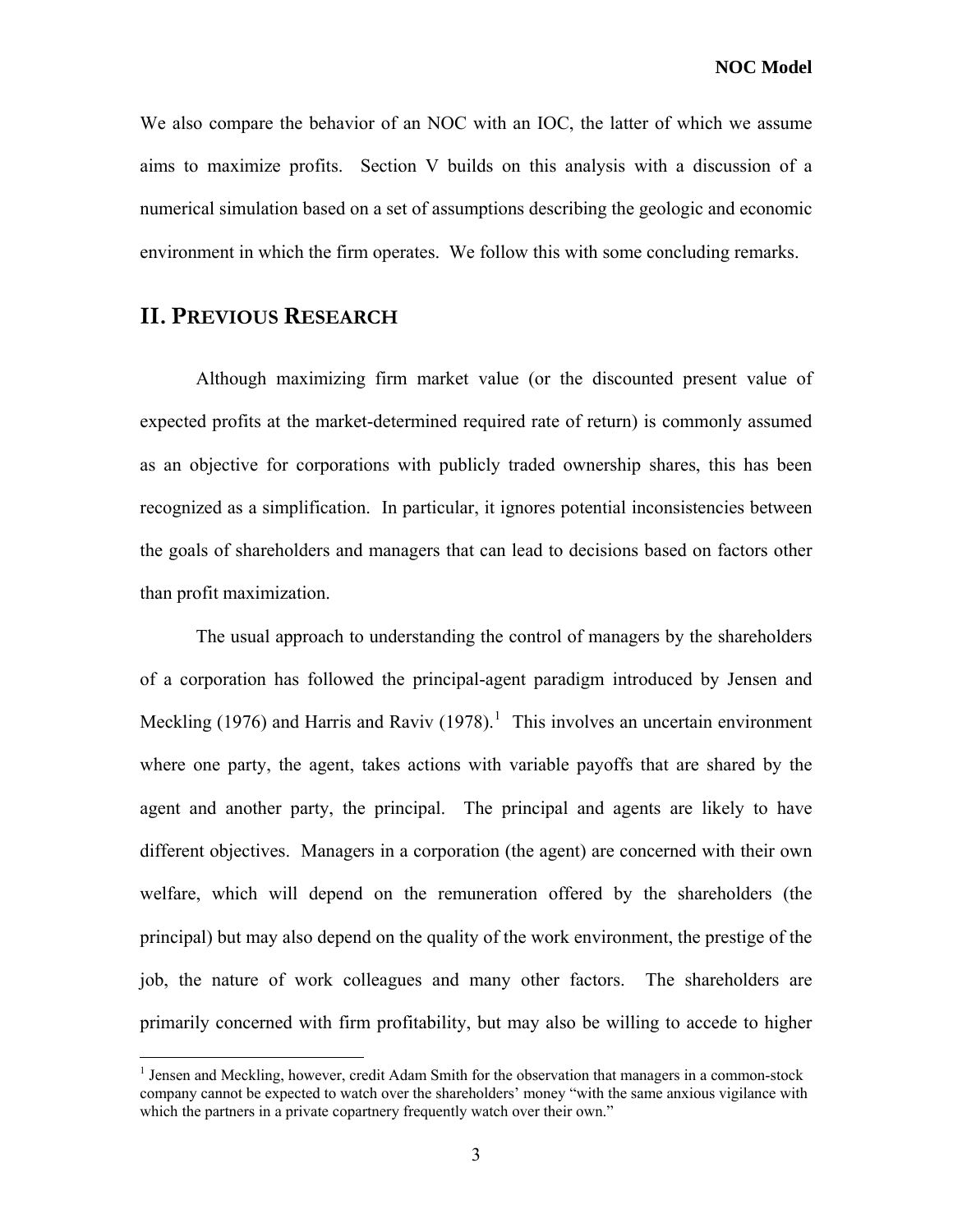We also compare the behavior of an NOC with an IOC, the latter of which we assume aims to maximize profits. Section V builds on this analysis with a discussion of a numerical simulation based on a set of assumptions describing the geologic and economic environment in which the firm operates. We follow this with some concluding remarks.

## II. PREVIOUS RESEARCH

Although maximizing firm market value (or the discounted present value of expected profits at the market-determined required rate of return) is commonly assumed as an objective for corporations with publicly traded ownership shares, this has been recognized as a simplification. In particular, it ignores potential inconsistencies between the goals of shareholders and managers that can lead to decisions based on factors other than profit maximization.

The usual approach to understanding the control of managers by the shareholders of a corporation has followed the principal-agent paradigm introduced by Jensen and Meckling (1976) and Harris and Raviv (1978).[1] This involves an uncertain environment where one party, the agent, takes actions with variable payoffs that are shared by the agent and another party, the principal. The principal and agents are likely to have different objectives. Managers in a corporation (the agent) are concerned with their own welfare, which will depend on the remuneration offered by the shareholders (the principal) but may also depend on the quality of the work environment, the prestige of the job, the nature of work colleagues and many other factors. The shareholders are primarily concerned with firm profitability, but may also be willing to accede to higher

[1] Jensen and Meckling, however, credit Adam Smith for the observation that managers in a common-stock company cannot be expected to watch over the shareholders' money "with the same anxious vigilance with which the partners in a private copartnery frequently watch over their own."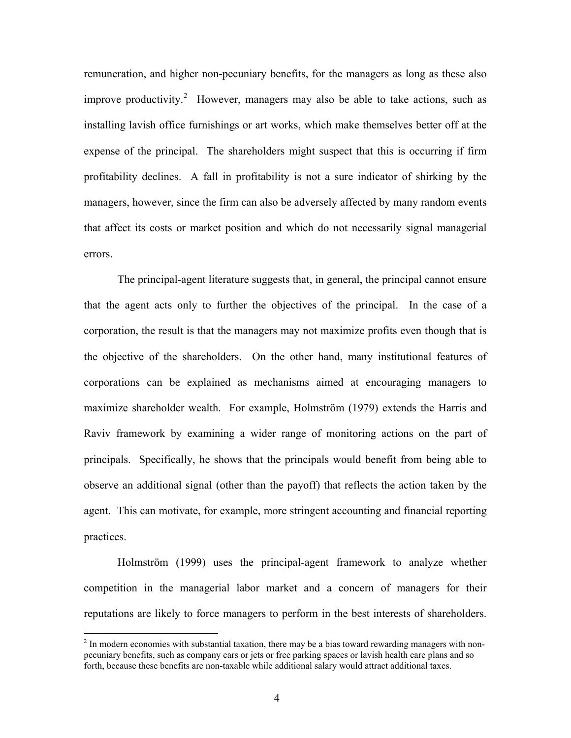remuneration, and higher non-pecuniary benefits, for the managers as long as these also improve productivity.[2] However, managers may also be able to take actions, such as installing lavish office furnishings or art works, which make themselves better off at the expense of the principal. The shareholders might suspect that this is occurring if firm profitability declines. A fall in profitability is not a sure indicator of shirking by the managers, however, since the firm can also be adversely affected by many random events that affect its costs or market position and which do not necessarily signal managerial errors.

The principal-agent literature suggests that, in general, the principal cannot ensure that the agent acts only to further the objectives of the principal. In the case of a corporation, the result is that the managers may not maximize profits even though that is the objective of the shareholders. On the other hand, many institutional features of corporations can be explained as mechanisms aimed at encouraging managers to maximize shareholder wealth. For example, Holmström (1979) extends the Harris and Raviv framework by examining a wider range of monitoring actions on the part of principals. Specifically, he shows that the principals would benefit from being able to observe an additional signal (other than the payoff) that reflects the action taken by the agent. This can motivate, for example, more stringent accounting and financial reporting practices.

Holmström (1999) uses the principal-agent framework to analyze whether competition in the managerial labor market and a concern of managers for their reputations are likely to force managers to perform in the best interests of shareholders.

[2] In modern economies with substantial taxation, there may be a bias toward rewarding managers with non-pecuniary benefits, such as company cars or jets or free parking spaces or lavish health care plans and so forth, because these benefits are non-taxable while additional salary would attract additional taxes.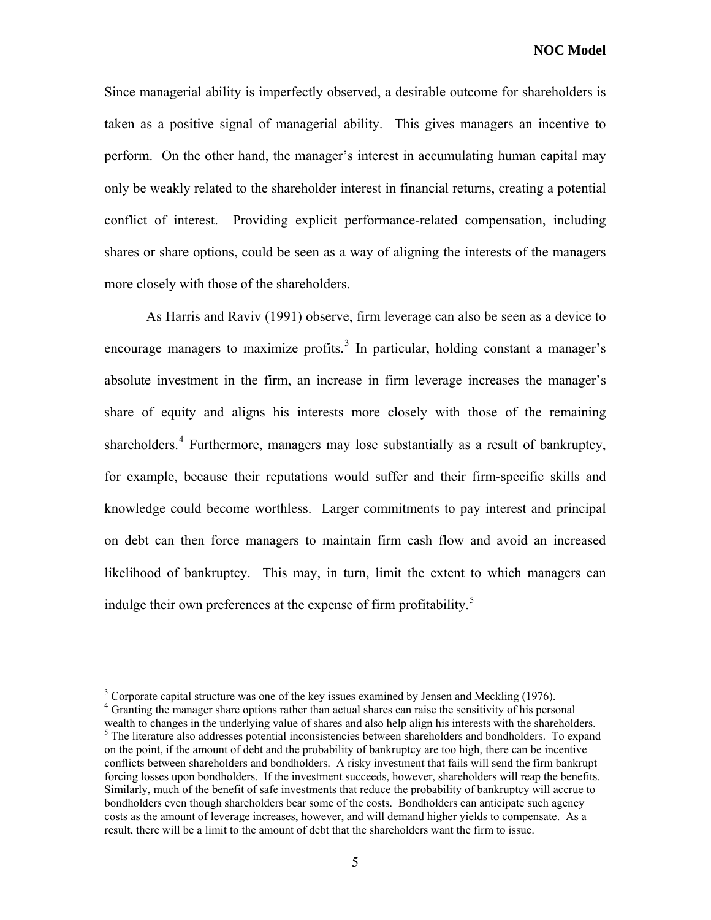Since managerial ability is imperfectly observed, a desirable outcome for shareholders is taken as a positive signal of managerial ability. This gives managers an incentive to perform. On the other hand, the manager's interest in accumulating human capital may only be weakly related to the shareholder interest in financial returns, creating a potential conflict of interest. Providing explicit performance-related compensation, including shares or share options, could be seen as a way of aligning the interests of the managers more closely with those of the shareholders.

As Harris and Raviv (1991) observe, firm leverage can also be seen as a device to encourage managers to maximize profits.[3] In particular, holding constant a manager's absolute investment in the firm, an increase in firm leverage increases the manager's share of equity and aligns his interests more closely with those of the remaining shareholders.[4] Furthermore, managers may lose substantially as a result of bankruptcy, for example, because their reputations would suffer and their firm-specific skills and knowledge could become worthless. Larger commitments to pay interest and principal on debt can then force managers to maintain firm cash flow and avoid an increased likelihood of bankruptcy. This may, in turn, limit the extent to which managers can indulge their own preferences at the expense of firm profitability.[5]

---

[3] Corporate capital structure was one of the key issues examined by Jensen and Meckling (1976).

[4] Granting the manager share options rather than actual shares can raise the sensitivity of his personal wealth to changes in the underlying value of shares and also help align his interests with the shareholders.

[5] The literature also addresses potential inconsistencies between shareholders and bondholders. To expand on the point, if the amount of debt and the probability of bankruptcy are too high, there can be incentive conflicts between shareholders and bondholders. A risky investment that fails will send the firm bankrupt forcing losses upon bondholders. If the investment succeeds, however, shareholders will reap the benefits. Similarly, much of the benefit of safe investments that reduce the probability of bankruptcy will accrue to bondholders even though shareholders bear some of the costs. Bondholders can anticipate such agency costs as the amount of leverage increases, however, and will demand higher yields to compensate. As a result, there will be a limit to the amount of debt that the shareholders want the firm to issue.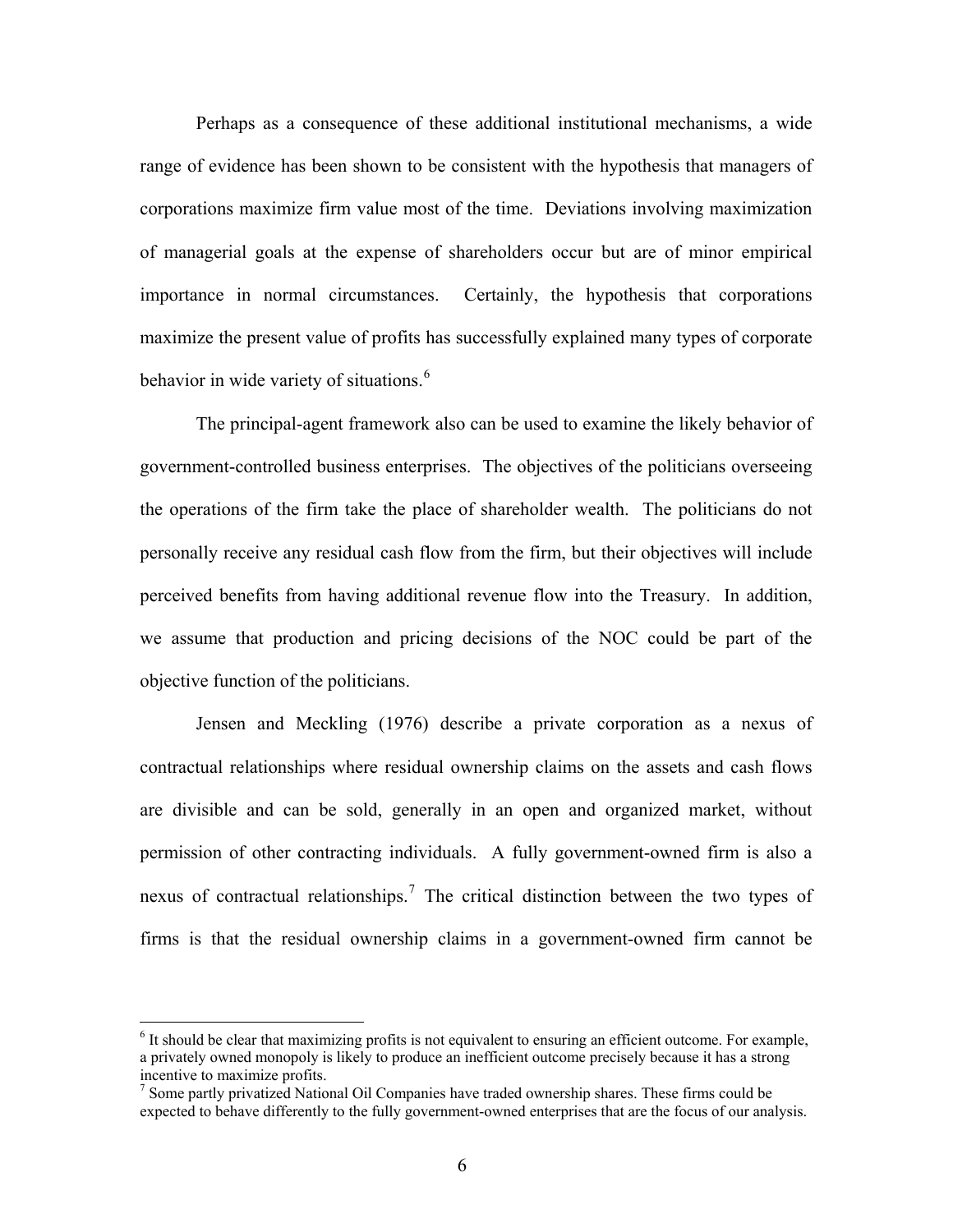Perhaps as a consequence of these additional institutional mechanisms, a wide range of evidence has been shown to be consistent with the hypothesis that managers of corporations maximize firm value most of the time. Deviations involving maximization of managerial goals at the expense of shareholders occur but are of minor empirical importance in normal circumstances. Certainly, the hypothesis that corporations maximize the present value of profits has successfully explained many types of corporate behavior in wide variety of situations.[6]

The principal-agent framework also can be used to examine the likely behavior of government-controlled business enterprises. The objectives of the politicians overseeing the operations of the firm take the place of shareholder wealth. The politicians do not personally receive any residual cash flow from the firm, but their objectives will include perceived benefits from having additional revenue flow into the Treasury. In addition, we assume that production and pricing decisions of the NOC could be part of the objective function of the politicians.

Jensen and Meckling (1976) describe a private corporation as a nexus of contractual relationships where residual ownership claims on the assets and cash flows are divisible and can be sold, generally in an open and organized market, without permission of other contracting individuals. A fully government-owned firm is also a nexus of contractual relationships.[7] The critical distinction between the two types of firms is that the residual ownership claims in a government-owned firm cannot be

---

[6] It should be clear that maximizing profits is not equivalent to ensuring an efficient outcome. For example, a privately owned monopoly is likely to produce an inefficient outcome precisely because it has a strong incentive to maximize profits.

[7] Some partly privatized National Oil Companies have traded ownership shares. These firms could be expected to behave differently to the fully government-owned enterprises that are the focus of our analysis.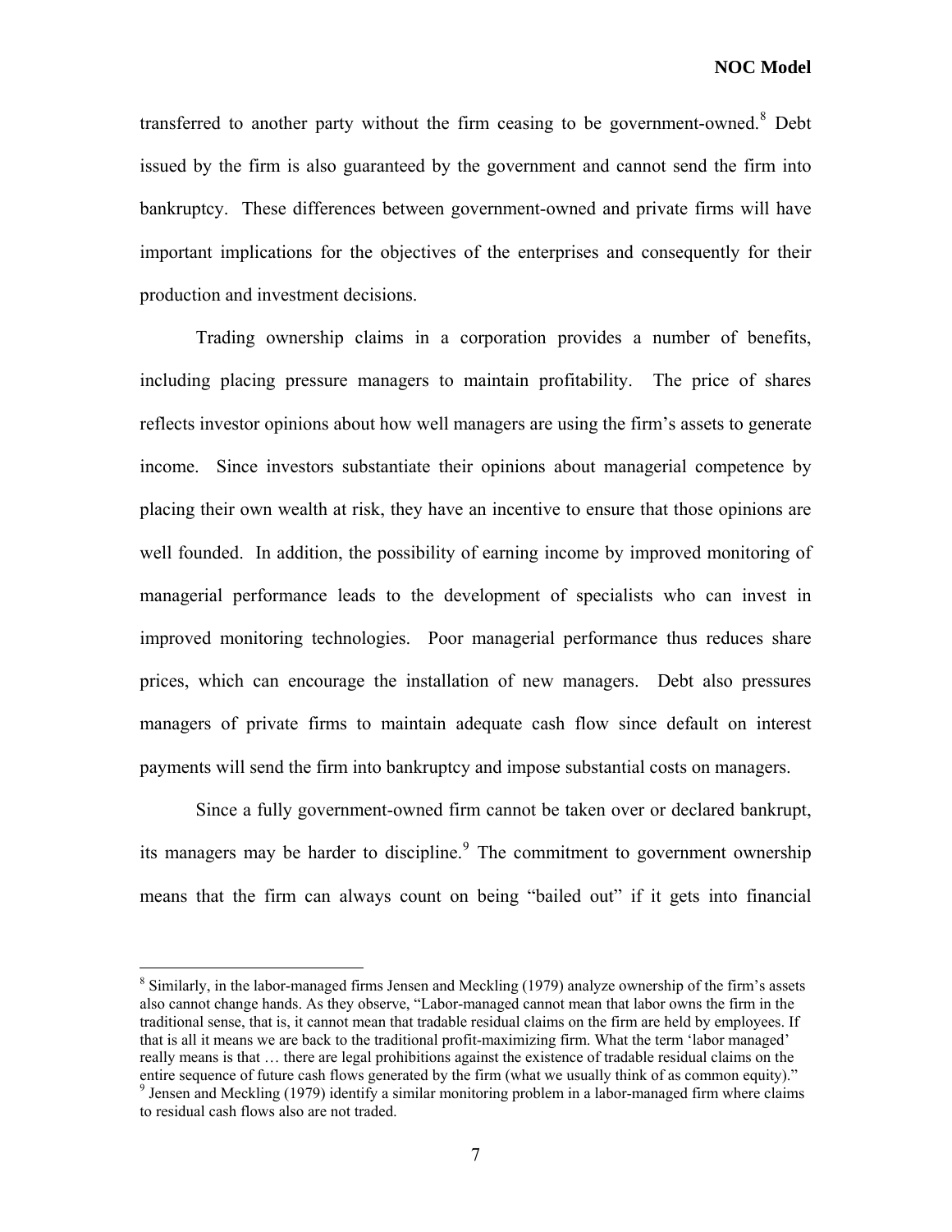transferred to another party without the firm ceasing to be government-owned.[8] Debt issued by the firm is also guaranteed by the government and cannot send the firm into bankruptcy. These differences between government-owned and private firms will have important implications for the objectives of the enterprises and consequently for their production and investment decisions.

Trading ownership claims in a corporation provides a number of benefits, including placing pressure managers to maintain profitability. The price of shares reflects investor opinions about how well managers are using the firm's assets to generate income. Since investors substantiate their opinions about managerial competence by placing their own wealth at risk, they have an incentive to ensure that those opinions are well founded. In addition, the possibility of earning income by improved monitoring of managerial performance leads to the development of specialists who can invest in improved monitoring technologies. Poor managerial performance thus reduces share prices, which can encourage the installation of new managers. Debt also pressures managers of private firms to maintain adequate cash flow since default on interest payments will send the firm into bankruptcy and impose substantial costs on managers.

Since a fully government-owned firm cannot be taken over or declared bankrupt, its managers may be harder to discipline.[9] The commitment to government ownership means that the firm can always count on being "bailed out" if it gets into financial

---

[8] Similarly, in the labor-managed firms Jensen and Meckling (1979) analyze ownership of the firm's assets also cannot change hands. As they observe, "Labor-managed cannot mean that labor owns the firm in the traditional sense, that is, it cannot mean that tradable residual claims on the firm are held by employees. If that is all it means we are back to the traditional profit-maximizing firm. What the term 'labor managed' really means is that … there are legal prohibitions against the existence of tradable residual claims on the entire sequence of future cash flows generated by the firm (what we usually think of as common equity)."

[9] Jensen and Meckling (1979) identify a similar monitoring problem in a labor-managed firm where claims to residual cash flows also are not traded.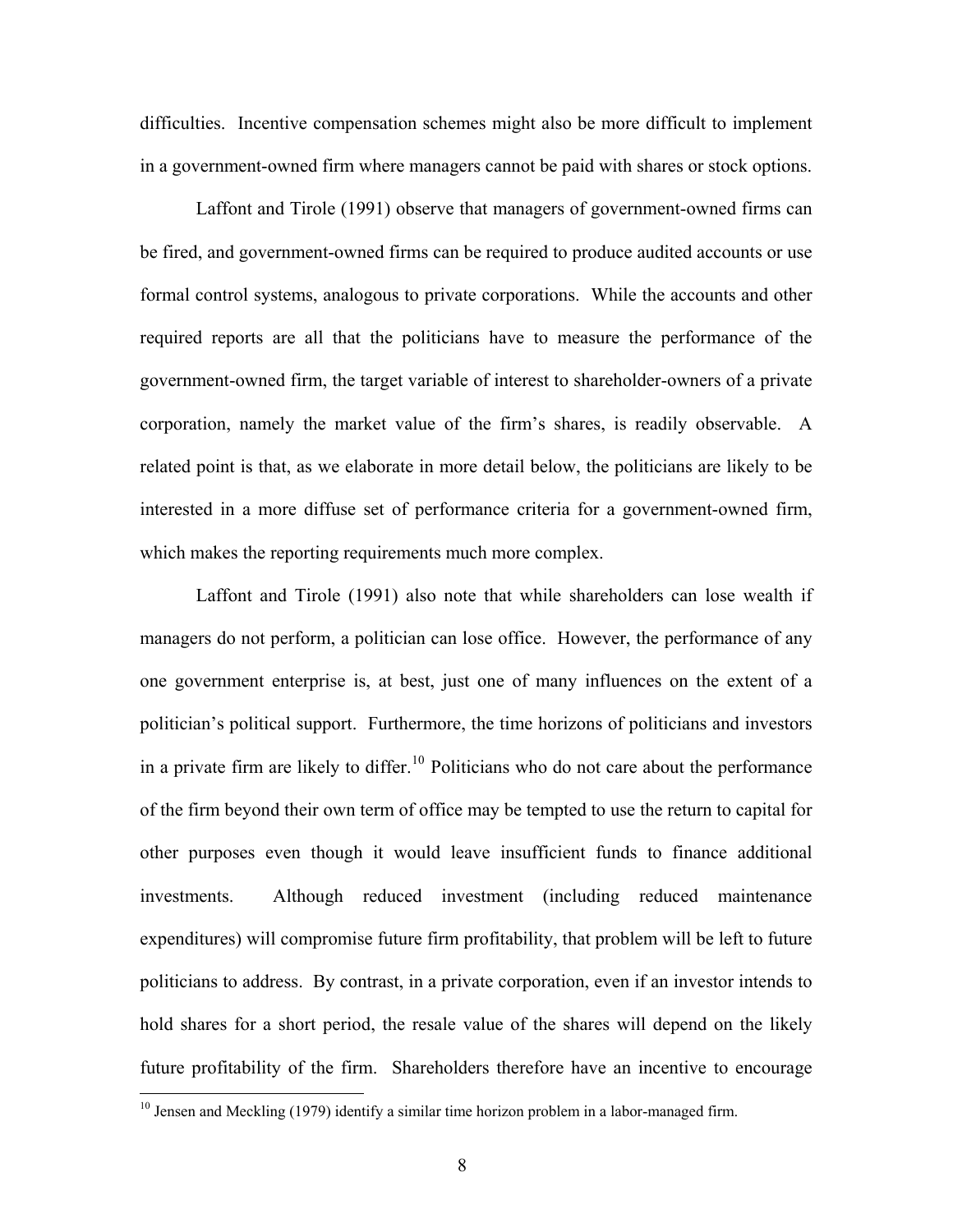difficulties. Incentive compensation schemes might also be more difficult to implement in a government-owned firm where managers cannot be paid with shares or stock options.

Laffont and Tirole (1991) observe that managers of government-owned firms can be fired, and government-owned firms can be required to produce audited accounts or use formal control systems, analogous to private corporations. While the accounts and other required reports are all that the politicians have to measure the performance of the government-owned firm, the target variable of interest to shareholder-owners of a private corporation, namely the market value of the firm's shares, is readily observable. A related point is that, as we elaborate in more detail below, the politicians are likely to be interested in a more diffuse set of performance criteria for a government-owned firm, which makes the reporting requirements much more complex.

Laffont and Tirole (1991) also note that while shareholders can lose wealth if managers do not perform, a politician can lose office. However, the performance of any one government enterprise is, at best, just one of many influences on the extent of a politician's political support. Furthermore, the time horizons of politicians and investors in a private firm are likely to differ.[10] Politicians who do not care about the performance of the firm beyond their own term of office may be tempted to use the return to capital for other purposes even though it would leave insufficient funds to finance additional investments. Although reduced investment (including reduced maintenance expenditures) will compromise future firm profitability, that problem will be left to future politicians to address. By contrast, in a private corporation, even if an investor intends to hold shares for a short period, the resale value of the shares will depend on the likely future profitability of the firm. Shareholders therefore have an incentive to encourage

[10] Jensen and Meckling (1979) identify a similar time horizon problem in a labor-managed firm.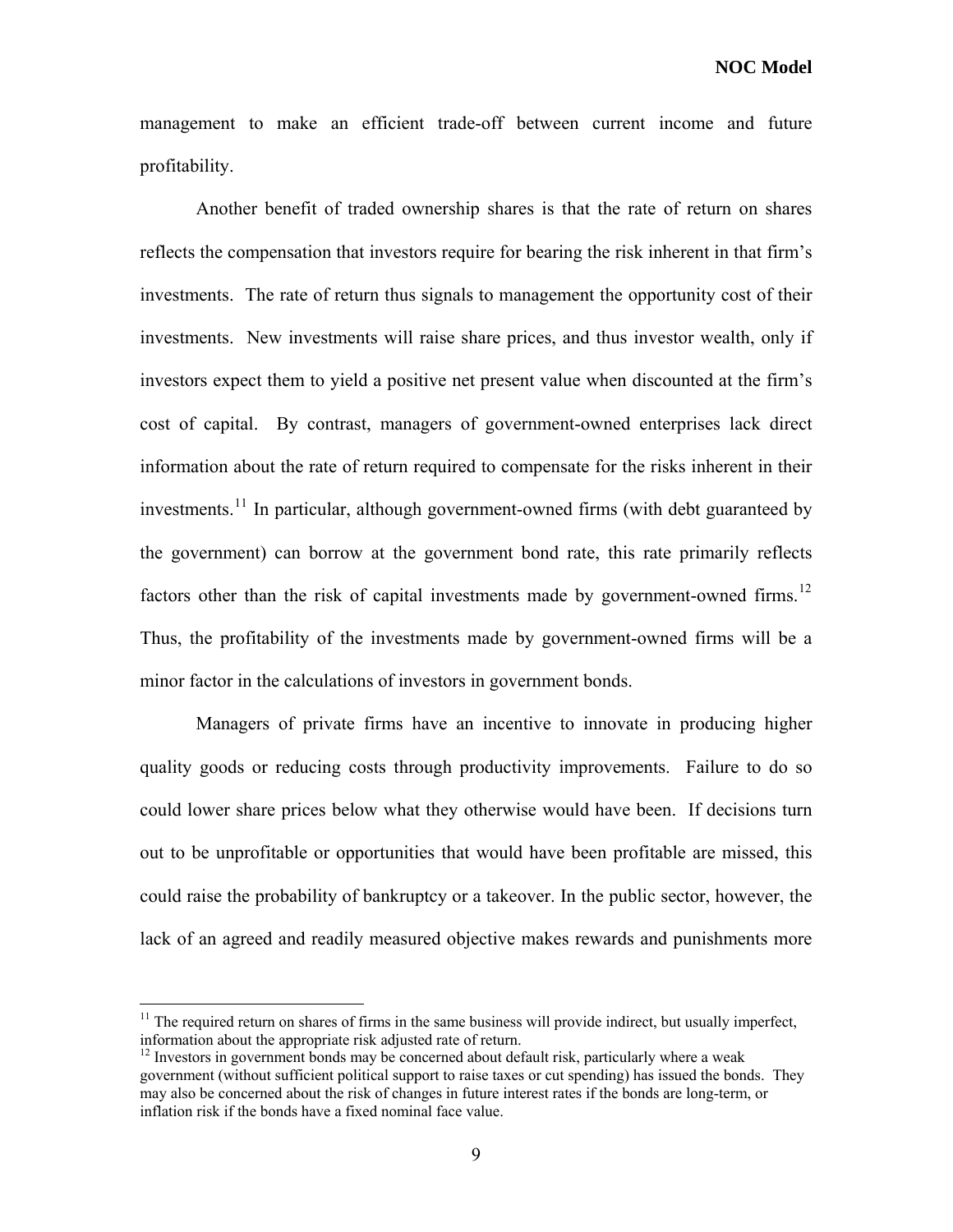management to make an efficient trade-off between current income and future profitability.

Another benefit of traded ownership shares is that the rate of return on shares reflects the compensation that investors require for bearing the risk inherent in that firm's investments. The rate of return thus signals to management the opportunity cost of their investments. New investments will raise share prices, and thus investor wealth, only if investors expect them to yield a positive net present value when discounted at the firm's cost of capital. By contrast, managers of government-owned enterprises lack direct information about the rate of return required to compensate for the risks inherent in their investments.[11] In particular, although government-owned firms (with debt guaranteed by the government) can borrow at the government bond rate, this rate primarily reflects factors other than the risk of capital investments made by government-owned firms.[12] Thus, the profitability of the investments made by government-owned firms will be a minor factor in the calculations of investors in government bonds.

Managers of private firms have an incentive to innovate in producing higher quality goods or reducing costs through productivity improvements. Failure to do so could lower share prices below what they otherwise would have been. If decisions turn out to be unprofitable or opportunities that would have been profitable are missed, this could raise the probability of bankruptcy or a takeover. In the public sector, however, the lack of an agreed and readily measured objective makes rewards and punishments more

---

[11] The required return on shares of firms in the same business will provide indirect, but usually imperfect, information about the appropriate risk adjusted rate of return.

[12] Investors in government bonds may be concerned about default risk, particularly where a weak government (without sufficient political support to raise taxes or cut spending) has issued the bonds. They may also be concerned about the risk of changes in future interest rates if the bonds are long-term, or inflation risk if the bonds have a fixed nominal face value.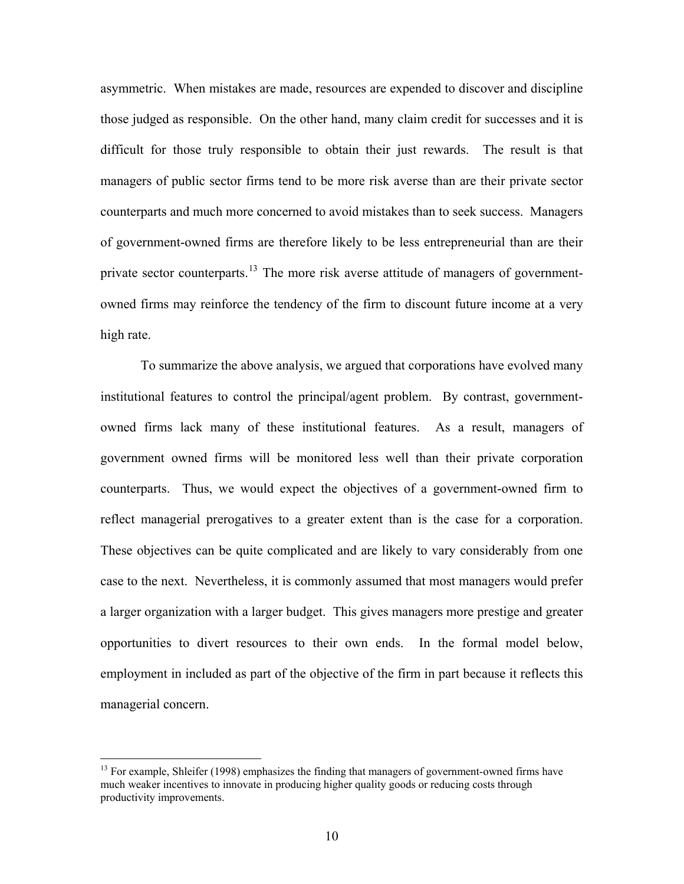asymmetric. When mistakes are made, resources are expended to discover and discipline those judged as responsible. On the other hand, many claim credit for successes and it is difficult for those truly responsible to obtain their just rewards. The result is that managers of public sector firms tend to be more risk averse than are their private sector counterparts and much more concerned to avoid mistakes than to seek success. Managers of government-owned firms are therefore likely to be less entrepreneurial than are their private sector counterparts.[13] The more risk averse attitude of managers of government-owned firms may reinforce the tendency of the firm to discount future income at a very high rate.

To summarize the above analysis, we argued that corporations have evolved many institutional features to control the principal/agent problem. By contrast, government-owned firms lack many of these institutional features. As a result, managers of government owned firms will be monitored less well than their private corporation counterparts. Thus, we would expect the objectives of a government-owned firm to reflect managerial prerogatives to a greater extent than is the case for a corporation. These objectives can be quite complicated and are likely to vary considerably from one case to the next. Nevertheless, it is commonly assumed that most managers would prefer a larger organization with a larger budget. This gives managers more prestige and greater opportunities to divert resources to their own ends. In the formal model below, employment in included as part of the objective of the firm in part because it reflects this managerial concern.

---

[13] For example, Shleifer (1998) emphasizes the finding that managers of government-owned firms have much weaker incentives to innovate in producing higher quality goods or reducing costs through productivity improvements.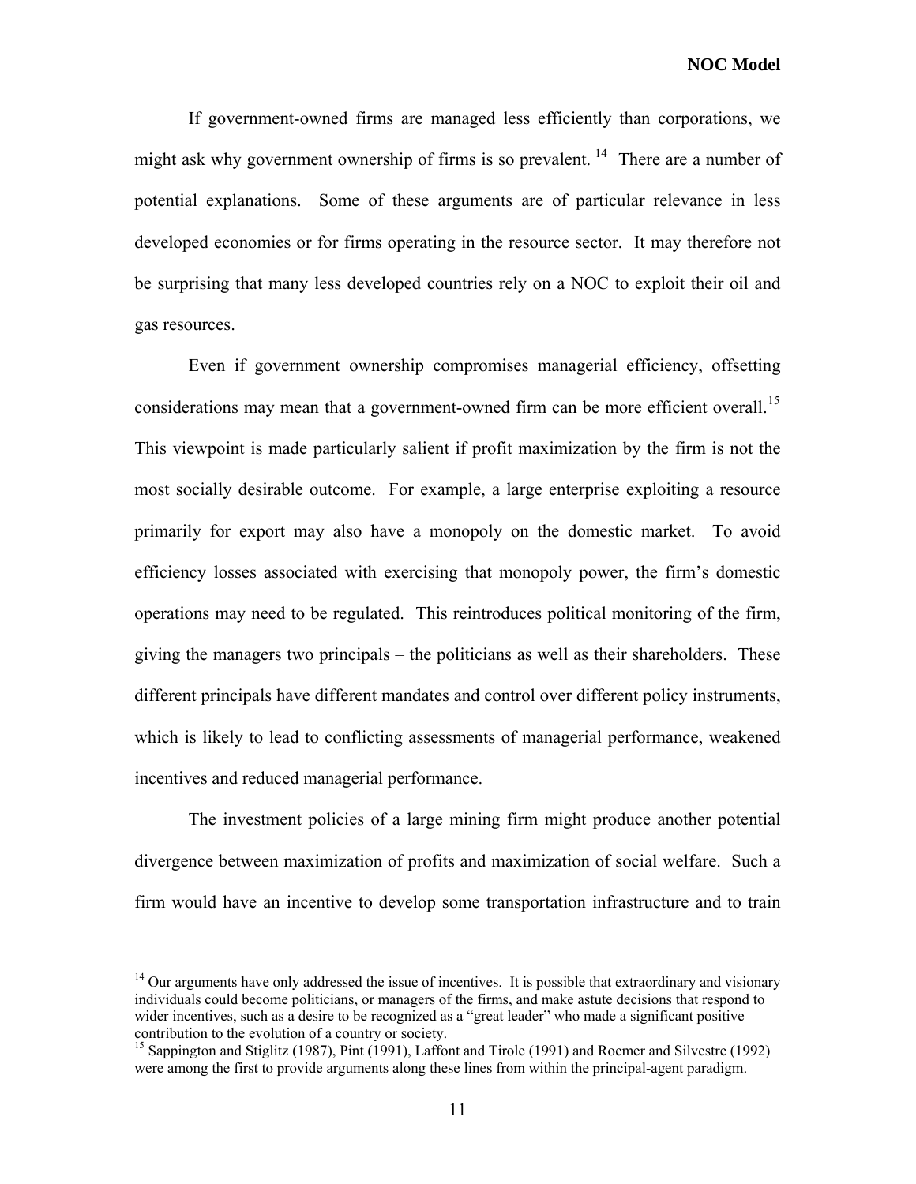If government-owned firms are managed less efficiently than corporations, we might ask why government ownership of firms is so prevalent.[14] There are a number of potential explanations. Some of these arguments are of particular relevance in less developed economies or for firms operating in the resource sector. It may therefore not be surprising that many less developed countries rely on a NOC to exploit their oil and gas resources.

Even if government ownership compromises managerial efficiency, offsetting considerations may mean that a government-owned firm can be more efficient overall.[15] This viewpoint is made particularly salient if profit maximization by the firm is not the most socially desirable outcome. For example, a large enterprise exploiting a resource primarily for export may also have a monopoly on the domestic market. To avoid efficiency losses associated with exercising that monopoly power, the firm's domestic operations may need to be regulated. This reintroduces political monitoring of the firm, giving the managers two principals – the politicians as well as their shareholders. These different principals have different mandates and control over different policy instruments, which is likely to lead to conflicting assessments of managerial performance, weakened incentives and reduced managerial performance.

The investment policies of a large mining firm might produce another potential divergence between maximization of profits and maximization of social welfare. Such a firm would have an incentive to develop some transportation infrastructure and to train

---

[14] Our arguments have only addressed the issue of incentives. It is possible that extraordinary and visionary individuals could become politicians, or managers of the firms, and make astute decisions that respond to wider incentives, such as a desire to be recognized as a "great leader" who made a significant positive contribution to the evolution of a country or society.

[15] Sappington and Stiglitz (1987), Pint (1991), Laffont and Tirole (1991) and Roemer and Silvestre (1992) were among the first to provide arguments along these lines from within the principal-agent paradigm.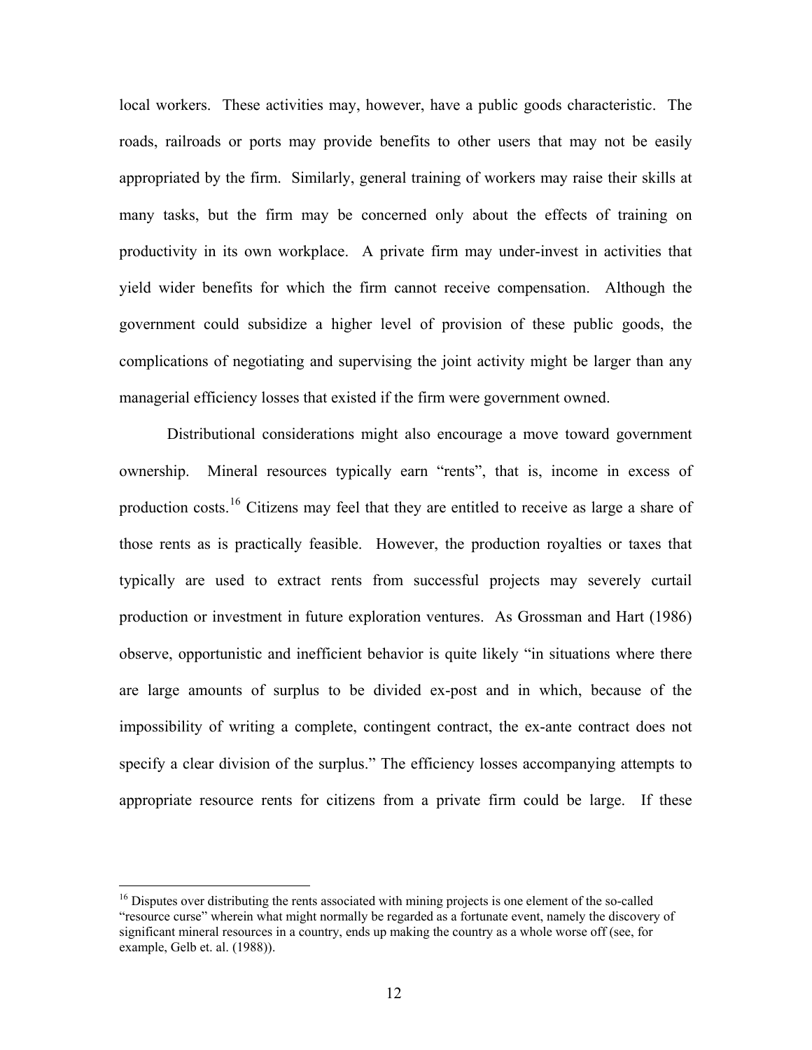local workers. These activities may, however, have a public goods characteristic. The roads, railroads or ports may provide benefits to other users that may not be easily appropriated by the firm. Similarly, general training of workers may raise their skills at many tasks, but the firm may be concerned only about the effects of training on productivity in its own workplace. A private firm may under-invest in activities that yield wider benefits for which the firm cannot receive compensation. Although the government could subsidize a higher level of provision of these public goods, the complications of negotiating and supervising the joint activity might be larger than any managerial efficiency losses that existed if the firm were government owned.

Distributional considerations might also encourage a move toward government ownership. Mineral resources typically earn "rents", that is, income in excess of production costs.[16] Citizens may feel that they are entitled to receive as large a share of those rents as is practically feasible. However, the production royalties or taxes that typically are used to extract rents from successful projects may severely curtail production or investment in future exploration ventures. As Grossman and Hart (1986) observe, opportunistic and inefficient behavior is quite likely "in situations where there are large amounts of surplus to be divided ex-post and in which, because of the impossibility of writing a complete, contingent contract, the ex-ante contract does not specify a clear division of the surplus." The efficiency losses accompanying attempts to appropriate resource rents for citizens from a private firm could be large. If these

[16] Disputes over distributing the rents associated with mining projects is one element of the so-called "resource curse" wherein what might normally be regarded as a fortunate event, namely the discovery of significant mineral resources in a country, ends up making the country as a whole worse off (see, for example, Gelb et. al. (1988)).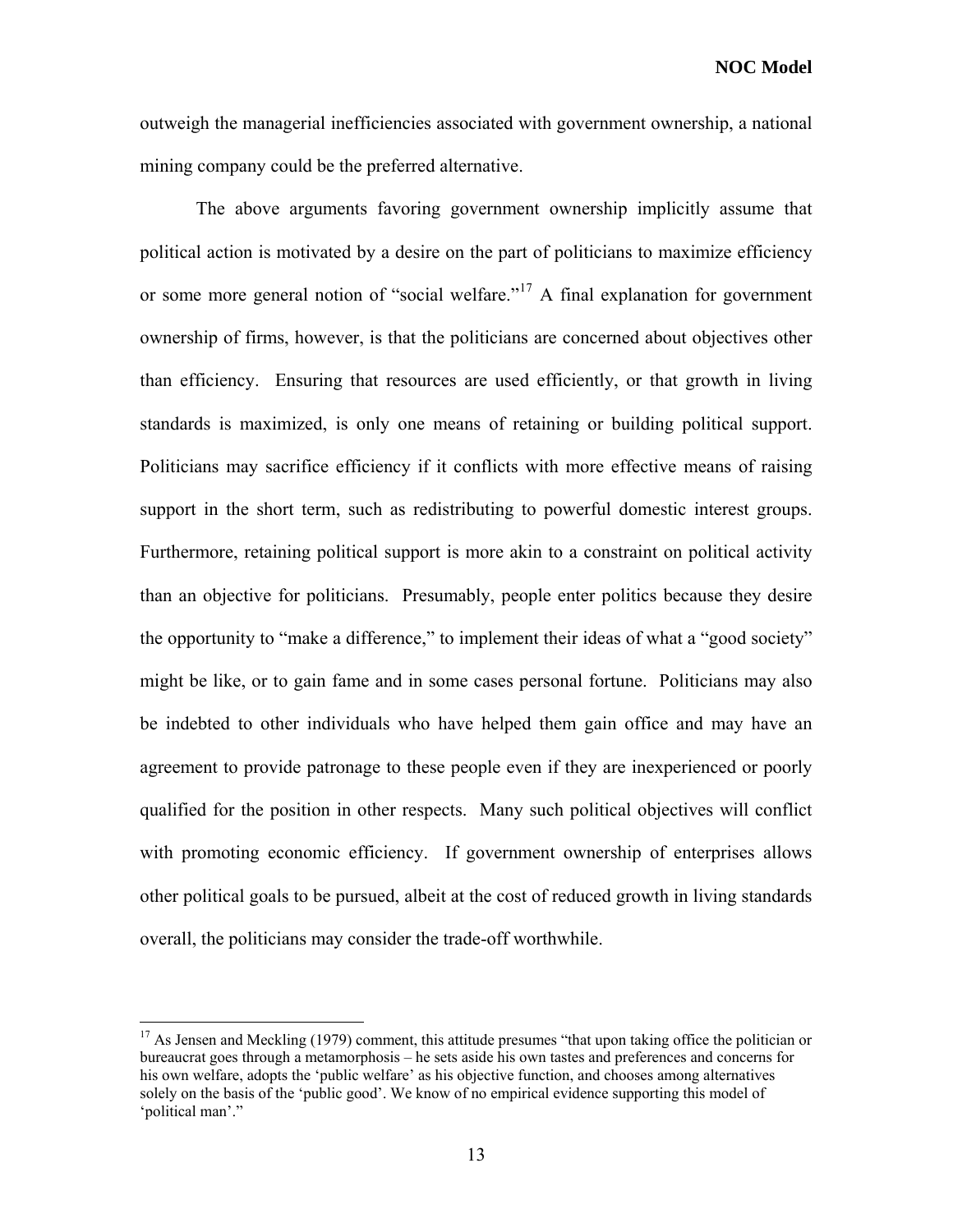outweigh the managerial inefficiencies associated with government ownership, a national mining company could be the preferred alternative.

The above arguments favoring government ownership implicitly assume that political action is motivated by a desire on the part of politicians to maximize efficiency or some more general notion of "social welfare."[17] A final explanation for government ownership of firms, however, is that the politicians are concerned about objectives other than efficiency. Ensuring that resources are used efficiently, or that growth in living standards is maximized, is only one means of retaining or building political support. Politicians may sacrifice efficiency if it conflicts with more effective means of raising support in the short term, such as redistributing to powerful domestic interest groups. Furthermore, retaining political support is more akin to a constraint on political activity than an objective for politicians. Presumably, people enter politics because they desire the opportunity to "make a difference," to implement their ideas of what a "good society" might be like, or to gain fame and in some cases personal fortune. Politicians may also be indebted to other individuals who have helped them gain office and may have an agreement to provide patronage to these people even if they are inexperienced or poorly qualified for the position in other respects. Many such political objectives will conflict with promoting economic efficiency. If government ownership of enterprises allows other political goals to be pursued, albeit at the cost of reduced growth in living standards overall, the politicians may consider the trade-off worthwhile.

---

[17] As Jensen and Meckling (1979) comment, this attitude presumes "that upon taking office the politician or bureaucrat goes through a metamorphosis – he sets aside his own tastes and preferences and concerns for his own welfare, adopts the 'public welfare' as his objective function, and chooses among alternatives solely on the basis of the 'public good'. We know of no empirical evidence supporting this model of 'political man'."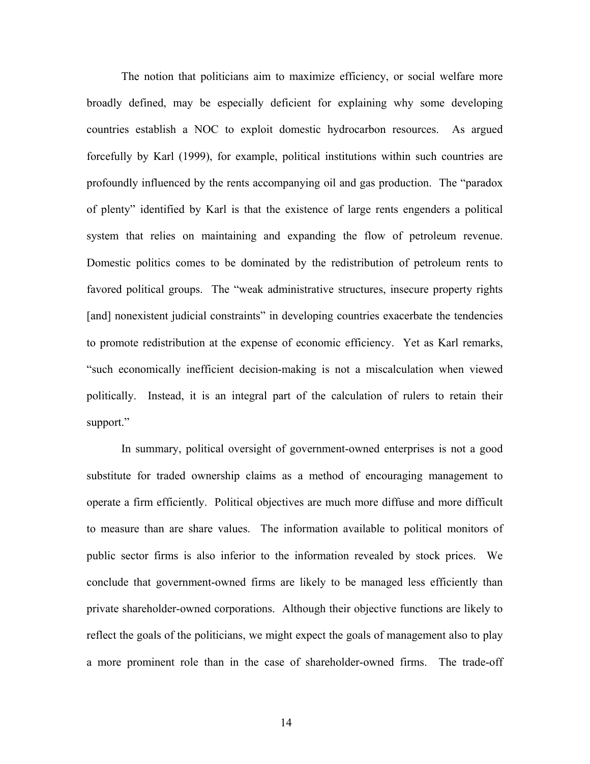The notion that politicians aim to maximize efficiency, or social welfare more broadly defined, may be especially deficient for explaining why some developing countries establish a NOC to exploit domestic hydrocarbon resources. As argued forcefully by Karl (1999), for example, political institutions within such countries are profoundly influenced by the rents accompanying oil and gas production. The "paradox of plenty" identified by Karl is that the existence of large rents engenders a political system that relies on maintaining and expanding the flow of petroleum revenue. Domestic politics comes to be dominated by the redistribution of petroleum rents to favored political groups. The "weak administrative structures, insecure property rights [and] nonexistent judicial constraints" in developing countries exacerbate the tendencies to promote redistribution at the expense of economic efficiency. Yet as Karl remarks, "such economically inefficient decision-making is not a miscalculation when viewed politically. Instead, it is an integral part of the calculation of rulers to retain their support."

In summary, political oversight of government-owned enterprises is not a good substitute for traded ownership claims as a method of encouraging management to operate a firm efficiently. Political objectives are much more diffuse and more difficult to measure than are share values. The information available to political monitors of public sector firms is also inferior to the information revealed by stock prices. We conclude that government-owned firms are likely to be managed less efficiently than private shareholder-owned corporations. Although their objective functions are likely to reflect the goals of the politicians, we might expect the goals of management also to play a more prominent role than in the case of shareholder-owned firms. The trade-off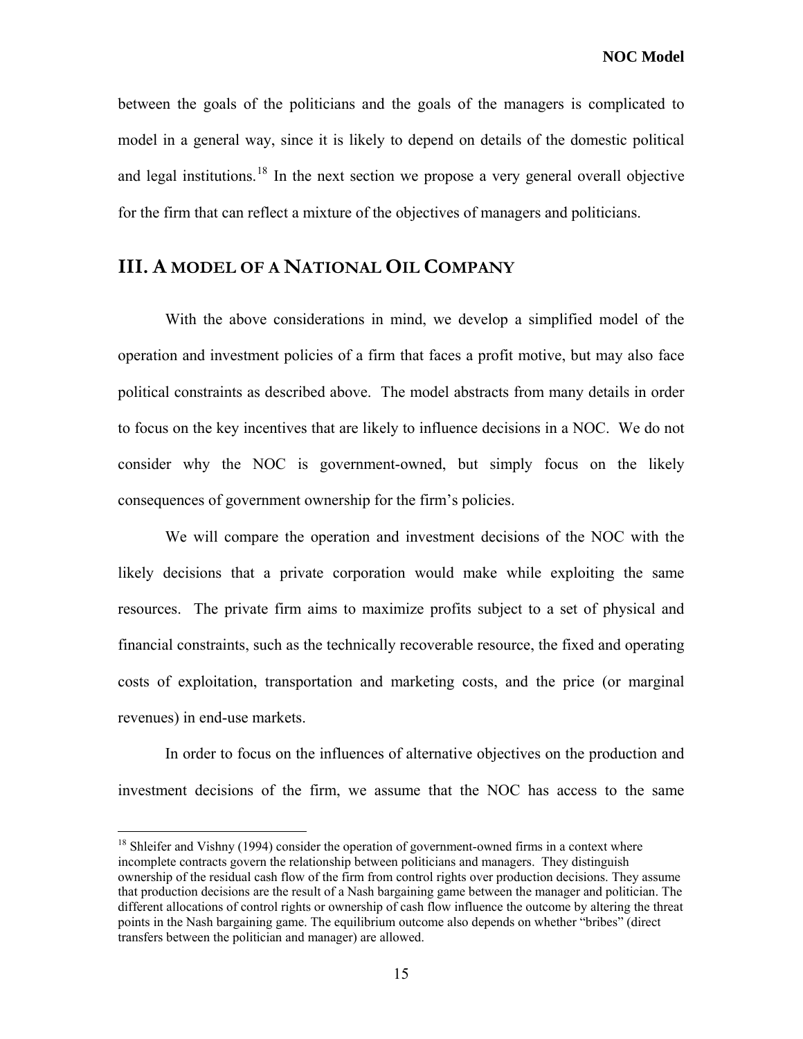between the goals of the politicians and the goals of the managers is complicated to model in a general way, since it is likely to depend on details of the domestic political and legal institutions.[18] In the next section we propose a very general overall objective for the firm that can reflect a mixture of the objectives of managers and politicians.

## III. A MODEL OF A NATIONAL OIL COMPANY

With the above considerations in mind, we develop a simplified model of the operation and investment policies of a firm that faces a profit motive, but may also face political constraints as described above. The model abstracts from many details in order to focus on the key incentives that are likely to influence decisions in a NOC. We do not consider why the NOC is government-owned, but simply focus on the likely consequences of government ownership for the firm's policies.

We will compare the operation and investment decisions of the NOC with the likely decisions that a private corporation would make while exploiting the same resources. The private firm aims to maximize profits subject to a set of physical and financial constraints, such as the technically recoverable resource, the fixed and operating costs of exploitation, transportation and marketing costs, and the price (or marginal revenues) in end-use markets.

In order to focus on the influences of alternative objectives on the production and investment decisions of the firm, we assume that the NOC has access to the same

[18] Shleifer and Vishny (1994) consider the operation of government-owned firms in a context where incomplete contracts govern the relationship between politicians and managers. They distinguish ownership of the residual cash flow of the firm from control rights over production decisions. They assume that production decisions are the result of a Nash bargaining game between the manager and politician. The different allocations of control rights or ownership of cash flow influence the outcome by altering the threat points in the Nash bargaining game. The equilibrium outcome also depends on whether "bribes" (direct transfers between the politician and manager) are allowed.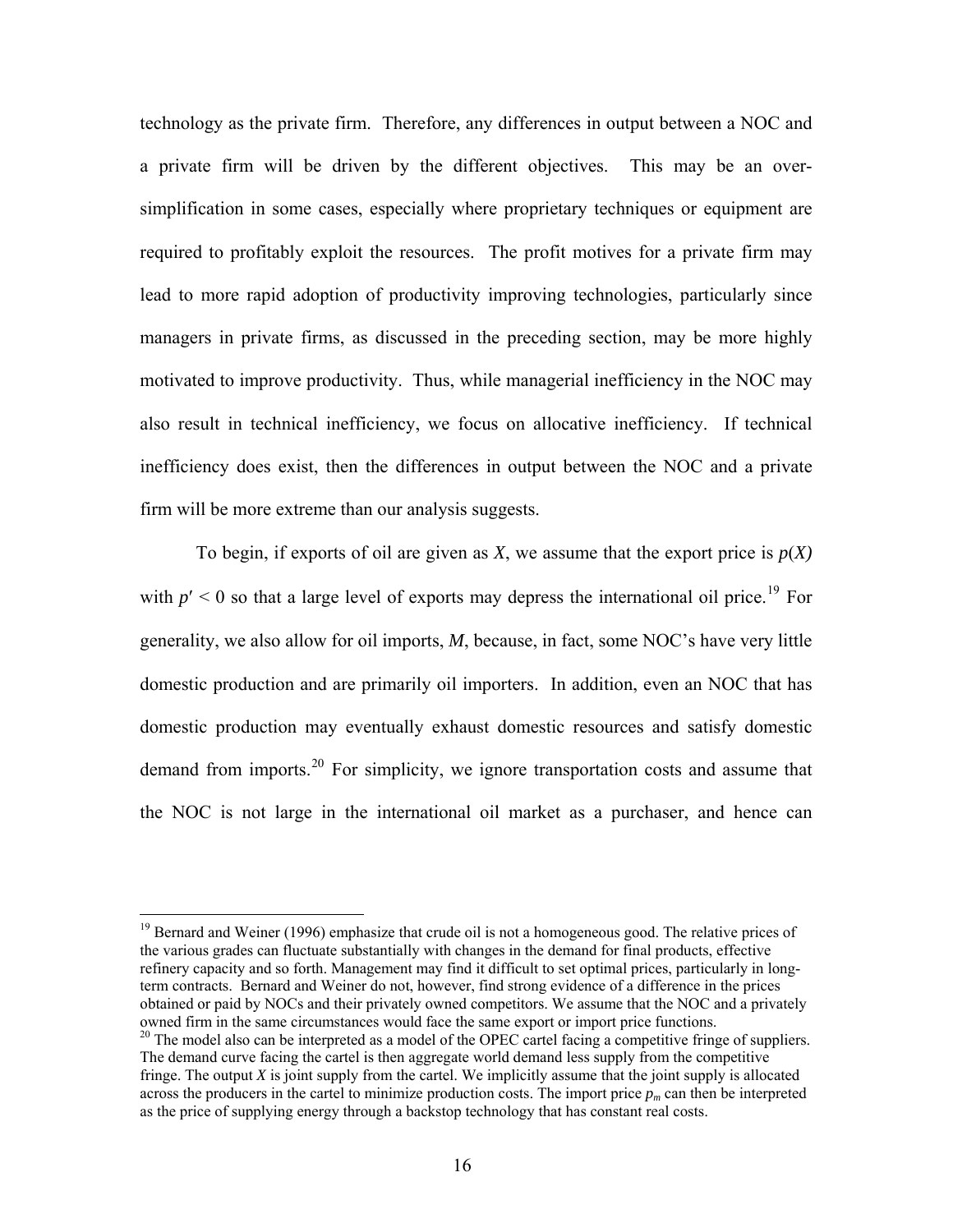technology as the private firm. Therefore, any differences in output between a NOC and a private firm will be driven by the different objectives. This may be an over-simplification in some cases, especially where proprietary techniques or equipment are required to profitably exploit the resources. The profit motives for a private firm may lead to more rapid adoption of productivity improving technologies, particularly since managers in private firms, as discussed in the preceding section, may be more highly motivated to improve productivity. Thus, while managerial inefficiency in the NOC may also result in technical inefficiency, we focus on allocative inefficiency. If technical inefficiency does exist, then the differences in output between the NOC and a private firm will be more extreme than our analysis suggests.

To begin, if exports of oil are given as $X$, we assume that the export price is $p(X)$ with $p' < 0$ so that a large level of exports may depress the international oil price.[19] For generality, we also allow for oil imports, $M$, because, in fact, some NOC's have very little domestic production and are primarily oil importers. In addition, even an NOC that has domestic production may eventually exhaust domestic resources and satisfy domestic demand from imports.[20] For simplicity, we ignore transportation costs and assume that the NOC is not large in the international oil market as a purchaser, and hence can

---

[19] Bernard and Weiner (1996) emphasize that crude oil is not a homogeneous good. The relative prices of the various grades can fluctuate substantially with changes in the demand for final products, effective refinery capacity and so forth. Management may find it difficult to set optimal prices, particularly in long-term contracts. Bernard and Weiner do not, however, find strong evidence of a difference in the prices obtained or paid by NOCs and their privately owned competitors. We assume that the NOC and a privately owned firm in the same circumstances would face the same export or import price functions.

[20] The model also can be interpreted as a model of the OPEC cartel facing a competitive fringe of suppliers. The demand curve facing the cartel is then aggregate world demand less supply from the competitive fringe. The output $X$ is joint supply from the cartel. We implicitly assume that the joint supply is allocated across the producers in the cartel to minimize production costs. The import price $p_m$ can then be interpreted as the price of supplying energy through a backstop technology that has constant real costs.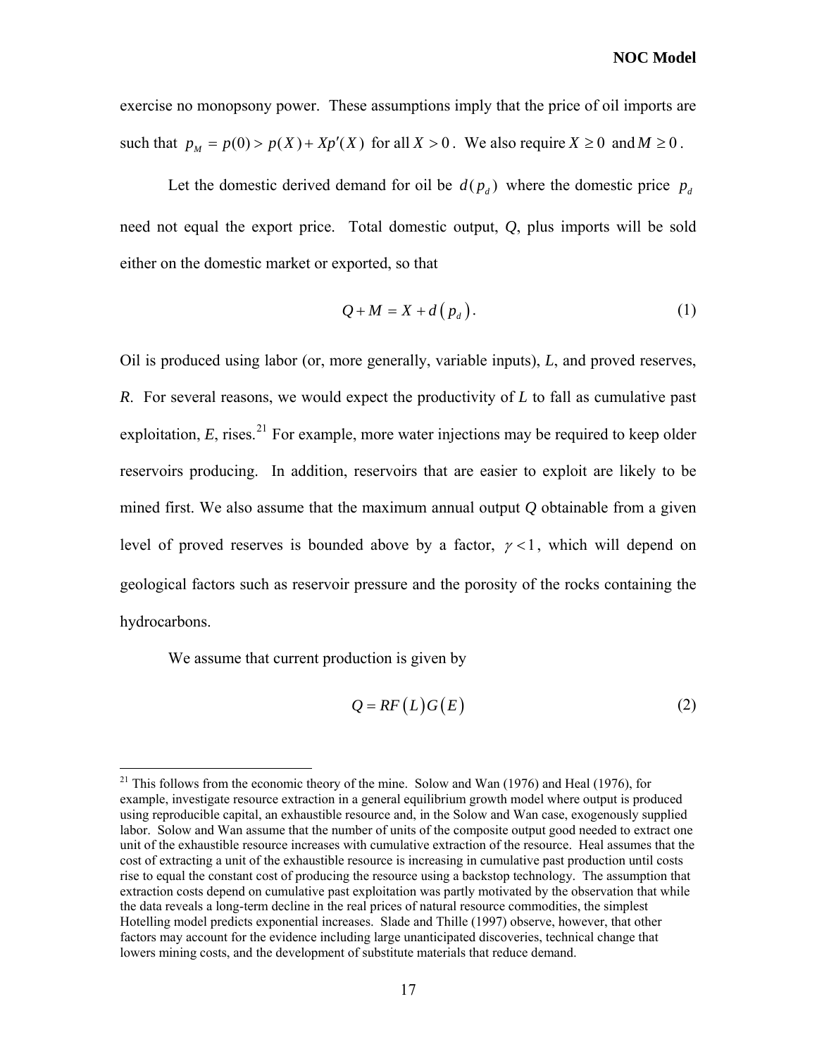exercise no monopsony power. These assumptions imply that the price of oil imports are such that $p_M = p(0) > p(X) + Xp'(X)$ for all $X > 0$. We also require $X \geq 0$ and $M \geq 0$.

Let the domestic derived demand for oil be $d(p_d)$ where the domestic price $p_d$ need not equal the export price. Total domestic output, *Q*, plus imports will be sold either on the domestic market or exported, so that

$$Q + M = X + d\left(p_d\right). \tag{1}$$

Oil is produced using labor (or, more generally, variable inputs), *L*, and proved reserves, *R*. For several reasons, we would expect the productivity of *L* to fall as cumulative past exploitation, *E*, rises.[21] For example, more water injections may be required to keep older reservoirs producing. In addition, reservoirs that are easier to exploit are likely to be mined first. We also assume that the maximum annual output *Q* obtainable from a given level of proved reserves is bounded above by a factor, $\gamma < 1$, which will depend on geological factors such as reservoir pressure and the porosity of the rocks containing the hydrocarbons.

We assume that current production is given by

$$Q = RF\left(L\right)G\left(E\right) \tag{2}$$

[21] This follows from the economic theory of the mine. Solow and Wan (1976) and Heal (1976), for example, investigate resource extraction in a general equilibrium growth model where output is produced using reproducible capital, an exhaustible resource and, in the Solow and Wan case, exogenously supplied labor. Solow and Wan assume that the number of units of the composite output good needed to extract one unit of the exhaustible resource increases with cumulative extraction of the resource. Heal assumes that the cost of extracting a unit of the exhaustible resource is increasing in cumulative past production until costs rise to equal the constant cost of producing the resource using a backstop technology. The assumption that extraction costs depend on cumulative past exploitation was partly motivated by the observation that while the data reveals a long-term decline in the real prices of natural resource commodities, the simplest Hotelling model predicts exponential increases. Slade and Thille (1997) observe, however, that other factors may account for the evidence including large unanticipated discoveries, technical change that lowers mining costs, and the development of substitute materials that reduce demand.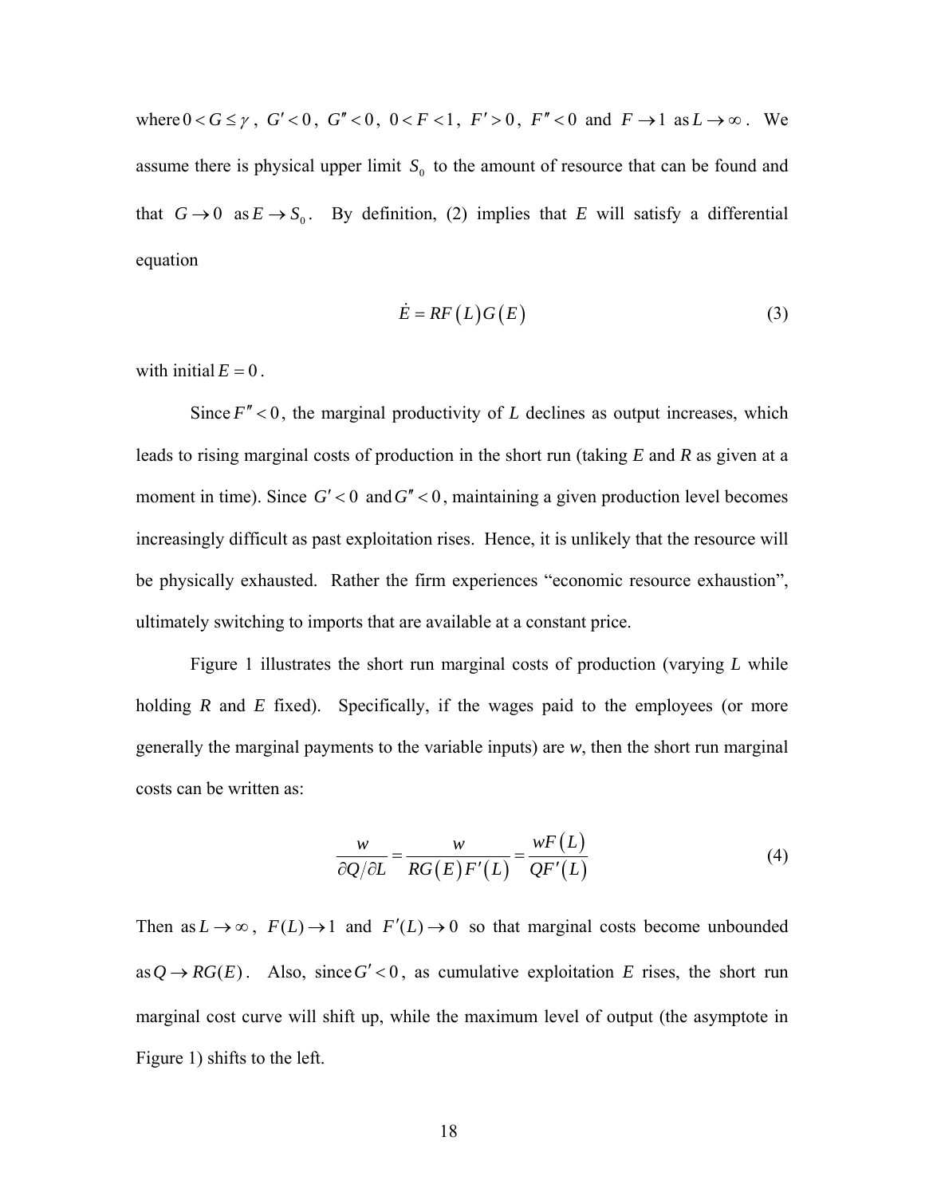where $0 < G \leq \gamma$, $G' < 0$, $G'' < 0$, $0 < F < 1$, $F' > 0$, $F'' < 0$ and $F \to 1$ as $L \to \infty$. We assume there is physical upper limit $S_0$ to the amount of resource that can be found and that $G \to 0$ as $E \to S_0$. By definition, (2) implies that $E$ will satisfy a differential equation

$$\dot{E} = RF\left(L\right)G\left(E\right) \tag{3}$$

with initial $E = 0$.

Since $F'' < 0$, the marginal productivity of $L$ declines as output increases, which leads to rising marginal costs of production in the short run (taking $E$ and $R$ as given at a moment in time). Since $G' < 0$ and $G'' < 0$, maintaining a given production level becomes increasingly difficult as past exploitation rises. Hence, it is unlikely that the resource will be physically exhausted. Rather the firm experiences "economic resource exhaustion", ultimately switching to imports that are available at a constant price.

Figure 1 illustrates the short run marginal costs of production (varying $L$ while holding $R$ and $E$ fixed). Specifically, if the wages paid to the employees (or more generally the marginal payments to the variable inputs) are *w*, then the short run marginal costs can be written as:

$$\frac{w}{\partial Q/\partial L} = \frac{w}{RG\left(E\right)F'\left(L\right)} = \frac{wF\left(L\right)}{QF'\left(L\right)} \tag{4}$$

Then as $L \to \infty$, $F(L) \to 1$ and $F'(L) \to 0$ so that marginal costs become unbounded as $Q \to RG(E)$. Also, since $G' < 0$, as cumulative exploitation $E$ rises, the short run marginal cost curve will shift up, while the maximum level of output (the asymptote in Figure 1) shifts to the left.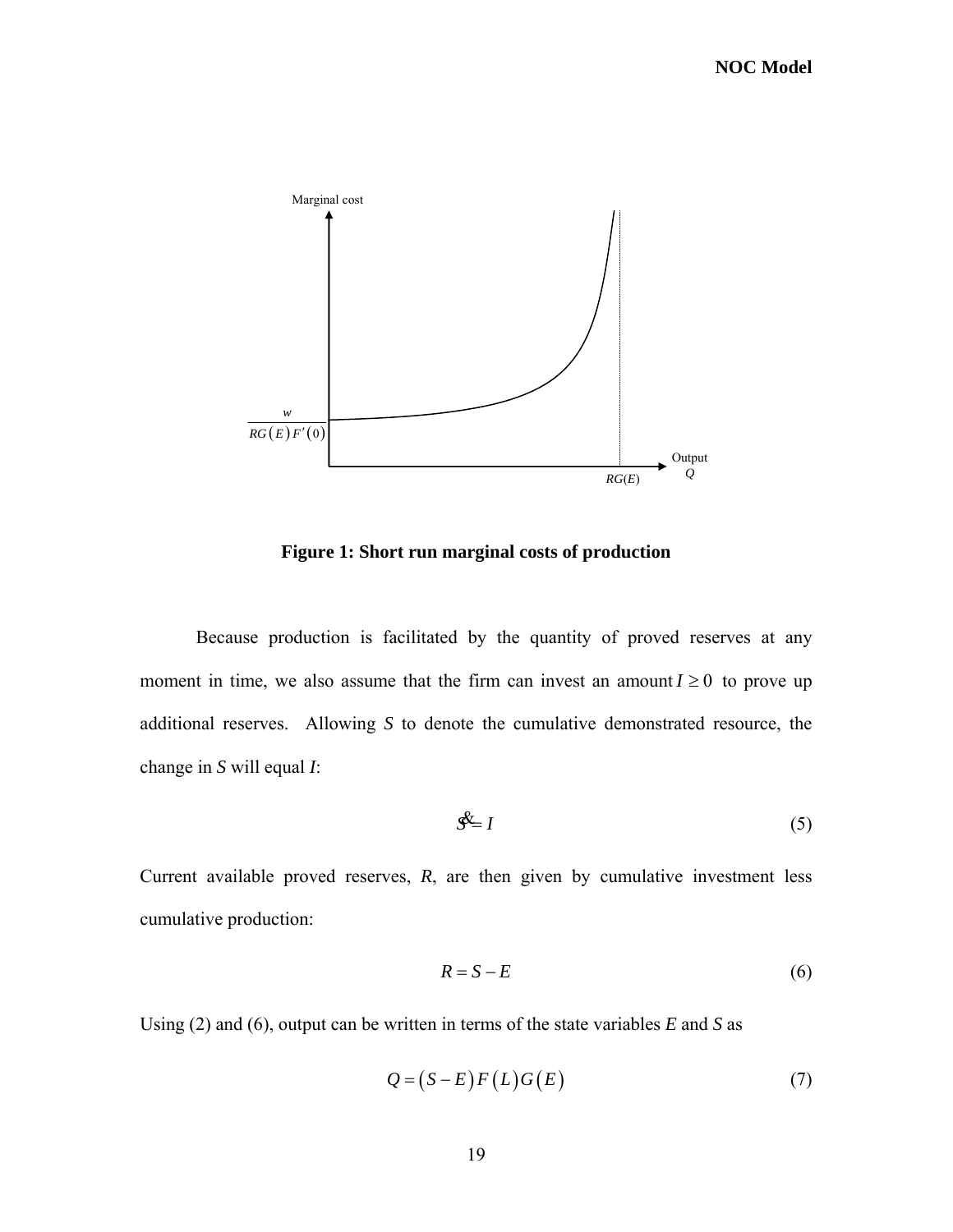Marginal cost

$\frac{w}{RG(E)F'(0)}$

Output $Q$

$RG(E)$

**Figure 1: Short run marginal costs of production**

Because production is facilitated by the quantity of proved reserves at any moment in time, we also assume that the firm can invest an amount $I \geq 0$ to prove up additional reserves. Allowing *S* to denote the cumulative demonstrated resource, the change in *S* will equal *I*:

$$\dot{S} = I \tag{5}$$

Current available proved reserves, *R*, are then given by cumulative investment less cumulative production:

$$R = S - E \tag{6}$$

Using (2) and (6), output can be written in terms of the state variables *E* and *S* as

$$Q = (S - E)F(L)G(E) \tag{7}$$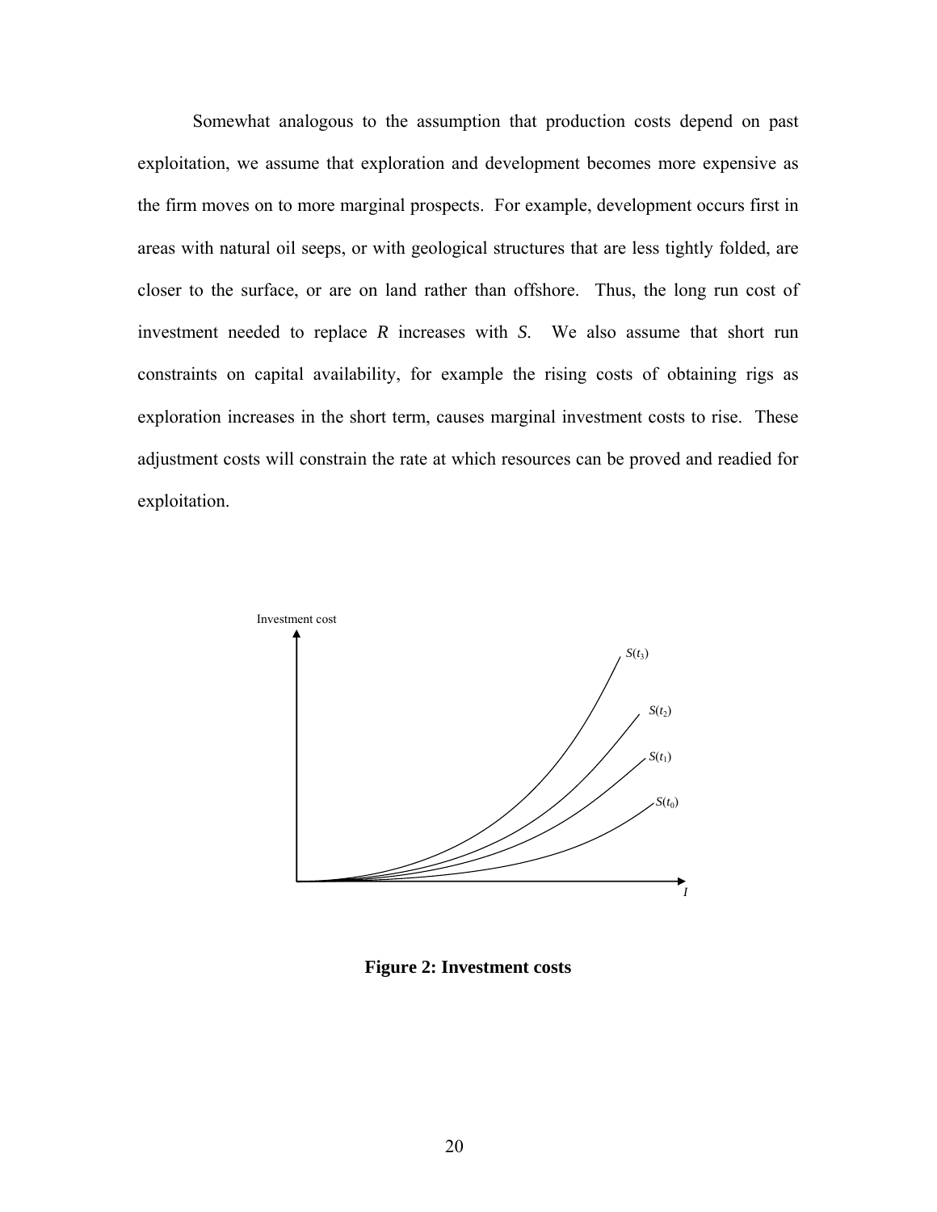Somewhat analogous to the assumption that production costs depend on past exploitation, we assume that exploration and development becomes more expensive as the firm moves on to more marginal prospects. For example, development occurs first in areas with natural oil seeps, or with geological structures that are less tightly folded, are closer to the surface, or are on land rather than offshore. Thus, the long run cost of investment needed to replace *R* increases with *S*. We also assume that short run constraints on capital availability, for example the rising costs of obtaining rigs as exploration increases in the short term, causes marginal investment costs to rise. These adjustment costs will constrain the rate at which resources can be proved and readied for exploitation.

**Figure 2: Investment costs**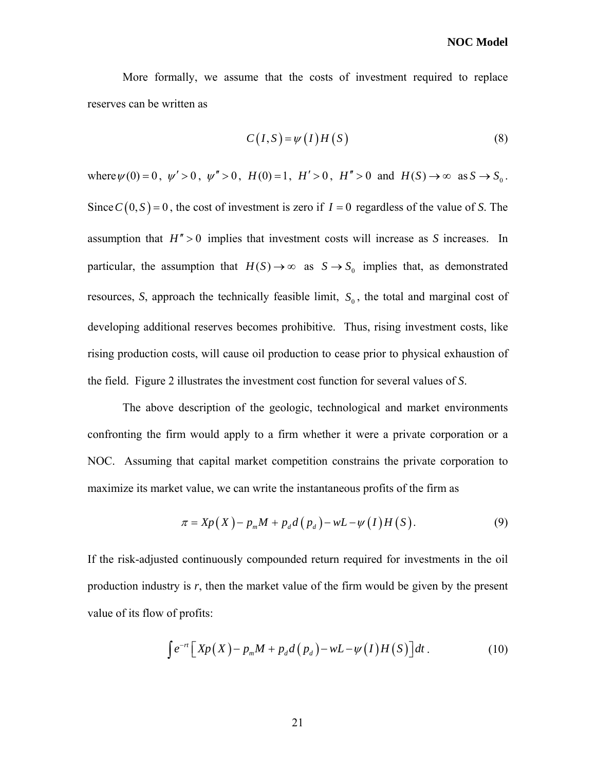More formally, we assume that the costs of investment required to replace reserves can be written as

$$C(I,S) = \psi(I)H(S) \tag{8}$$

where $\psi(0)=0$, $\psi' > 0$, $\psi'' > 0$, $H(0)=1$, $H' > 0$, $H'' > 0$ and $H(S) \to \infty$ as $S \to S_0$. Since $C(0,S)=0$, the cost of investment is zero if $I=0$ regardless of the value of *S*. The assumption that $H'' > 0$ implies that investment costs will increase as *S* increases. In particular, the assumption that $H(S) \to \infty$ as $S \to S_0$ implies that, as demonstrated resources, *S*, approach the technically feasible limit, $S_0$, the total and marginal cost of developing additional reserves becomes prohibitive. Thus, rising investment costs, like rising production costs, will cause oil production to cease prior to physical exhaustion of the field. Figure 2 illustrates the investment cost function for several values of *S*.

The above description of the geologic, technological and market environments confronting the firm would apply to a firm whether it were a private corporation or a NOC. Assuming that capital market competition constrains the private corporation to maximize its market value, we can write the instantaneous profits of the firm as

$$\pi = Xp(X) - p_m M + p_d d(p_d) - wL - \psi(I)H(S). \tag{9}$$

If the risk-adjusted continuously compounded return required for investments in the oil production industry is *r*, then the market value of the firm would be given by the present value of its flow of profits:

$$\int e^{-rt}\left[Xp(X) - p_m M + p_d d(p_d) - wL - \psi(I)H(S)\right]dt. \tag{10}$$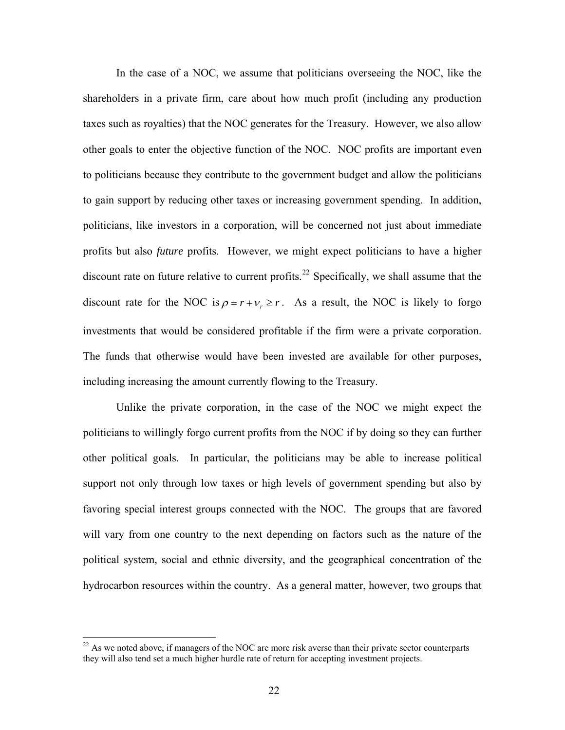In the case of a NOC, we assume that politicians overseeing the NOC, like the shareholders in a private firm, care about how much profit (including any production taxes such as royalties) that the NOC generates for the Treasury. However, we also allow other goals to enter the objective function of the NOC. NOC profits are important even to politicians because they contribute to the government budget and allow the politicians to gain support by reducing other taxes or increasing government spending. In addition, politicians, like investors in a corporation, will be concerned not just about immediate profits but also *future* profits. However, we might expect politicians to have a higher discount rate on future relative to current profits.[22] Specifically, we shall assume that the discount rate for the NOC is $\rho = r + \nu_r \geq r$. As a result, the NOC is likely to forgo investments that would be considered profitable if the firm were a private corporation. The funds that otherwise would have been invested are available for other purposes, including increasing the amount currently flowing to the Treasury.

Unlike the private corporation, in the case of the NOC we might expect the politicians to willingly forgo current profits from the NOC if by doing so they can further other political goals. In particular, the politicians may be able to increase political support not only through low taxes or high levels of government spending but also by favoring special interest groups connected with the NOC. The groups that are favored will vary from one country to the next depending on factors such as the nature of the political system, social and ethnic diversity, and the geographical concentration of the hydrocarbon resources within the country. As a general matter, however, two groups that

[22] As we noted above, if managers of the NOC are more risk averse than their private sector counterparts they will also tend set a much higher hurdle rate of return for accepting investment projects.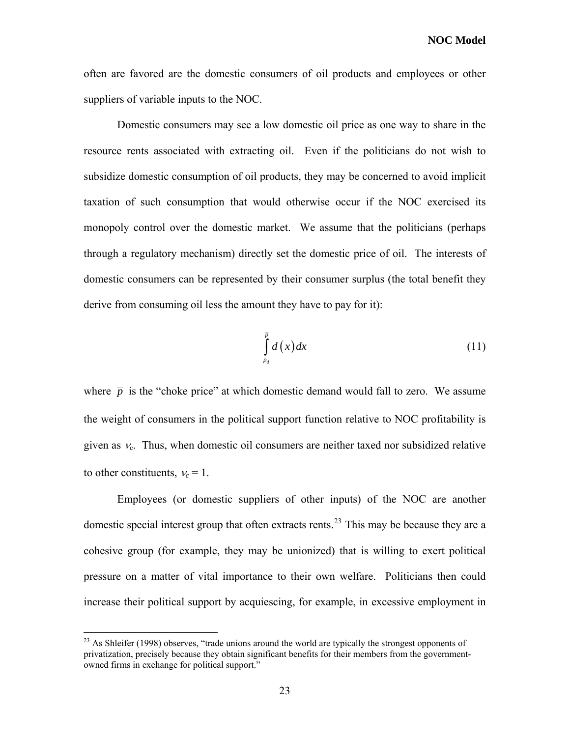often are favored are the domestic consumers of oil products and employees or other suppliers of variable inputs to the NOC.

Domestic consumers may see a low domestic oil price as one way to share in the resource rents associated with extracting oil. Even if the politicians do not wish to subsidize domestic consumption of oil products, they may be concerned to avoid implicit taxation of such consumption that would otherwise occur if the NOC exercised its monopoly control over the domestic market. We assume that the politicians (perhaps through a regulatory mechanism) directly set the domestic price of oil. The interests of domestic consumers can be represented by their consumer surplus (the total benefit they derive from consuming oil less the amount they have to pay for it):

$$\int_{p_d}^{\overline{p}} d(x)\,dx \tag{11}$$

where $\overline{p}$ is the "choke price" at which domestic demand would fall to zero. We assume the weight of consumers in the political support function relative to NOC profitability is given as $\nu_c$. Thus, when domestic oil consumers are neither taxed nor subsidized relative to other constituents, $\nu_c = 1$.

Employees (or domestic suppliers of other inputs) of the NOC are another domestic special interest group that often extracts rents.[23] This may be because they are a cohesive group (for example, they may be unionized) that is willing to exert political pressure on a matter of vital importance to their own welfare. Politicians then could increase their political support by acquiescing, for example, in excessive employment in

[23] As Shleifer (1998) observes, "trade unions around the world are typically the strongest opponents of privatization, precisely because they obtain significant benefits for their members from the government-owned firms in exchange for political support."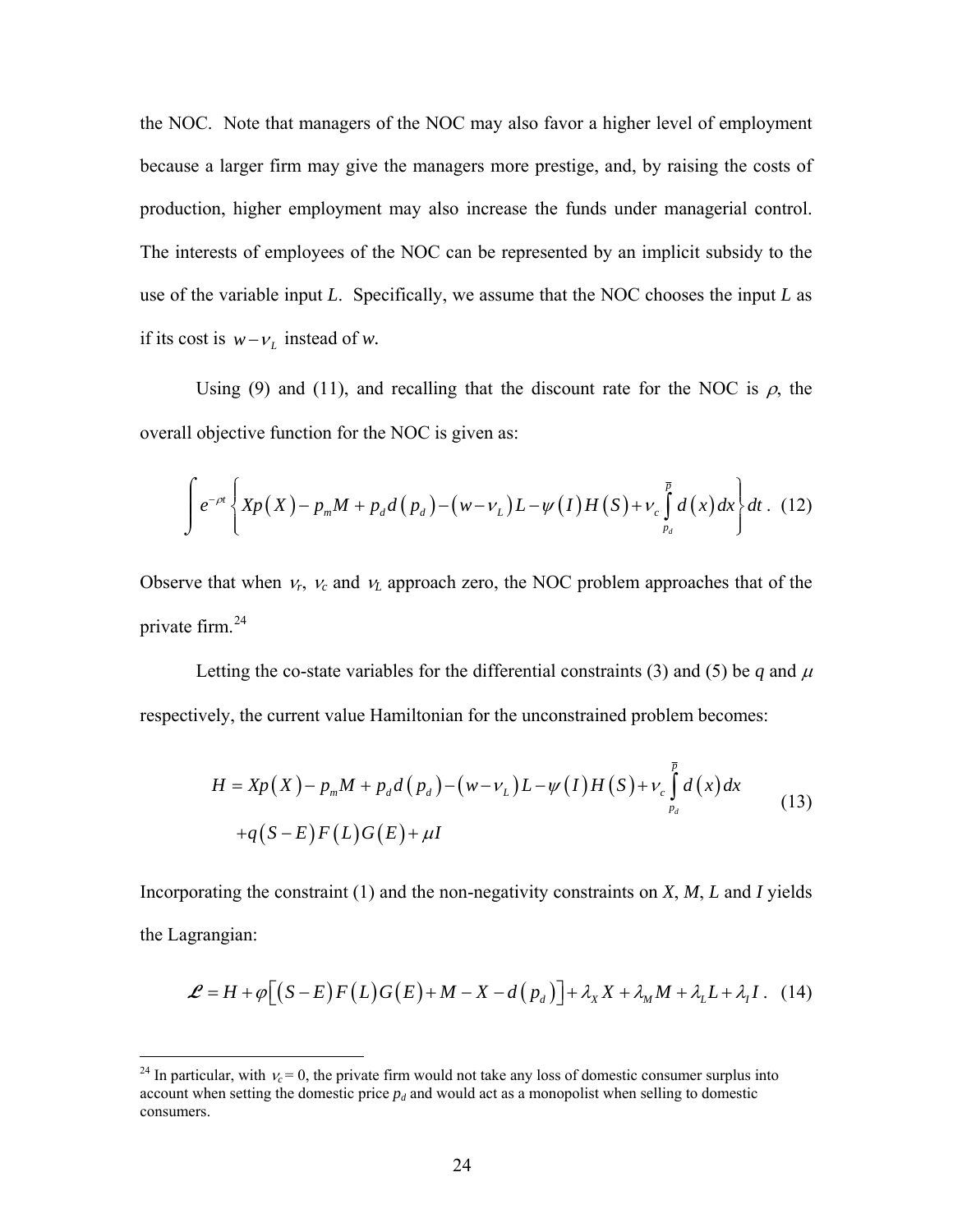the NOC. Note that managers of the NOC may also favor a higher level of employment because a larger firm may give the managers more prestige, and, by raising the costs of production, higher employment may also increase the funds under managerial control. The interests of employees of the NOC can be represented by an implicit subsidy to the use of the variable input *L*. Specifically, we assume that the NOC chooses the input *L* as if its cost is $w - \nu_L$ instead of *w*.

Using (9) and (11), and recalling that the discount rate for the NOC is $\rho$, the overall objective function for the NOC is given as:

$$\int e^{-\rho t} \left\{ Xp(X) - p_m M + p_d d(p_d) - (w - \nu_L)L - \psi(I)H(S) + \nu_c \int_{p_d}^{\overline{p}} d(x)dx \right\} dt . \quad (12)$$

Observe that when $\nu_r$, $\nu_c$ and $\nu_L$ approach zero, the NOC problem approaches that of the private firm.[24]

Letting the co-state variables for the differential constraints (3) and (5) be *q* and $\mu$ respectively, the current value Hamiltonian for the unconstrained problem becomes:

$$\begin{aligned} H = {} & Xp(X) - p_m M + p_d d(p_d) - (w - \nu_L)L - \psi(I)H(S) + \nu_c \int_{p_d}^{\overline{p}} d(x)dx \\ & + q(S - E)F(L)G(E) + \mu I \end{aligned} \quad (13)$$

Incorporating the constraint (1) and the non-negativity constraints on *X*, *M*, *L* and *I* yields the Lagrangian:

$$\mathcal{L} = H + \varphi\left[(S - E)F(L)G(E) + M - X - d(p_d)\right] + \lambda_X X + \lambda_M M + \lambda_L L + \lambda_I I . \quad (14)$$

[24] In particular, with $\nu_c = 0$, the private firm would not take any loss of domestic consumer surplus into account when setting the domestic price $p_d$ and would act as a monopolist when selling to domestic consumers.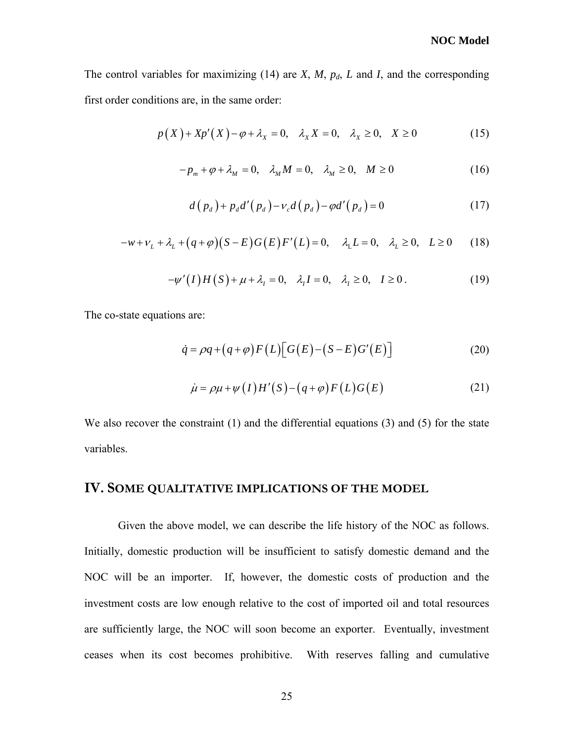The control variables for maximizing (14) are $X$, $M$, $p_d$, $L$ and $I$, and the corresponding first order conditions are, in the same order:

$$p(X) + Xp'(X) - \varphi + \lambda_X = 0, \quad \lambda_X X = 0, \quad \lambda_X \geq 0, \quad X \geq 0 \tag{15}$$

$$-p_m + \varphi + \lambda_M = 0, \quad \lambda_M M = 0, \quad \lambda_M \geq 0, \quad M \geq 0 \tag{16}$$

$$d(p_d) + p_d d'(p_d) - \nu_c d(p_d) - \varphi d'(p_d) = 0 \tag{17}$$

$$-w + \nu_L + \lambda_L + (q + \varphi)(S - E)G(E)F'(L) = 0, \quad \lambda_L L = 0, \quad \lambda_L \geq 0, \quad L \geq 0 \tag{18}$$

$$-\psi'(I)H(S) + \mu + \lambda_I = 0, \quad \lambda_I I = 0, \quad \lambda_I \geq 0, \quad I \geq 0\,. \tag{19}$$

The co-state equations are:

$$\dot{q} = \rho q + (q + \varphi)F(L)\left[G(E) - (S - E)G'(E)\right] \tag{20}$$

$$\dot{\mu} = \rho\mu + \psi(I)H'(S) - (q + \varphi)F(L)G(E) \tag{21}$$

We also recover the constraint (1) and the differential equations (3) and (5) for the state variables.

## IV. SOME QUALITATIVE IMPLICATIONS OF THE MODEL

Given the above model, we can describe the life history of the NOC as follows. Initially, domestic production will be insufficient to satisfy domestic demand and the NOC will be an importer. If, however, the domestic costs of production and the investment costs are low enough relative to the cost of imported oil and total resources are sufficiently large, the NOC will soon become an exporter. Eventually, investment ceases when its cost becomes prohibitive. With reserves falling and cumulative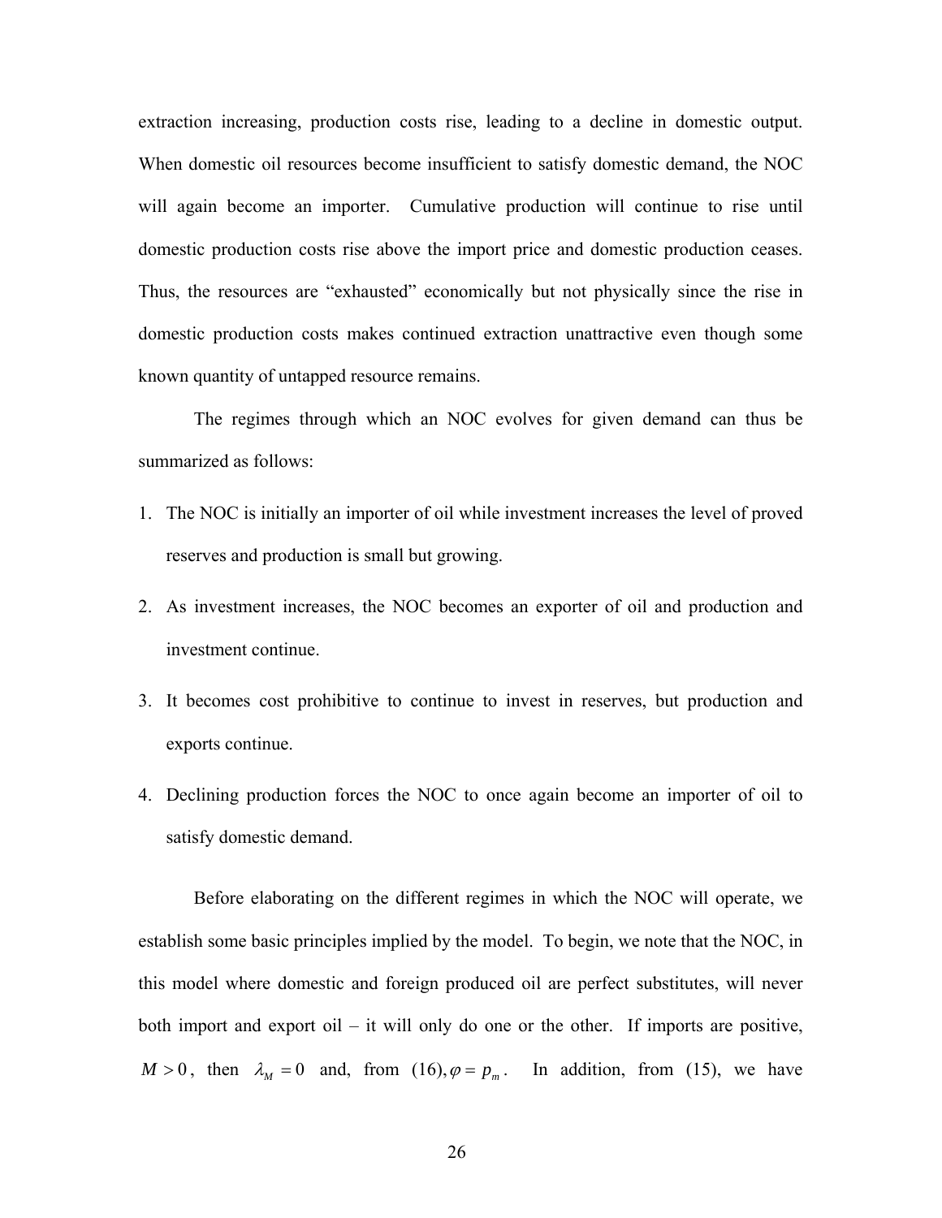extraction increasing, production costs rise, leading to a decline in domestic output. When domestic oil resources become insufficient to satisfy domestic demand, the NOC will again become an importer. Cumulative production will continue to rise until domestic production costs rise above the import price and domestic production ceases. Thus, the resources are "exhausted" economically but not physically since the rise in domestic production costs makes continued extraction unattractive even though some known quantity of untapped resource remains.

The regimes through which an NOC evolves for given demand can thus be summarized as follows:

1. The NOC is initially an importer of oil while investment increases the level of proved reserves and production is small but growing.
2. As investment increases, the NOC becomes an exporter of oil and production and investment continue.
3. It becomes cost prohibitive to continue to invest in reserves, but production and exports continue.
4. Declining production forces the NOC to once again become an importer of oil to satisfy domestic demand.

Before elaborating on the different regimes in which the NOC will operate, we establish some basic principles implied by the model. To begin, we note that the NOC, in this model where domestic and foreign produced oil are perfect substitutes, will never both import and export oil – it will only do one or the other. If imports are positive, $M > 0$, then $\lambda_M = 0$ and, from (16), $\varphi = p_m$. In addition, from (15), we have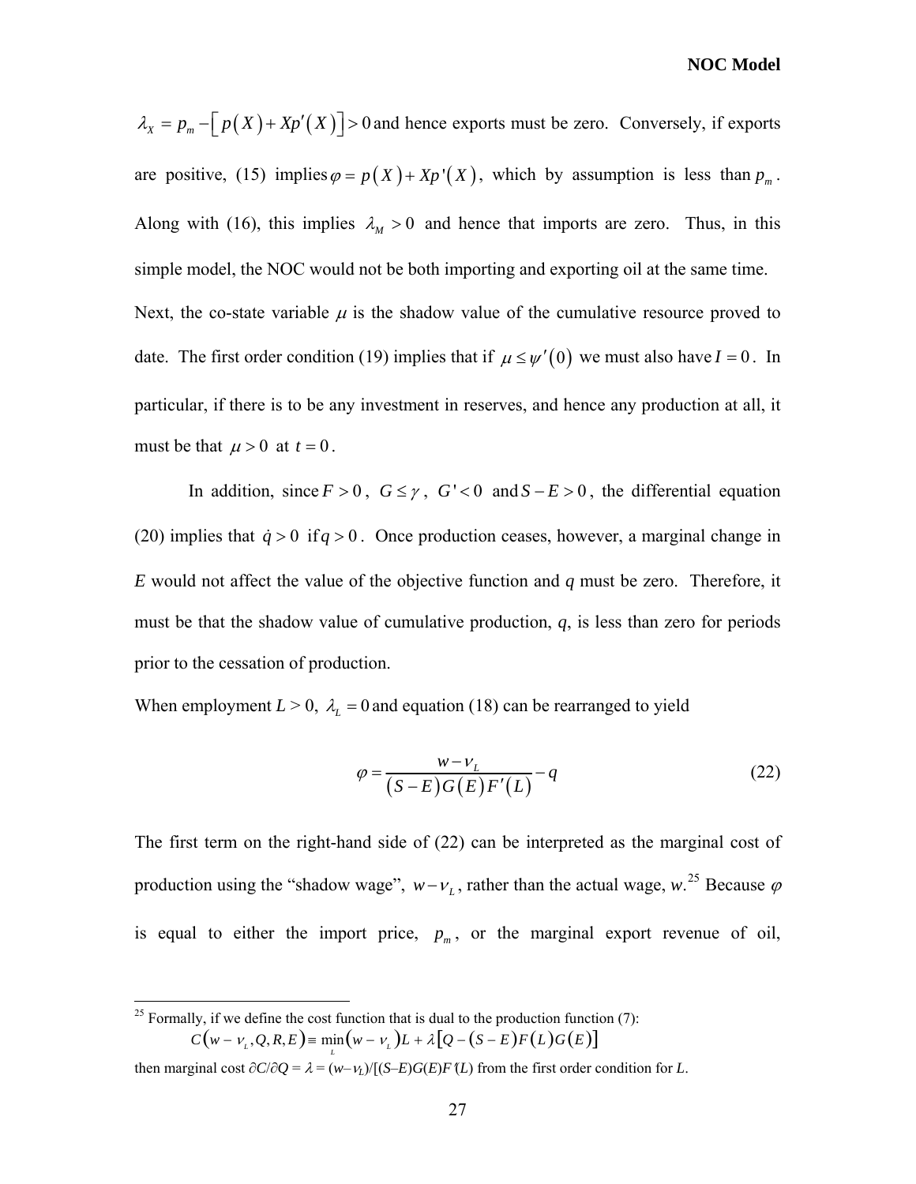$\lambda_X = p_m - \left[ p(X) + Xp'(X) \right] > 0$ and hence exports must be zero. Conversely, if exports are positive, (15) implies $\varphi = p(X) + Xp'(X)$, which by assumption is less than $p_m$. Along with (16), this implies $\lambda_M > 0$ and hence that imports are zero. Thus, in this simple model, the NOC would not be both importing and exporting oil at the same time.

Next, the co-state variable $\mu$ is the shadow value of the cumulative resource proved to date. The first order condition (19) implies that if $\mu \leq \psi'(0)$ we must also have $I = 0$. In particular, if there is to be any investment in reserves, and hence any production at all, it must be that $\mu > 0$ at $t = 0$.

In addition, since $F > 0$, $G \leq \gamma$, $G' < 0$ and $S - E > 0$, the differential equation (20) implies that $\dot{q} > 0$ if $q > 0$. Once production ceases, however, a marginal change in *E* would not affect the value of the objective function and *q* must be zero. Therefore, it must be that the shadow value of cumulative production, *q*, is less than zero for periods prior to the cessation of production.

When employment $L > 0$, $\lambda_L = 0$ and equation (18) can be rearranged to yield

$$\varphi = \frac{w - \nu_L}{(S - E)G(E)F'(L)} - q \tag{22}$$

The first term on the right-hand side of (22) can be interpreted as the marginal cost of production using the "shadow wage", $w - \nu_L$, rather than the actual wage, *w*.[25] Because $\varphi$ is equal to either the import price, $p_m$, or the marginal export revenue of oil,

[25] Formally, if we define the cost function that is dual to the production function (7):

$$C(w - \nu_L, Q, R, E) \equiv \min_L (w - \nu_L)L + \lambda\left[Q - (S - E)F(L)G(E)\right]$$

then marginal cost $\partial C/\partial Q = \lambda = (w - \nu_L)/[(S - E)G(E)F'(L)$ from the first order condition for *L*.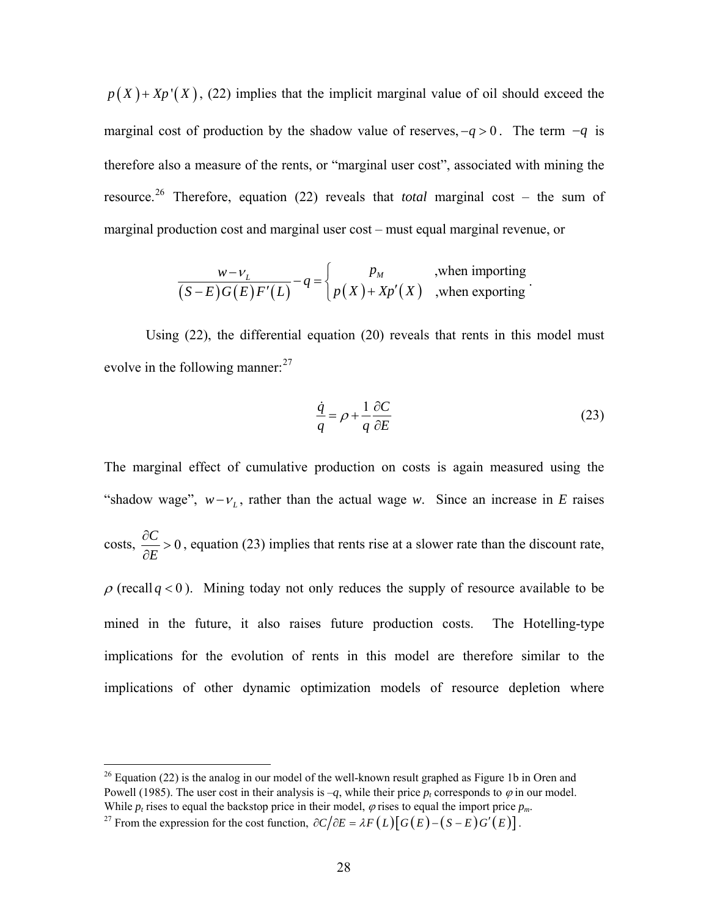$p(X) + Xp'(X)$, (22) implies that the implicit marginal value of oil should exceed the marginal cost of production by the shadow value of reserves, $-q > 0$. The term $-q$ is therefore also a measure of the rents, or "marginal user cost", associated with mining the resource.[26] Therefore, equation (22) reveals that *total* marginal cost – the sum of marginal production cost and marginal user cost – must equal marginal revenue, or

$$\frac{w - \nu_L}{(S-E)G(E)F'(L)} - q = \begin{cases} p_M & \text{,when importing} \\ p(X) + Xp'(X) & \text{,when exporting} \end{cases}.$$

Using (22), the differential equation (20) reveals that rents in this model must evolve in the following manner:[27]

$$\frac{\dot{q}}{q} = \rho + \frac{1}{q}\frac{\partial C}{\partial E} \tag{23}$$

The marginal effect of cumulative production on costs is again measured using the "shadow wage", $w - \nu_L$, rather than the actual wage *w*. Since an increase in *E* raises costs, $\frac{\partial C}{\partial E} > 0$, equation (23) implies that rents rise at a slower rate than the discount rate, $\rho$ (recall $q < 0$). Mining today not only reduces the supply of resource available to be mined in the future, it also raises future production costs. The Hotelling-type implications for the evolution of rents in this model are therefore similar to the implications of other dynamic optimization models of resource depletion where

---

[26] Equation (22) is the analog in our model of the well-known result graphed as Figure 1b in Oren and Powell (1985). The user cost in their analysis is $-q$, while their price $p_t$ corresponds to $\varphi$ in our model. While $p_t$ rises to equal the backstop price in their model, $\varphi$ rises to equal the import price $p_m$.

[27] From the expression for the cost function, $\partial C / \partial E = \lambda F(L)\left[G(E) - (S-E)G'(E)\right]$.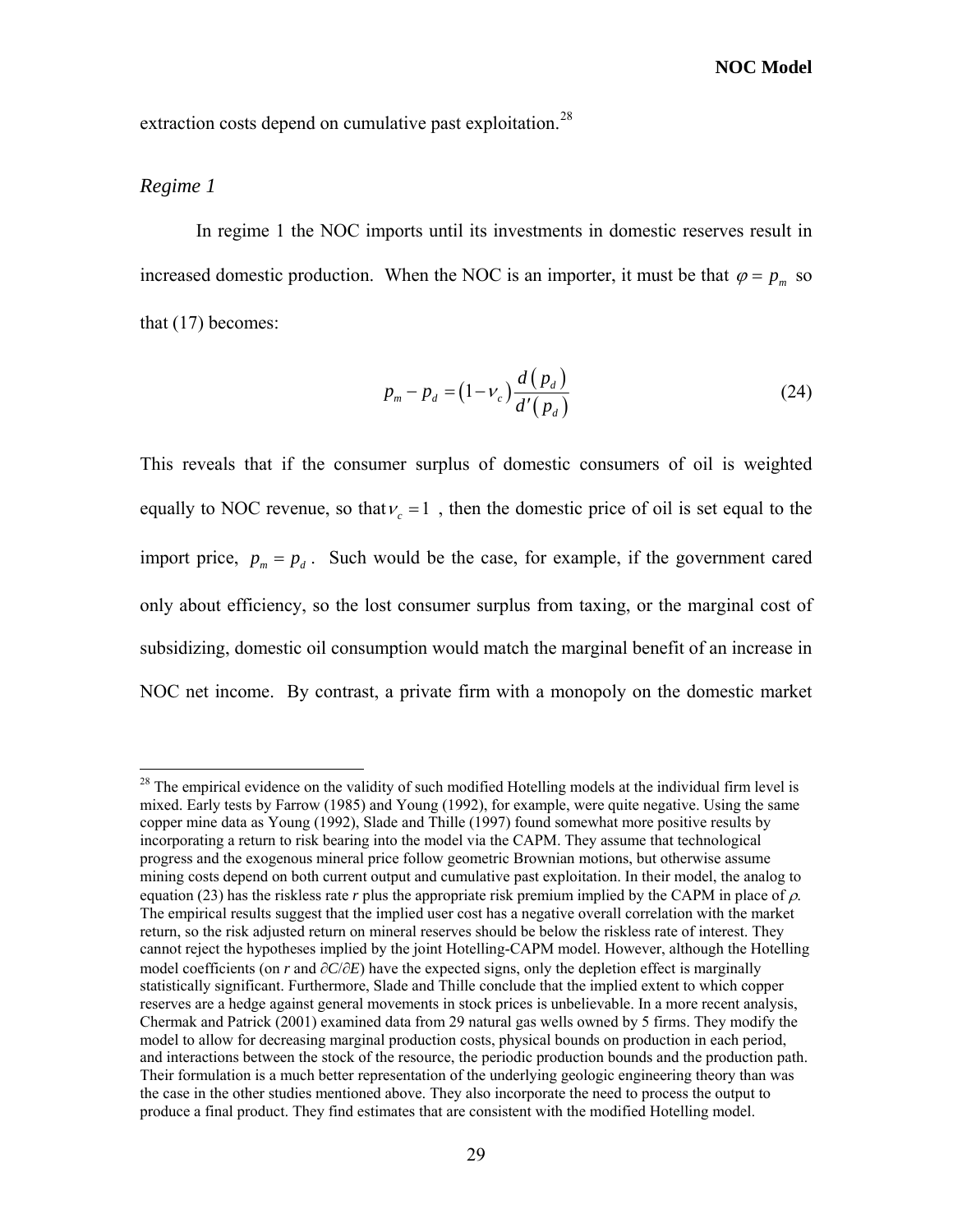extraction costs depend on cumulative past exploitation.[28]

*Regime 1*

In regime 1 the NOC imports until its investments in domestic reserves result in increased domestic production. When the NOC is an importer, it must be that $\varphi = p_m$ so that (17) becomes:

$$p_m - p_d = (1 - \nu_c)\frac{d(p_d)}{d'(p_d)} \tag{24}$$

This reveals that if the consumer surplus of domestic consumers of oil is weighted equally to NOC revenue, so that $\nu_c = 1$ , then the domestic price of oil is set equal to the import price, $p_m = p_d$ . Such would be the case, for example, if the government cared only about efficiency, so the lost consumer surplus from taxing, or the marginal cost of subsidizing, domestic oil consumption would match the marginal benefit of an increase in NOC net income. By contrast, a private firm with a monopoly on the domestic market

---

[28] The empirical evidence on the validity of such modified Hotelling models at the individual firm level is mixed. Early tests by Farrow (1985) and Young (1992), for example, were quite negative. Using the same copper mine data as Young (1992), Slade and Thille (1997) found somewhat more positive results by incorporating a return to risk bearing into the model via the CAPM. They assume that technological progress and the exogenous mineral price follow geometric Brownian motions, but otherwise assume mining costs depend on both current output and cumulative past exploitation. In their model, the analog to equation (23) has the riskless rate $r$ plus the appropriate risk premium implied by the CAPM in place of $\rho$. The empirical results suggest that the implied user cost has a negative overall correlation with the market return, so the risk adjusted return on mineral reserves should be below the riskless rate of interest. They cannot reject the hypotheses implied by the joint Hotelling-CAPM model. However, although the Hotelling model coefficients (on $r$ and $\partial C/\partial E$) have the expected signs, only the depletion effect is marginally statistically significant. Furthermore, Slade and Thille conclude that the implied extent to which copper reserves are a hedge against general movements in stock prices is unbelievable. In a more recent analysis, Chermak and Patrick (2001) examined data from 29 natural gas wells owned by 5 firms. They modify the model to allow for decreasing marginal production costs, physical bounds on production in each period, and interactions between the stock of the resource, the periodic production bounds and the production path. Their formulation is a much better representation of the underlying geologic engineering theory than was the case in the other studies mentioned above. They also incorporate the need to process the output to produce a final product. They find estimates that are consistent with the modified Hotelling model.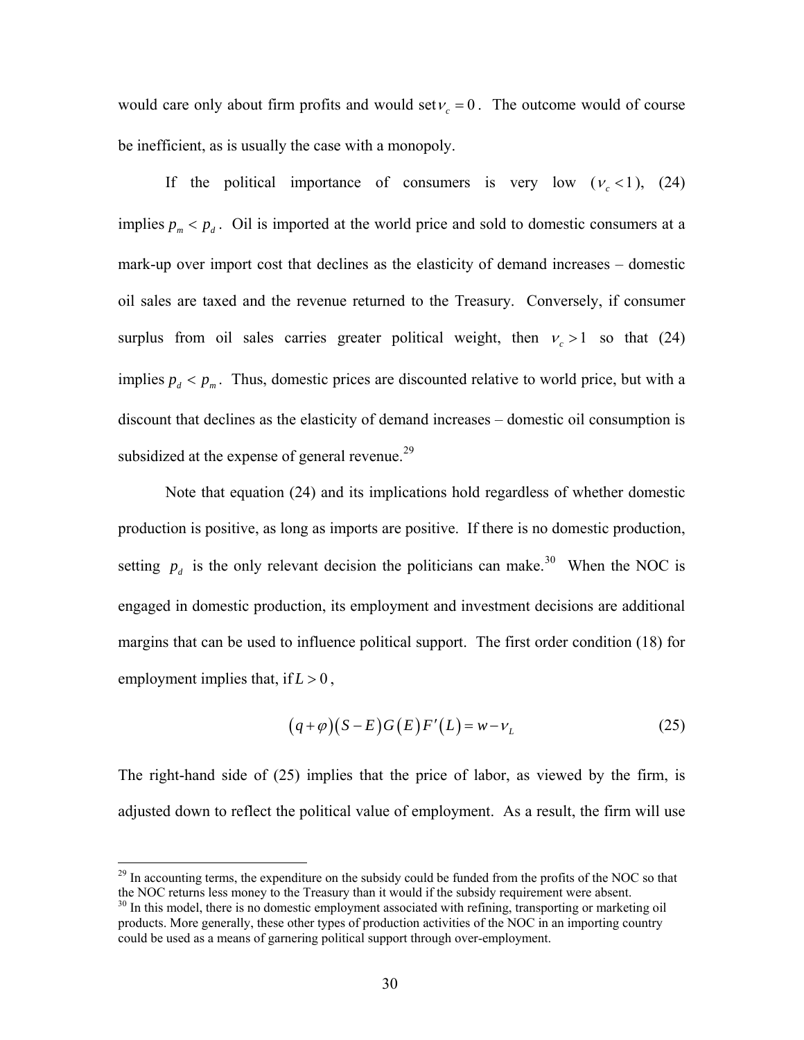would care only about firm profits and would set $\nu_c = 0$. The outcome would of course be inefficient, as is usually the case with a monopoly.

If the political importance of consumers is very low ($\nu_c < 1$), (24) implies $p_m < p_d$. Oil is imported at the world price and sold to domestic consumers at a mark-up over import cost that declines as the elasticity of demand increases – domestic oil sales are taxed and the revenue returned to the Treasury. Conversely, if consumer surplus from oil sales carries greater political weight, then $\nu_c > 1$ so that (24) implies $p_d < p_m$. Thus, domestic prices are discounted relative to world price, but with a discount that declines as the elasticity of demand increases – domestic oil consumption is subsidized at the expense of general revenue.[29]

Note that equation (24) and its implications hold regardless of whether domestic production is positive, as long as imports are positive. If there is no domestic production, setting $p_d$ is the only relevant decision the politicians can make.[30] When the NOC is engaged in domestic production, its employment and investment decisions are additional margins that can be used to influence political support. The first order condition (18) for employment implies that, if $L > 0$,

$$(q+\varphi)(S-E)G(E)F'(L) = w - \nu_L \tag{25}$$

The right-hand side of (25) implies that the price of labor, as viewed by the firm, is adjusted down to reflect the political value of employment. As a result, the firm will use

[29] In accounting terms, the expenditure on the subsidy could be funded from the profits of the NOC so that the NOC returns less money to the Treasury than it would if the subsidy requirement were absent.

[30] In this model, there is no domestic employment associated with refining, transporting or marketing oil products. More generally, these other types of production activities of the NOC in an importing country could be used as a means of garnering political support through over-employment.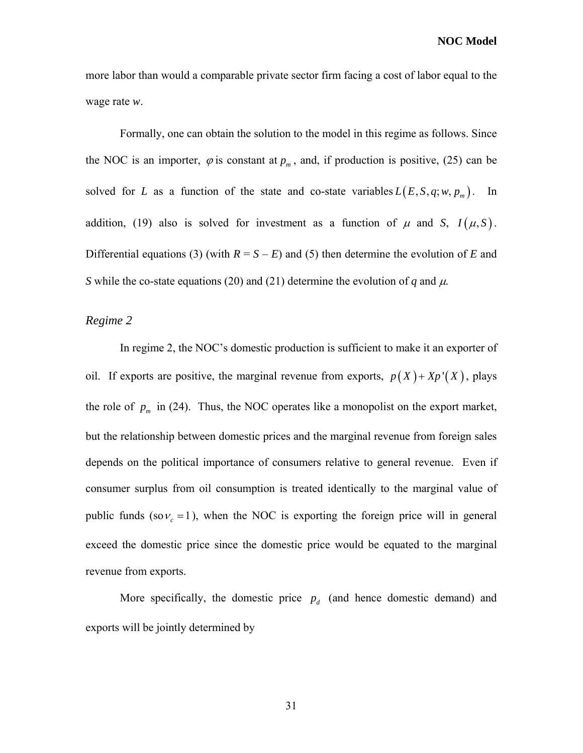more labor than would a comparable private sector firm facing a cost of labor equal to the wage rate *w*.

Formally, one can obtain the solution to the model in this regime as follows. Since the NOC is an importer, $\varphi$ is constant at $p_m$, and, if production is positive, (25) can be solved for $L$ as a function of the state and co-state variables $L(E,S,q;w,p_m)$. In addition, (19) also is solved for investment as a function of $\mu$ and $S$, $I(\mu,S)$. Differential equations (3) (with $R = S - E$) and (5) then determine the evolution of $E$ and $S$ while the co-state equations (20) and (21) determine the evolution of $q$ and $\mu$.

*Regime 2*

In regime 2, the NOC's domestic production is sufficient to make it an exporter of oil. If exports are positive, the marginal revenue from exports, $p(X)+Xp'(X)$, plays the role of $p_m$ in (24). Thus, the NOC operates like a monopolist on the export market, but the relationship between domestic prices and the marginal revenue from foreign sales depends on the political importance of consumers relative to general revenue. Even if consumer surplus from oil consumption is treated identically to the marginal value of public funds (so $\nu_c = 1$), when the NOC is exporting the foreign price will in general exceed the domestic price since the domestic price would be equated to the marginal revenue from exports.

More specifically, the domestic price $p_d$ (and hence domestic demand) and exports will be jointly determined by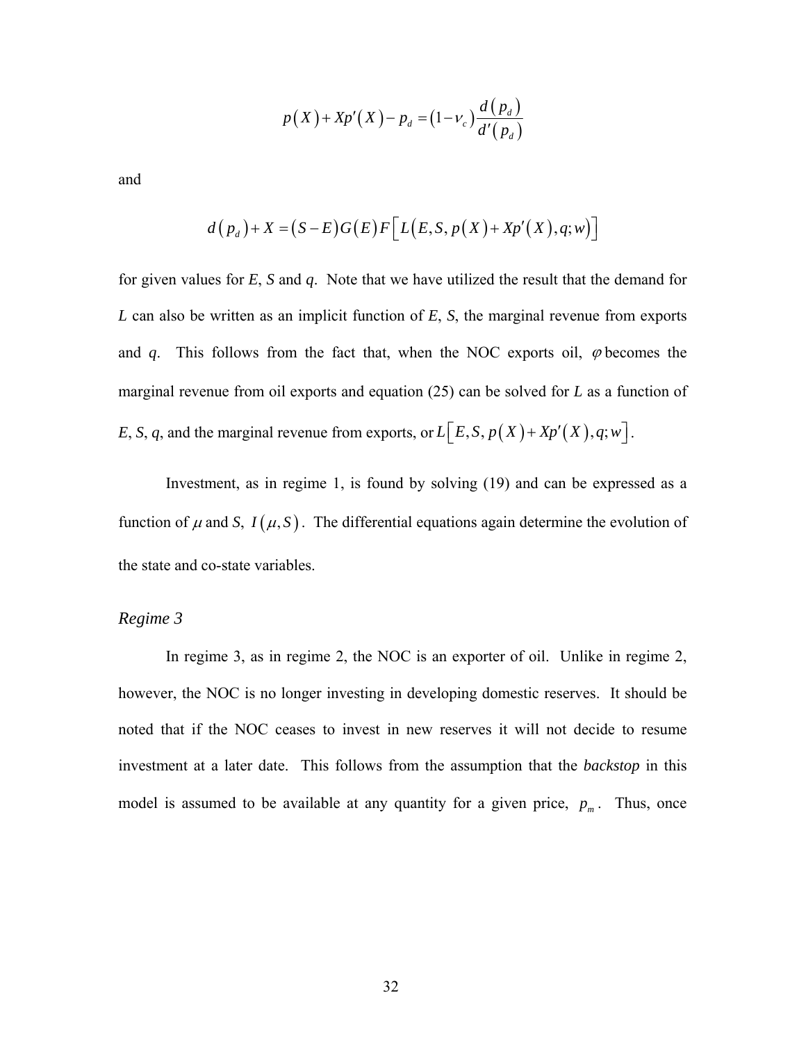$$p(X) + Xp'(X) - p_d = (1 - \nu_c)\frac{d(p_d)}{d'(p_d)}$$

and

$$d(p_d) + X = (S - E)G(E)F\left[L\left(E, S, p(X) + Xp'(X), q; w\right)\right]$$

for given values for *E*, *S* and *q*. Note that we have utilized the result that the demand for *L* can also be written as an implicit function of *E*, *S*, the marginal revenue from exports and *q*. This follows from the fact that, when the NOC exports oil, $\varphi$ becomes the marginal revenue from oil exports and equation (25) can be solved for *L* as a function of *E*, *S*, *q*, and the marginal revenue from exports, or $L\left[E, S, p(X) + Xp'(X), q; w\right]$.

Investment, as in regime 1, is found by solving (19) and can be expressed as a function of $\mu$ and *S*, $I(\mu, S)$. The differential equations again determine the evolution of the state and co-state variables.

### *Regime 3*

In regime 3, as in regime 2, the NOC is an exporter of oil. Unlike in regime 2, however, the NOC is no longer investing in developing domestic reserves. It should be noted that if the NOC ceases to invest in new reserves it will not decide to resume investment at a later date. This follows from the assumption that the *backstop* in this model is assumed to be available at any quantity for a given price, $p_m$. Thus, once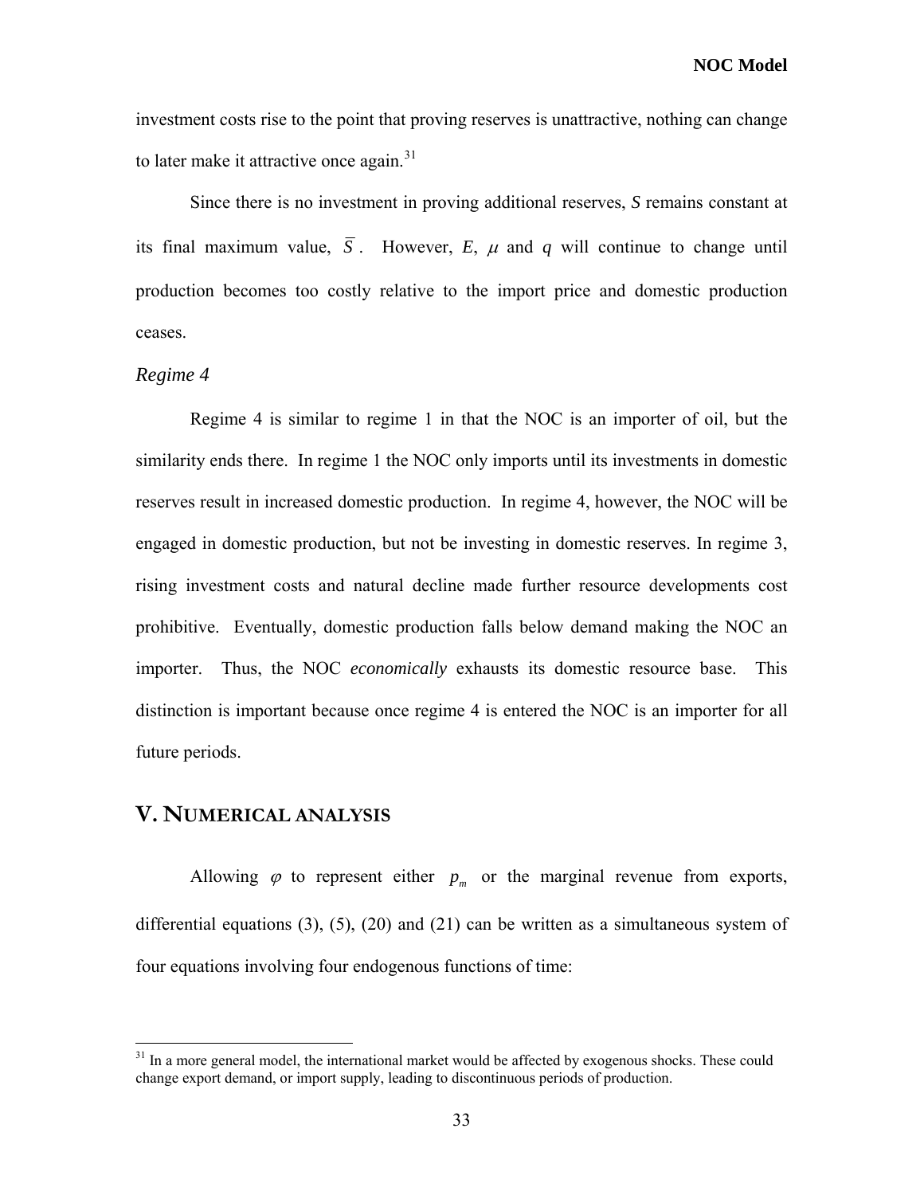investment costs rise to the point that proving reserves is unattractive, nothing can change to later make it attractive once again.[31]

Since there is no investment in proving additional reserves, $S$ remains constant at its final maximum value, $\overline{S}$. However, $E$, $\mu$ and $q$ will continue to change until production becomes too costly relative to the import price and domestic production ceases.

*Regime 4*

Regime 4 is similar to regime 1 in that the NOC is an importer of oil, but the similarity ends there. In regime 1 the NOC only imports until its investments in domestic reserves result in increased domestic production. In regime 4, however, the NOC will be engaged in domestic production, but not be investing in domestic reserves. In regime 3, rising investment costs and natural decline made further resource developments cost prohibitive. Eventually, domestic production falls below demand making the NOC an importer. Thus, the NOC *economically* exhausts its domestic resource base. This distinction is important because once regime 4 is entered the NOC is an importer for all future periods.

## V. NUMERICAL ANALYSIS

Allowing $\varphi$ to represent either $p_m$ or the marginal revenue from exports, differential equations (3), (5), (20) and (21) can be written as a simultaneous system of four equations involving four endogenous functions of time:

[31] In a more general model, the international market would be affected by exogenous shocks. These could change export demand, or import supply, leading to discontinuous periods of production.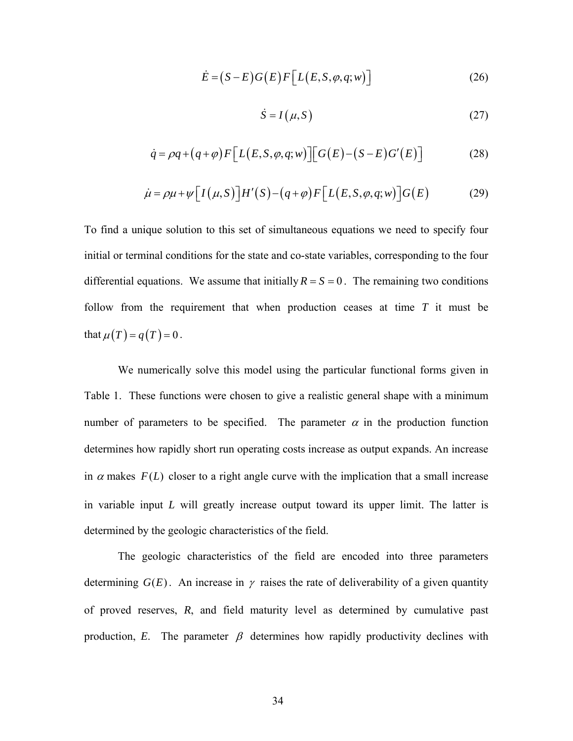$$\dot{E} = (S - E)G(E)F\left[L(E, S, \varphi, q; w)\right] \tag{26}$$

$$\dot{S} = I(\mu, S) \tag{27}$$

$$\dot{q} = \rho q + (q + \varphi)F\left[L(E, S, \varphi, q; w)\right]\left[G(E) - (S - E)G'(E)\right] \tag{28}$$

$$\dot{\mu} = \rho\mu + \psi\left[I(\mu, S)\right]H'(S) - (q + \varphi)F\left[L(E, S, \varphi, q; w)\right]G(E) \tag{29}$$

To find a unique solution to this set of simultaneous equations we need to specify four initial or terminal conditions for the state and co-state variables, corresponding to the four differential equations. We assume that initially $R = S = 0$. The remaining two conditions follow from the requirement that when production ceases at time *T* it must be that $\mu(T) = q(T) = 0$.

We numerically solve this model using the particular functional forms given in Table 1. These functions were chosen to give a realistic general shape with a minimum number of parameters to be specified. The parameter $\alpha$ in the production function determines how rapidly short run operating costs increase as output expands. An increase in $\alpha$ makes $F(L)$ closer to a right angle curve with the implication that a small increase in variable input *L* will greatly increase output toward its upper limit. The latter is determined by the geologic characteristics of the field.

The geologic characteristics of the field are encoded into three parameters determining $G(E)$. An increase in $\gamma$ raises the rate of deliverability of a given quantity of proved reserves, *R*, and field maturity level as determined by cumulative past production, *E*. The parameter $\beta$ determines how rapidly productivity declines with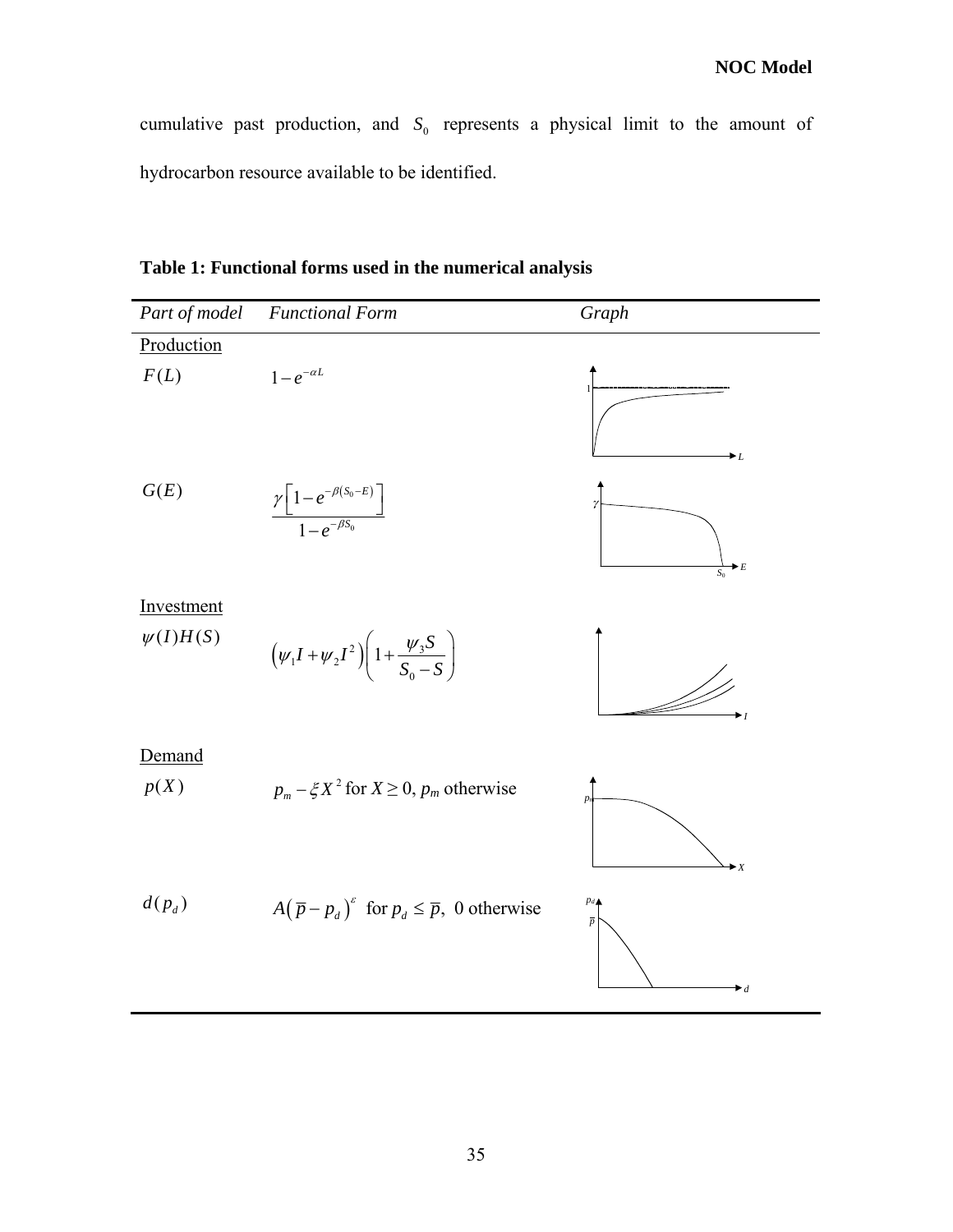cumulative past production, and $S_0$ represents a physical limit to the amount of hydrocarbon resource available to be identified.

**Table 1: Functional forms used in the numerical analysis**

| *Part of model* | *Functional Form* | *Graph* |
|---|---|---|
| <u>Production</u> | | |
| $F(L)$ | $1-e^{-\alpha L}$ | |
| $G(E)$ | $\dfrac{\gamma\left[1-e^{-\beta(S_0-E)}\right]}{1-e^{-\beta S_0}}$ | |
| <u>Investment</u> | | |
| $\psi(I)H(S)$ | $\left(\psi_1 I+\psi_2 I^2\right)\left(1+\dfrac{\psi_3 S}{S_0-S}\right)$ | |
| <u>Demand</u> | | |
| $p(X)$ | $p_m-\xi X^2$ for $X \geq 0$, $p_m$ otherwise | |
| $d(p_d)$ | $A\left(\overline{p}-p_d\right)^{\varepsilon}$ for $p_d \leq \overline{p}$, 0 otherwise | |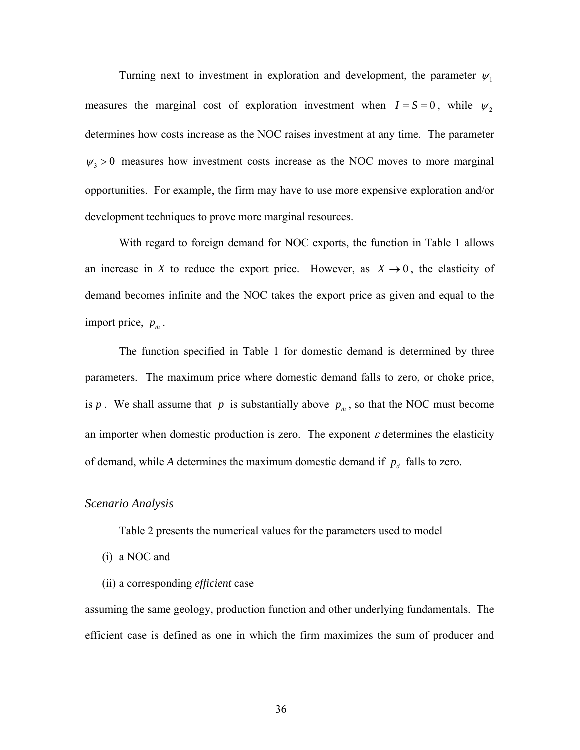Turning next to investment in exploration and development, the parameter $\psi_1$ measures the marginal cost of exploration investment when $I = S = 0$, while $\psi_2$ determines how costs increase as the NOC raises investment at any time. The parameter $\psi_3 > 0$ measures how investment costs increase as the NOC moves to more marginal opportunities. For example, the firm may have to use more expensive exploration and/or development techniques to prove more marginal resources.

With regard to foreign demand for NOC exports, the function in Table 1 allows an increase in *X* to reduce the export price. However, as $X \to 0$, the elasticity of demand becomes infinite and the NOC takes the export price as given and equal to the import price, $p_m$.

The function specified in Table 1 for domestic demand is determined by three parameters. The maximum price where domestic demand falls to zero, or choke price, is $\overline{p}$. We shall assume that $\overline{p}$ is substantially above $p_m$, so that the NOC must become an importer when domestic production is zero. The exponent $\varepsilon$ determines the elasticity of demand, while *A* determines the maximum domestic demand if $p_d$ falls to zero.

### *Scenario Analysis*

Table 2 presents the numerical values for the parameters used to model

(i) a NOC and

(ii) a corresponding *efficient* case

assuming the same geology, production function and other underlying fundamentals. The efficient case is defined as one in which the firm maximizes the sum of producer and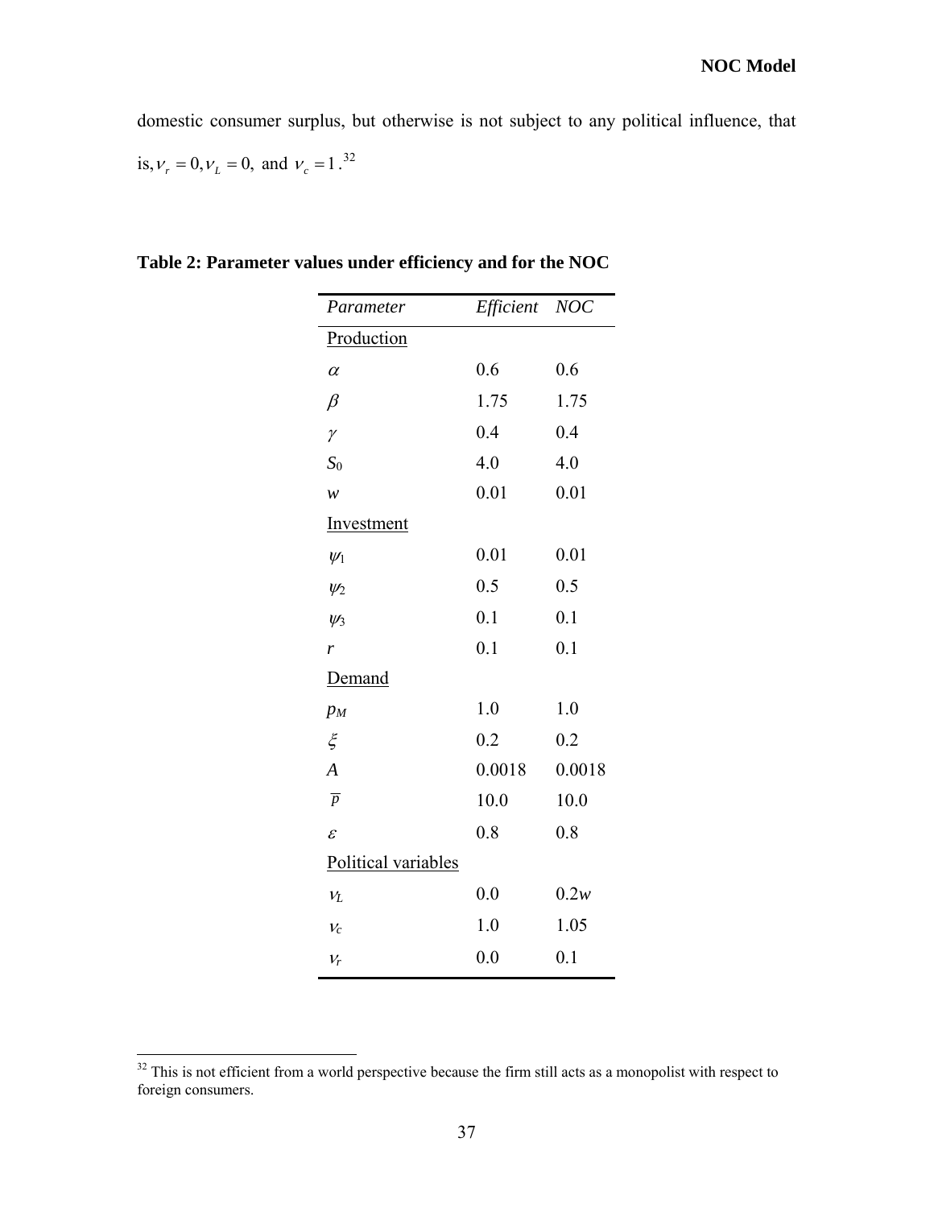domestic consumer surplus, but otherwise is not subject to any political influence, that is, $\nu_r = 0, \nu_L = 0,$ and $\nu_c = 1$.[32]

**Table 2: Parameter values under efficiency and for the NOC**

| *Parameter* | *Efficient* | *NOC* |
|---|---|---|
| Production | | |
| $\alpha$ | 0.6 | 0.6 |
| $\beta$ | 1.75 | 1.75 |
| $\gamma$ | 0.4 | 0.4 |
| $S_0$ | 4.0 | 4.0 |
| $w$ | 0.01 | 0.01 |
| Investment | | |
| $\psi_1$ | 0.01 | 0.01 |
| $\psi_2$ | 0.5 | 0.5 |
| $\psi_3$ | 0.1 | 0.1 |
| $r$ | 0.1 | 0.1 |
| Demand | | |
| $p_M$ | 1.0 | 1.0 |
| $\xi$ | 0.2 | 0.2 |
| $A$ | 0.0018 | 0.0018 |
| $\overline{p}$ | 10.0 | 10.0 |
| $\varepsilon$ | 0.8 | 0.8 |
| Political variables | | |
| $\nu_L$ | 0.0 | $0.2w$ |
| $\nu_c$ | 1.0 | 1.05 |
| $\nu_r$ | 0.0 | 0.1 |

[32] This is not efficient from a world perspective because the firm still acts as a monopolist with respect to foreign consumers.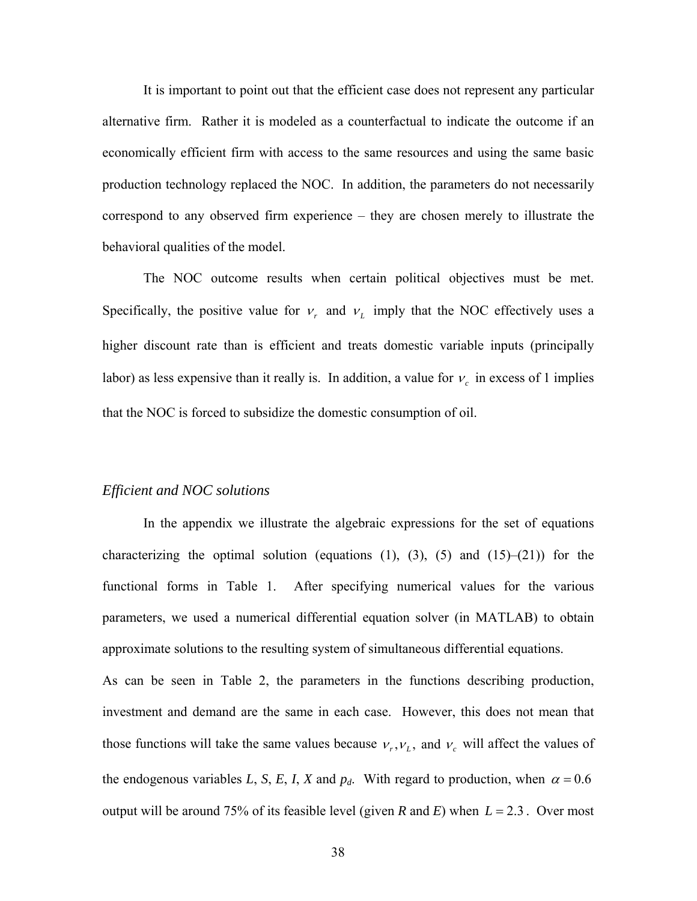It is important to point out that the efficient case does not represent any particular alternative firm. Rather it is modeled as a counterfactual to indicate the outcome if an economically efficient firm with access to the same resources and using the same basic production technology replaced the NOC. In addition, the parameters do not necessarily correspond to any observed firm experience – they are chosen merely to illustrate the behavioral qualities of the model.

The NOC outcome results when certain political objectives must be met. Specifically, the positive value for $\nu_r$ and $\nu_L$ imply that the NOC effectively uses a higher discount rate than is efficient and treats domestic variable inputs (principally labor) as less expensive than it really is. In addition, a value for $\nu_c$ in excess of 1 implies that the NOC is forced to subsidize the domestic consumption of oil.

### *Efficient and NOC solutions*

In the appendix we illustrate the algebraic expressions for the set of equations characterizing the optimal solution (equations (1), (3), (5) and (15)–(21)) for the functional forms in Table 1. After specifying numerical values for the various parameters, we used a numerical differential equation solver (in MATLAB) to obtain approximate solutions to the resulting system of simultaneous differential equations.

As can be seen in Table 2, the parameters in the functions describing production, investment and demand are the same in each case. However, this does not mean that those functions will take the same values because $\nu_r, \nu_L$, and $\nu_c$ will affect the values of the endogenous variables *L*, *S*, *E*, *I*, *X* and $p_d$. With regard to production, when $\alpha = 0.6$ output will be around 75% of its feasible level (given *R* and *E*) when $L = 2.3$. Over most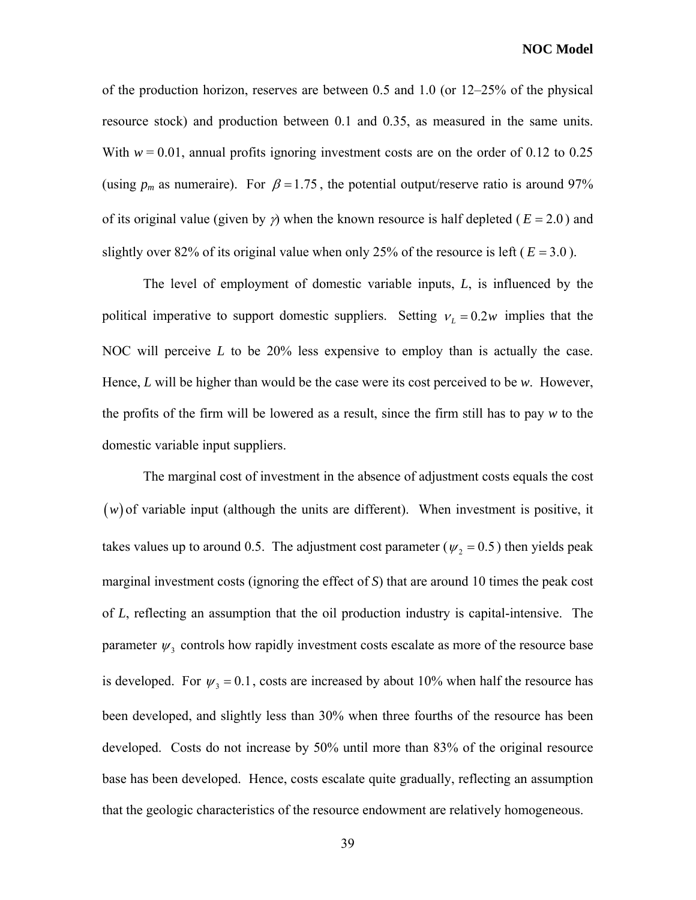of the production horizon, reserves are between 0.5 and 1.0 (or 12–25% of the physical resource stock) and production between 0.1 and 0.35, as measured in the same units. With $w = 0.01$, annual profits ignoring investment costs are on the order of 0.12 to 0.25 (using $p_m$ as numeraire). For $\beta = 1.75$, the potential output/reserve ratio is around 97% of its original value (given by $\gamma$) when the known resource is half depleted ($E = 2.0$) and slightly over 82% of its original value when only 25% of the resource is left ($E = 3.0$).

The level of employment of domestic variable inputs, $L$, is influenced by the political imperative to support domestic suppliers. Setting $v_L = 0.2w$ implies that the NOC will perceive $L$ to be 20% less expensive to employ than is actually the case. Hence, $L$ will be higher than would be the case were its cost perceived to be $w$. However, the profits of the firm will be lowered as a result, since the firm still has to pay $w$ to the domestic variable input suppliers.

The marginal cost of investment in the absence of adjustment costs equals the cost $(w)$ of variable input (although the units are different). When investment is positive, it takes values up to around 0.5. The adjustment cost parameter ($\psi_2 = 0.5$) then yields peak marginal investment costs (ignoring the effect of $S$) that are around 10 times the peak cost of $L$, reflecting an assumption that the oil production industry is capital-intensive. The parameter $\psi_3$ controls how rapidly investment costs escalate as more of the resource base is developed. For $\psi_3 = 0.1$, costs are increased by about 10% when half the resource has been developed, and slightly less than 30% when three fourths of the resource has been developed. Costs do not increase by 50% until more than 83% of the original resource base has been developed. Hence, costs escalate quite gradually, reflecting an assumption that the geologic characteristics of the resource endowment are relatively homogeneous.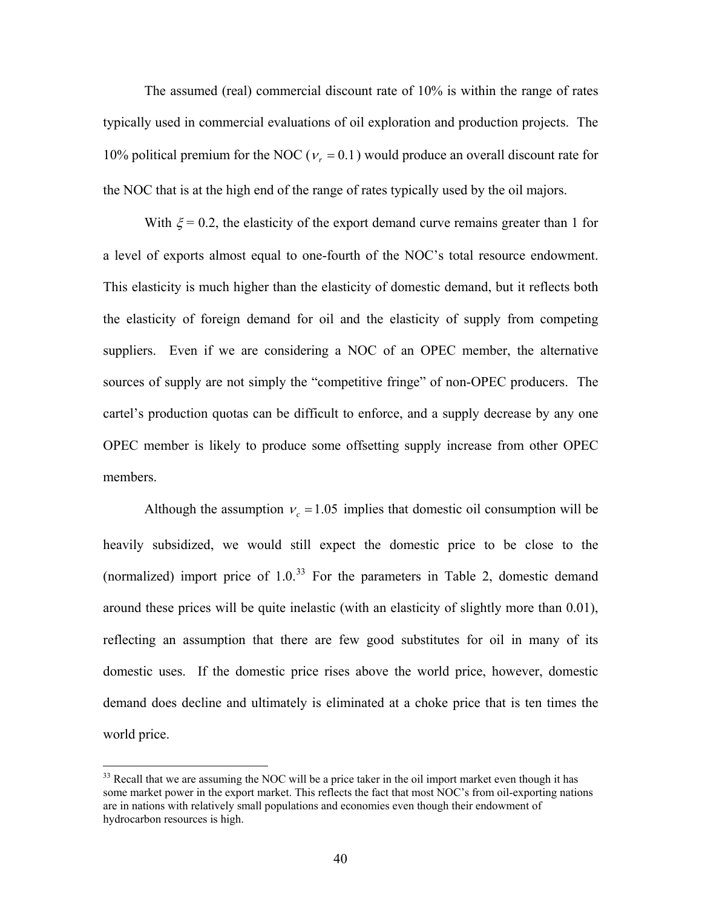The assumed (real) commercial discount rate of 10% is within the range of rates typically used in commercial evaluations of oil exploration and production projects. The 10% political premium for the NOC ($\nu_r = 0.1$) would produce an overall discount rate for the NOC that is at the high end of the range of rates typically used by the oil majors.

With $\xi = 0.2$, the elasticity of the export demand curve remains greater than 1 for a level of exports almost equal to one-fourth of the NOC's total resource endowment. This elasticity is much higher than the elasticity of domestic demand, but it reflects both the elasticity of foreign demand for oil and the elasticity of supply from competing suppliers. Even if we are considering a NOC of an OPEC member, the alternative sources of supply are not simply the "competitive fringe" of non-OPEC producers. The cartel's production quotas can be difficult to enforce, and a supply decrease by any one OPEC member is likely to produce some offsetting supply increase from other OPEC members.

Although the assumption $\nu_c = 1.05$ implies that domestic oil consumption will be heavily subsidized, we would still expect the domestic price to be close to the (normalized) import price of 1.0.[33] For the parameters in Table 2, domestic demand around these prices will be quite inelastic (with an elasticity of slightly more than 0.01), reflecting an assumption that there are few good substitutes for oil in many of its domestic uses. If the domestic price rises above the world price, however, domestic demand does decline and ultimately is eliminated at a choke price that is ten times the world price.

---

[33] Recall that we are assuming the NOC will be a price taker in the oil import market even though it has some market power in the export market. This reflects the fact that most NOC's from oil-exporting nations are in nations with relatively small populations and economies even though their endowment of hydrocarbon resources is high.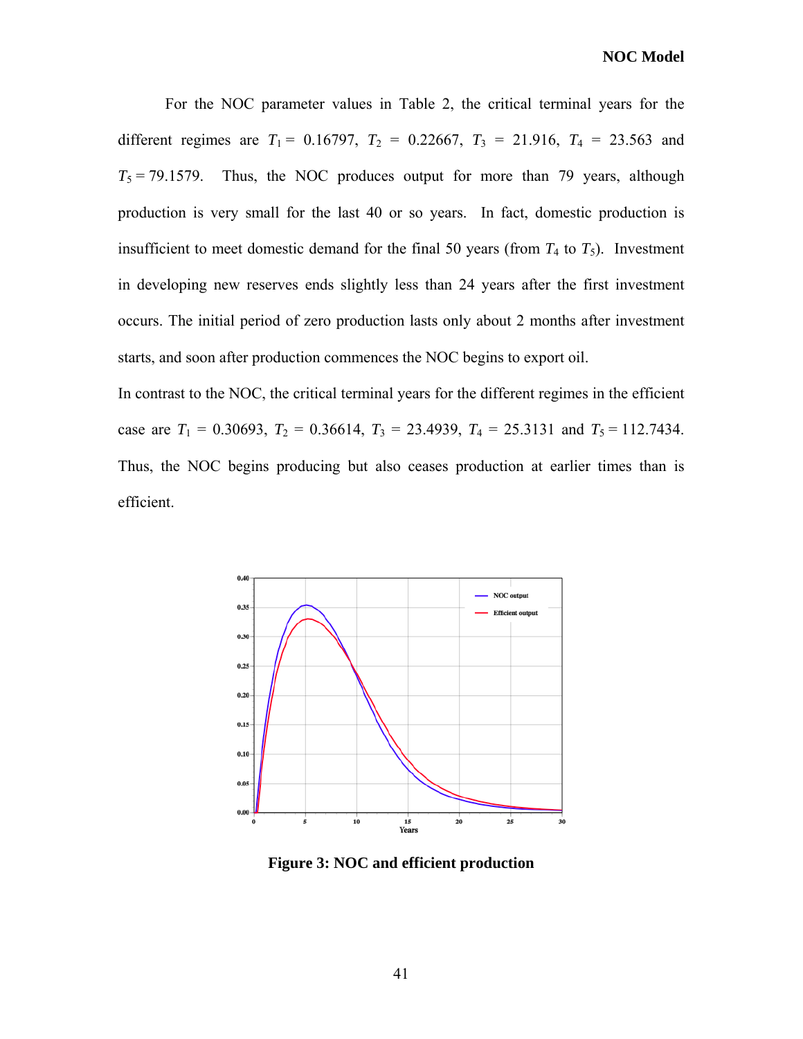For the NOC parameter values in Table 2, the critical terminal years for the different regimes are $T_1 = 0.16797$, $T_2 = 0.22667$, $T_3 = 21.916$, $T_4 = 23.563$ and $T_5 = 79.1579$. Thus, the NOC produces output for more than 79 years, although production is very small for the last 40 or so years. In fact, domestic production is insufficient to meet domestic demand for the final 50 years (from $T_4$ to $T_5$). Investment in developing new reserves ends slightly less than 24 years after the first investment occurs. The initial period of zero production lasts only about 2 months after investment starts, and soon after production commences the NOC begins to export oil.

In contrast to the NOC, the critical terminal years for the different regimes in the efficient case are $T_1 = 0.30693$, $T_2 = 0.36614$, $T_3 = 23.4939$, $T_4 = 25.3131$ and $T_5 = 112.7434$. Thus, the NOC begins producing but also ceases production at earlier times than is efficient.

**Figure 3: NOC and efficient production**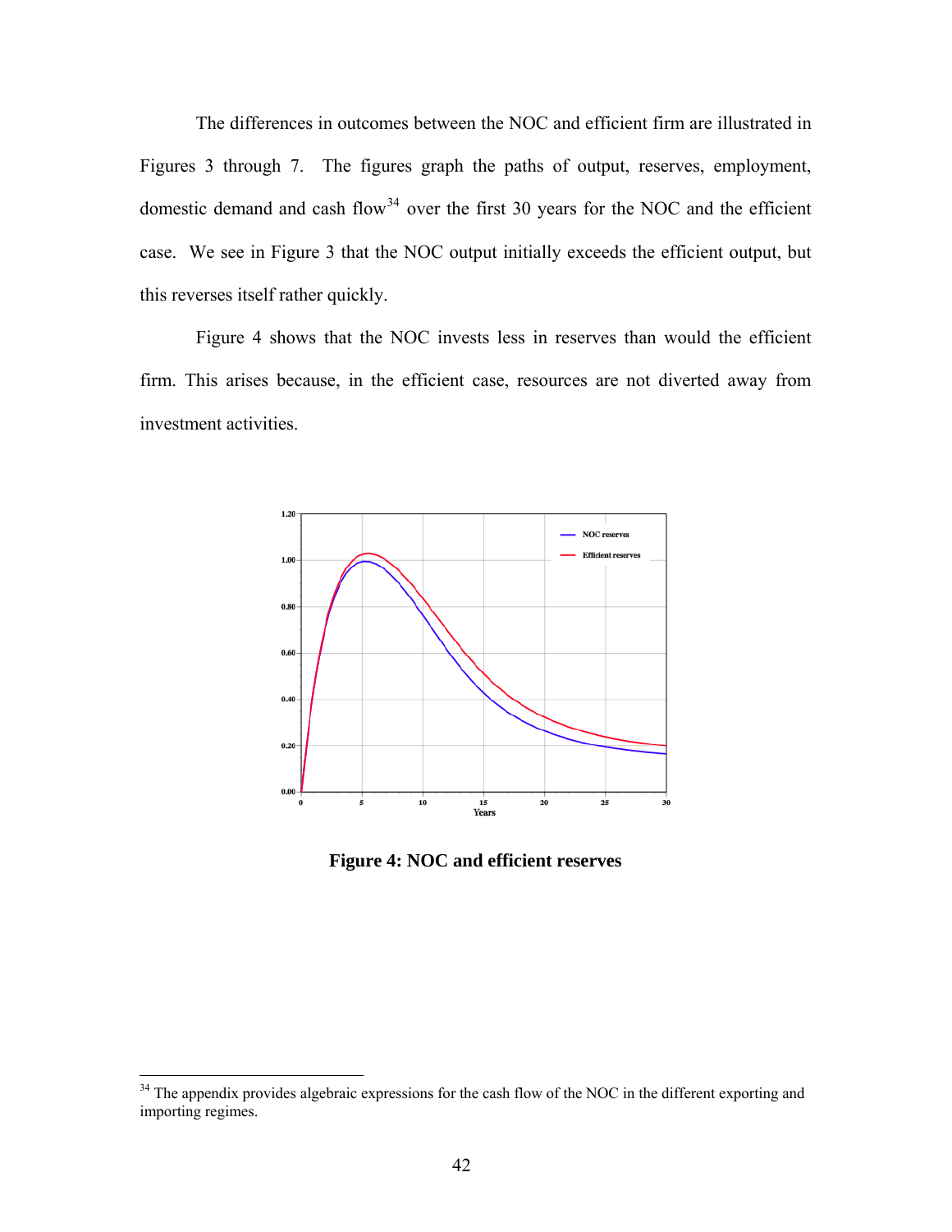The differences in outcomes between the NOC and efficient firm are illustrated in Figures 3 through 7. The figures graph the paths of output, reserves, employment, domestic demand and cash flow[34] over the first 30 years for the NOC and the efficient case. We see in Figure 3 that the NOC output initially exceeds the efficient output, but this reverses itself rather quickly.

Figure 4 shows that the NOC invests less in reserves than would the efficient firm. This arises because, in the efficient case, resources are not diverted away from investment activities.

**Figure 4: NOC and efficient reserves**

[34] The appendix provides algebraic expressions for the cash flow of the NOC in the different exporting and importing regimes.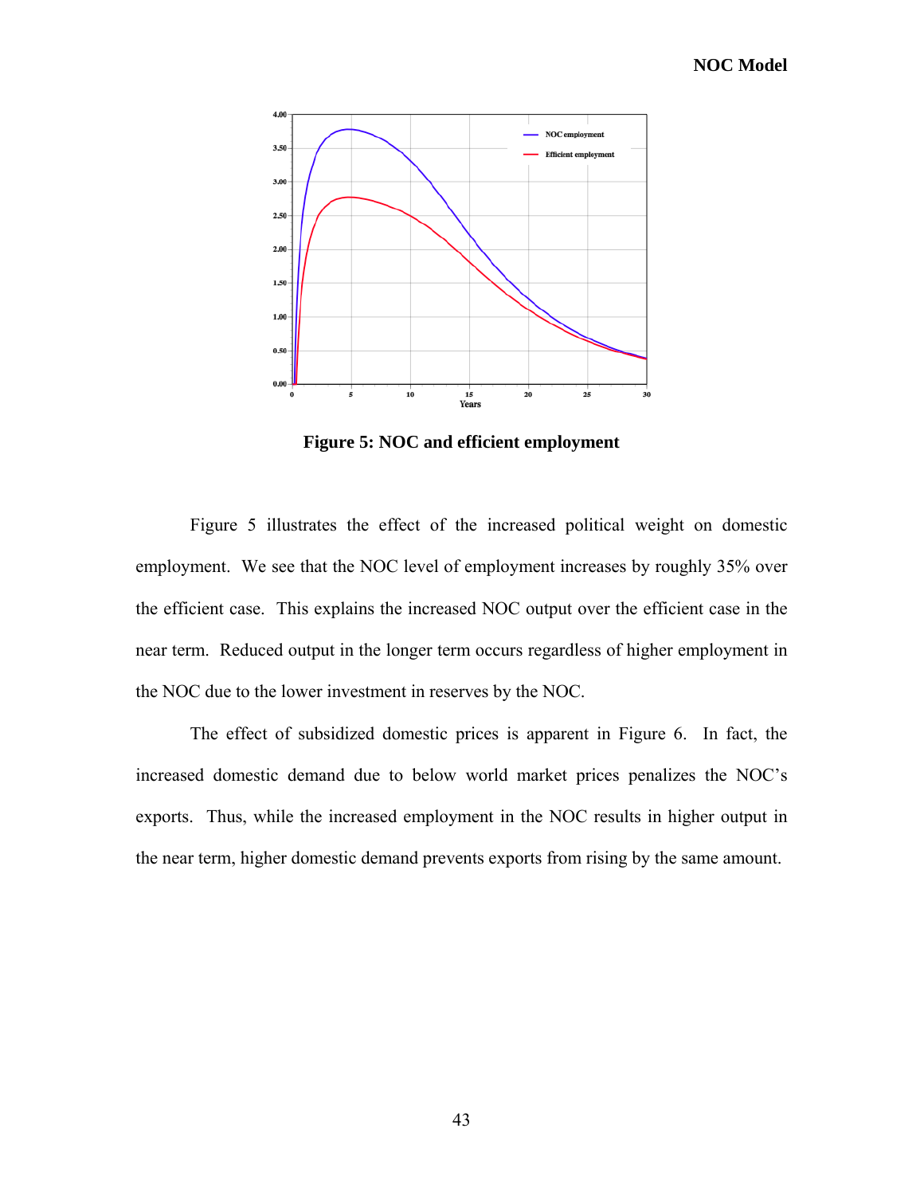**Figure 5: NOC and efficient employment**

Figure 5 illustrates the effect of the increased political weight on domestic employment. We see that the NOC level of employment increases by roughly 35% over the efficient case. This explains the increased NOC output over the efficient case in the near term. Reduced output in the longer term occurs regardless of higher employment in the NOC due to the lower investment in reserves by the NOC.

The effect of subsidized domestic prices is apparent in Figure 6. In fact, the increased domestic demand due to below world market prices penalizes the NOC's exports. Thus, while the increased employment in the NOC results in higher output in the near term, higher domestic demand prevents exports from rising by the same amount.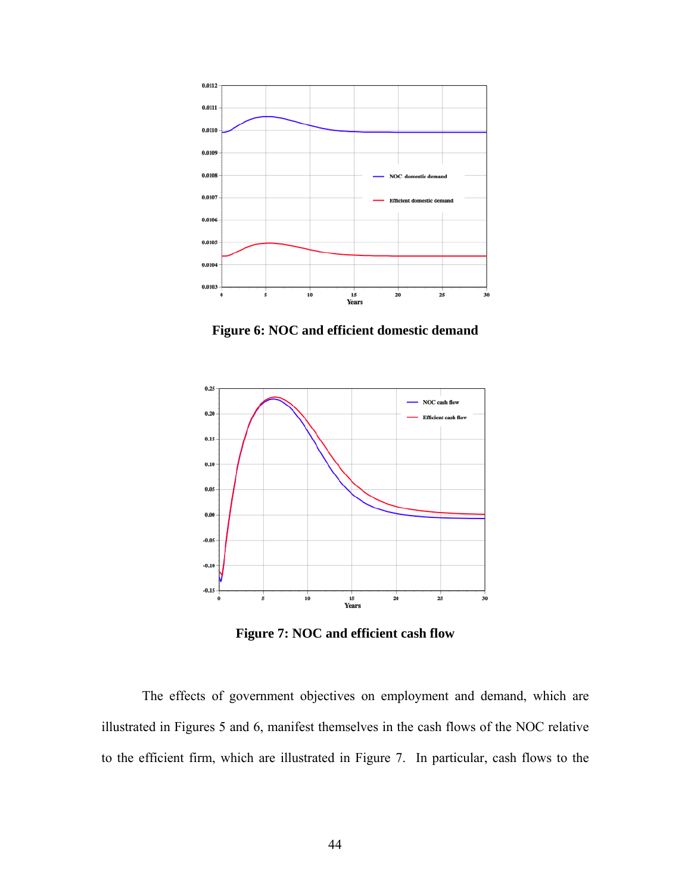**Figure 6: NOC and efficient domestic demand**

**Figure 7: NOC and efficient cash flow**

The effects of government objectives on employment and demand, which are illustrated in Figures 5 and 6, manifest themselves in the cash flows of the NOC relative to the efficient firm, which are illustrated in Figure 7. In particular, cash flows to the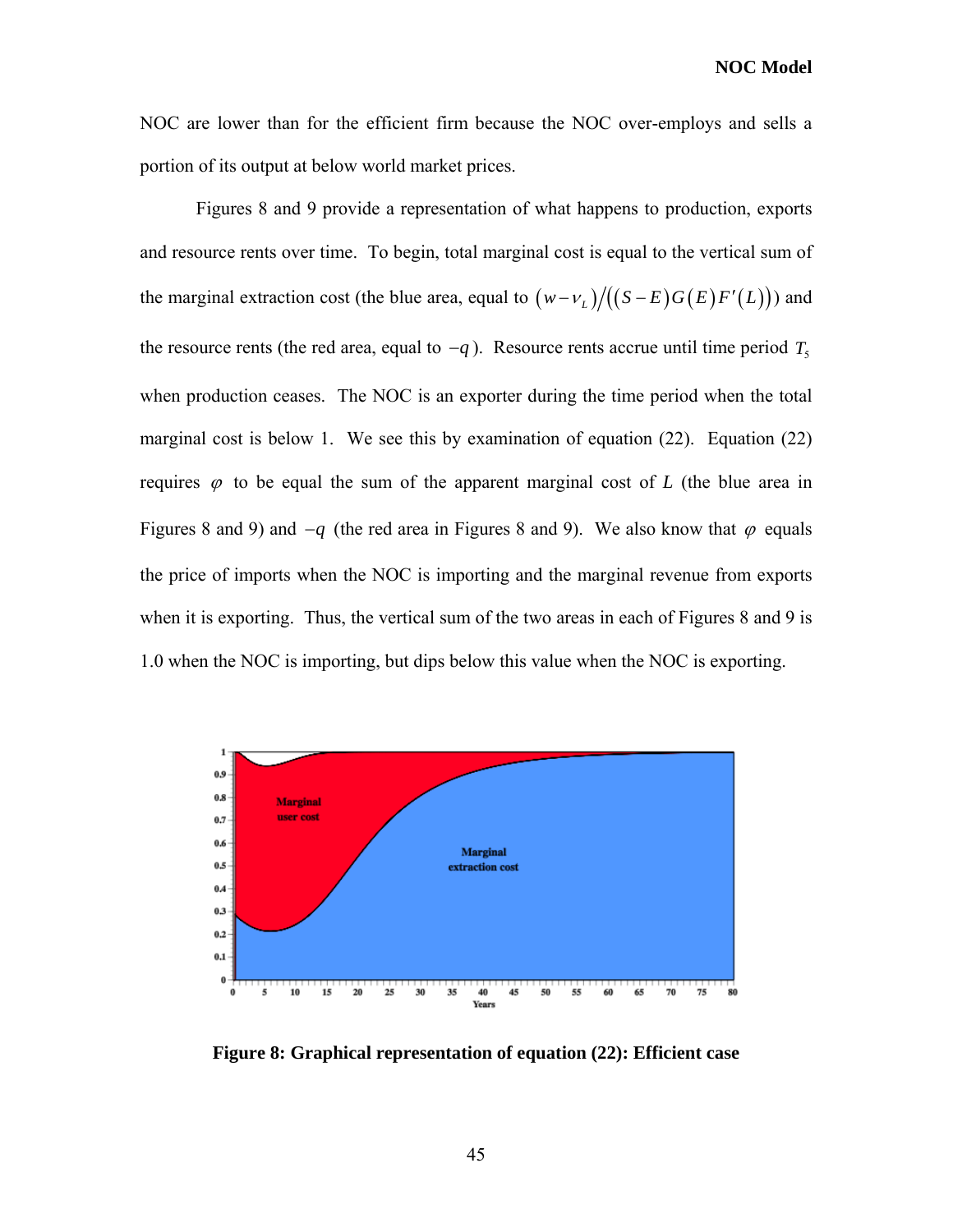NOC are lower than for the efficient firm because the NOC over-employs and sells a portion of its output at below world market prices.

Figures 8 and 9 provide a representation of what happens to production, exports and resource rents over time. To begin, total marginal cost is equal to the vertical sum of the marginal extraction cost (the blue area, equal to $(w-\nu_L)/((S-E)G(E)F'(L))$) and the resource rents (the red area, equal to $-q$). Resource rents accrue until time period $T_5$ when production ceases. The NOC is an exporter during the time period when the total marginal cost is below 1. We see this by examination of equation (22). Equation (22) requires $\varphi$ to be equal the sum of the apparent marginal cost of $L$ (the blue area in Figures 8 and 9) and $-q$ (the red area in Figures 8 and 9). We also know that $\varphi$ equals the price of imports when the NOC is importing and the marginal revenue from exports when it is exporting. Thus, the vertical sum of the two areas in each of Figures 8 and 9 is 1.0 when the NOC is importing, but dips below this value when the NOC is exporting.

**Figure 8: Graphical representation of equation (22): Efficient case**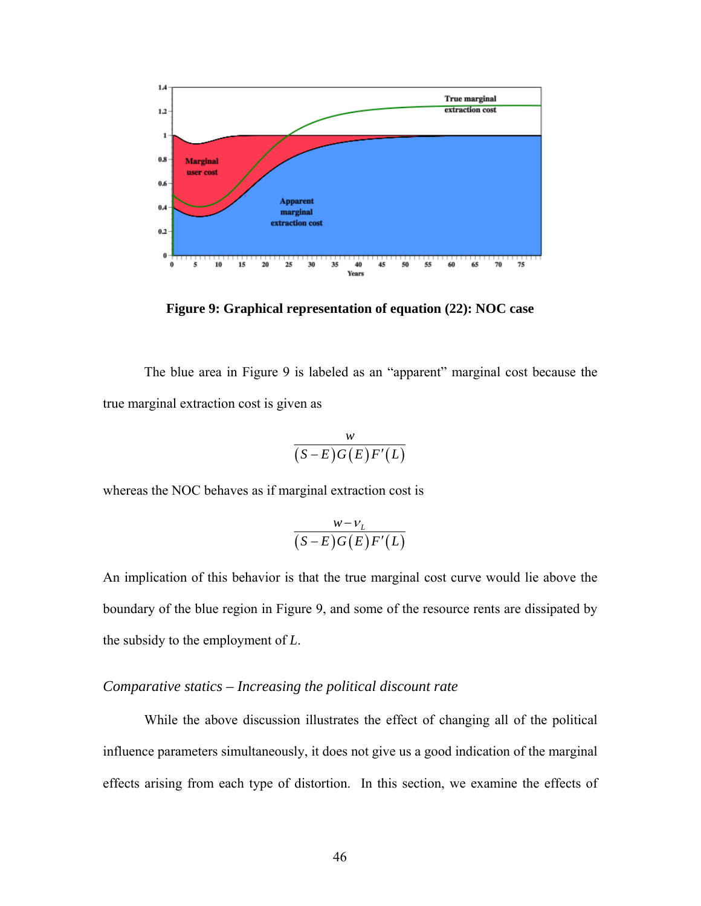**Figure 9: Graphical representation of equation (22): NOC case**

The blue area in Figure 9 is labeled as an "apparent" marginal cost because the true marginal extraction cost is given as

$$\frac{w}{(S-E)G(E)F'(L)}$$

whereas the NOC behaves as if marginal extraction cost is

$$\frac{w-v_L}{(S-E)G(E)F'(L)}$$

An implication of this behavior is that the true marginal cost curve would lie above the boundary of the blue region in Figure 9, and some of the resource rents are dissipated by the subsidy to the employment of $L$.

*Comparative statics – Increasing the political discount rate*

While the above discussion illustrates the effect of changing all of the political influence parameters simultaneously, it does not give us a good indication of the marginal effects arising from each type of distortion. In this section, we examine the effects of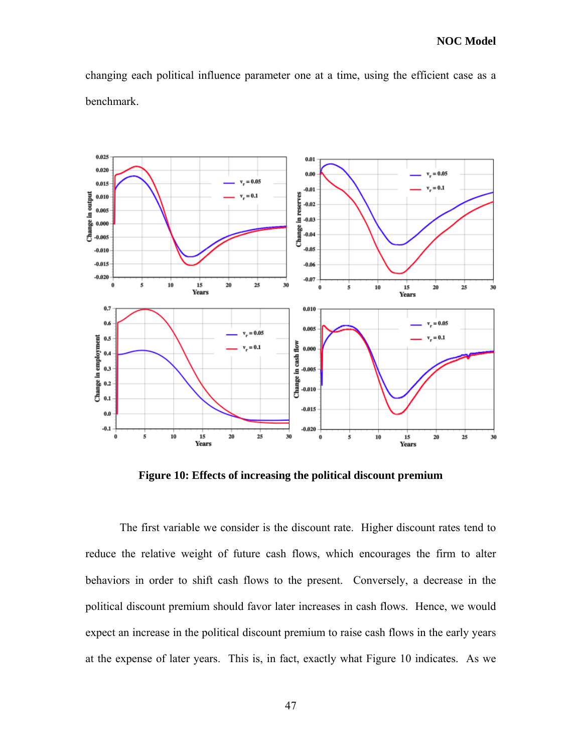changing each political influence parameter one at a time, using the efficient case as a benchmark.

**Figure 10: Effects of increasing the political discount premium**

The first variable we consider is the discount rate. Higher discount rates tend to reduce the relative weight of future cash flows, which encourages the firm to alter behaviors in order to shift cash flows to the present. Conversely, a decrease in the political discount premium should favor later increases in cash flows. Hence, we would expect an increase in the political discount premium to raise cash flows in the early years at the expense of later years. This is, in fact, exactly what Figure 10 indicates. As we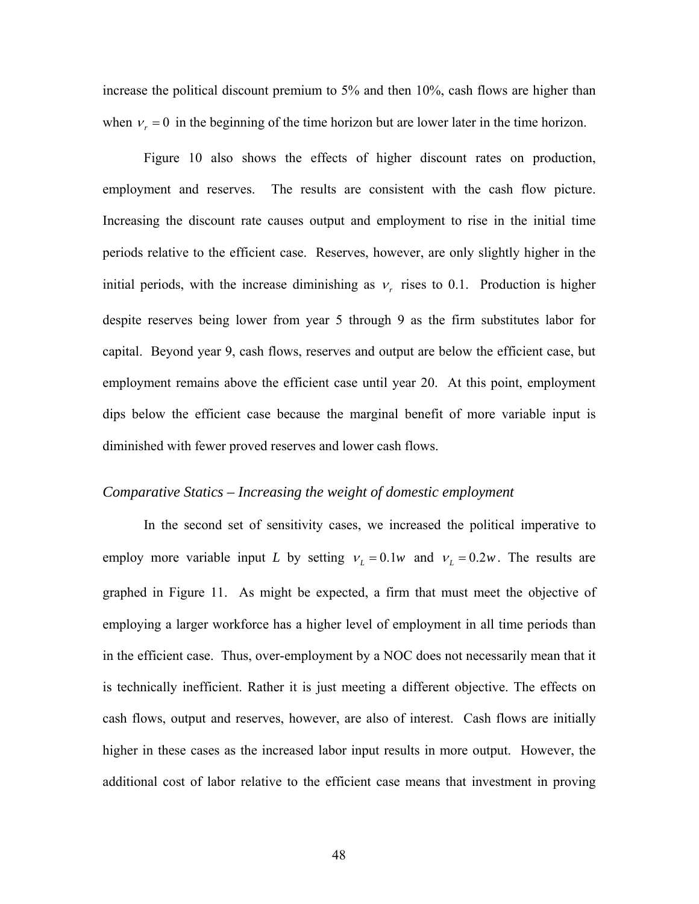increase the political discount premium to 5% and then 10%, cash flows are higher than when $\nu_r = 0$ in the beginning of the time horizon but are lower later in the time horizon.

Figure 10 also shows the effects of higher discount rates on production, employment and reserves. The results are consistent with the cash flow picture. Increasing the discount rate causes output and employment to rise in the initial time periods relative to the efficient case. Reserves, however, are only slightly higher in the initial periods, with the increase diminishing as $\nu_r$ rises to 0.1. Production is higher despite reserves being lower from year 5 through 9 as the firm substitutes labor for capital. Beyond year 9, cash flows, reserves and output are below the efficient case, but employment remains above the efficient case until year 20. At this point, employment dips below the efficient case because the marginal benefit of more variable input is diminished with fewer proved reserves and lower cash flows.

*Comparative Statics – Increasing the weight of domestic employment*

In the second set of sensitivity cases, we increased the political imperative to employ more variable input *L* by setting $\nu_L = 0.1w$ and $\nu_L = 0.2w$. The results are graphed in Figure 11. As might be expected, a firm that must meet the objective of employing a larger workforce has a higher level of employment in all time periods than in the efficient case. Thus, over-employment by a NOC does not necessarily mean that it is technically inefficient. Rather it is just meeting a different objective. The effects on cash flows, output and reserves, however, are also of interest. Cash flows are initially higher in these cases as the increased labor input results in more output. However, the additional cost of labor relative to the efficient case means that investment in proving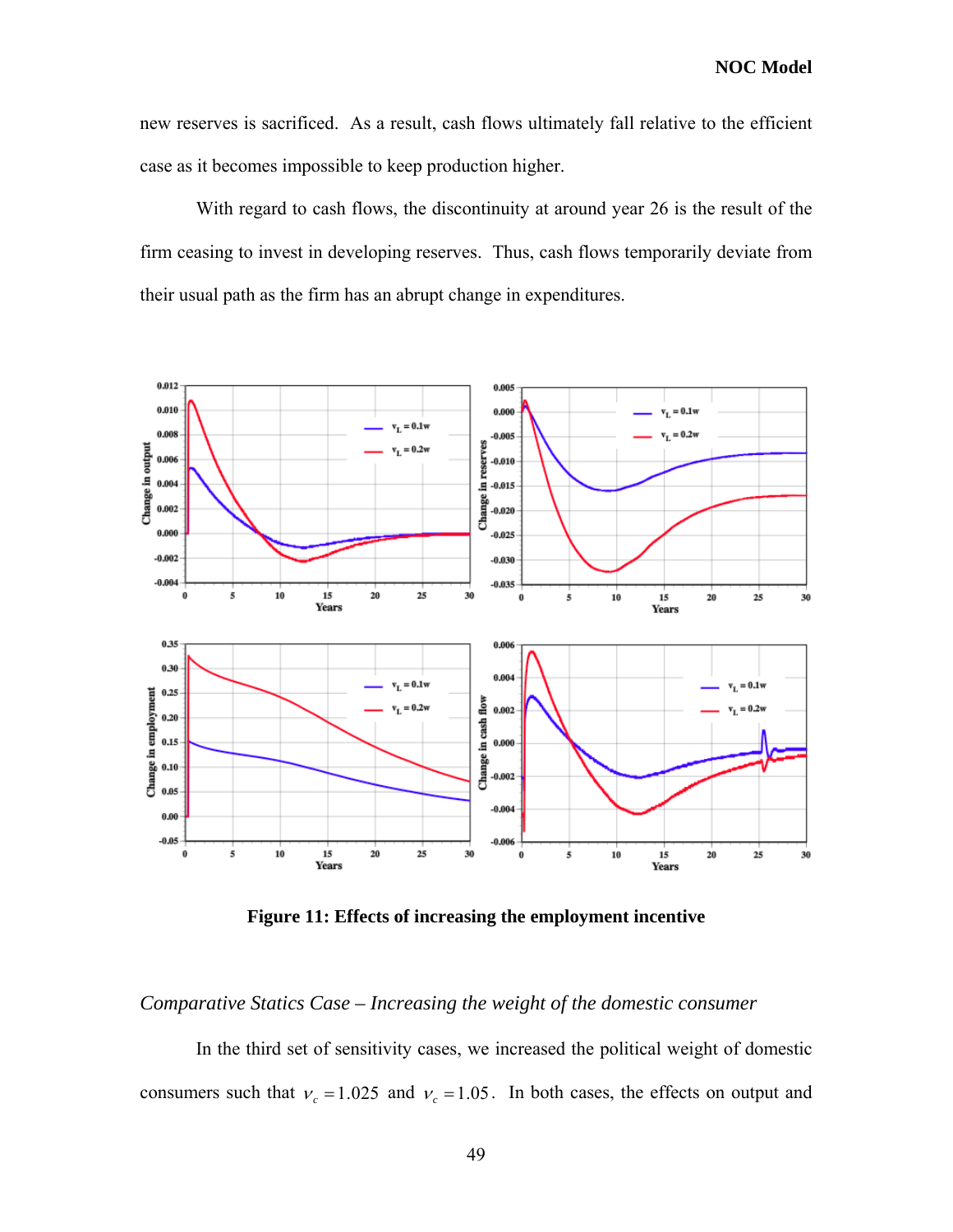new reserves is sacrificed. As a result, cash flows ultimately fall relative to the efficient case as it becomes impossible to keep production higher.

With regard to cash flows, the discontinuity at around year 26 is the result of the firm ceasing to invest in developing reserves. Thus, cash flows temporarily deviate from their usual path as the firm has an abrupt change in expenditures.

**Figure 11: Effects of increasing the employment incentive**

*Comparative Statics Case – Increasing the weight of the domestic consumer*

In the third set of sensitivity cases, we increased the political weight of domestic consumers such that $\nu_c = 1.025$ and $\nu_c = 1.05$. In both cases, the effects on output and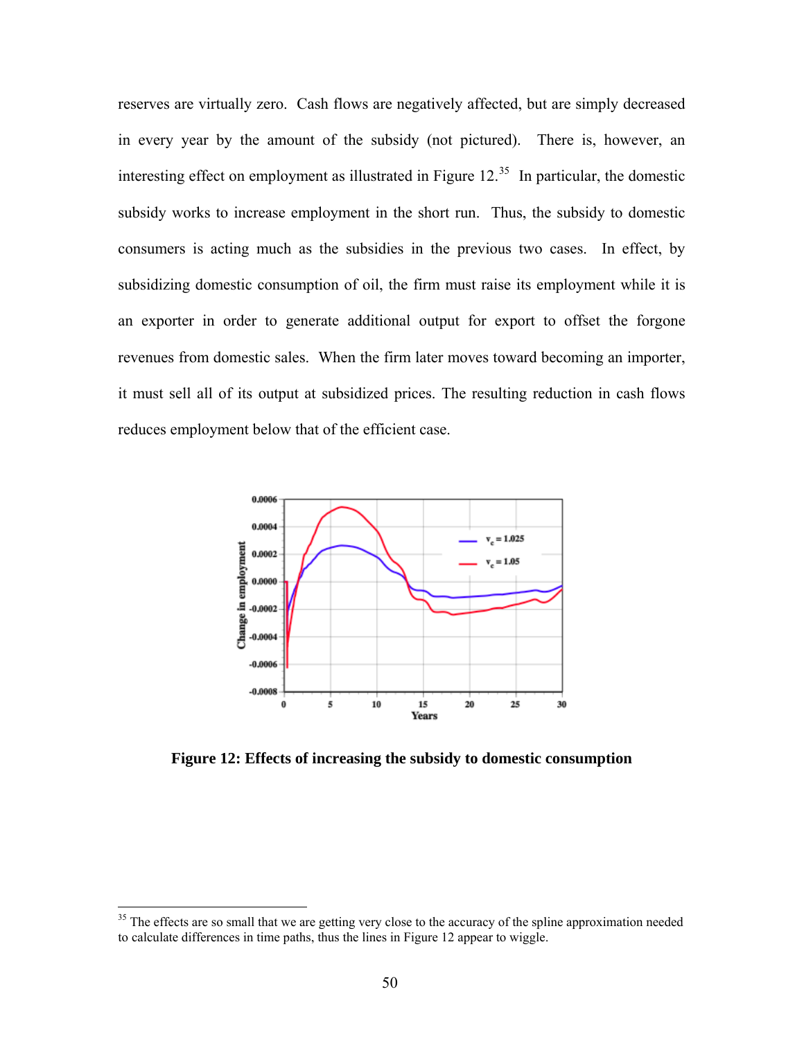reserves are virtually zero. Cash flows are negatively affected, but are simply decreased in every year by the amount of the subsidy (not pictured). There is, however, an interesting effect on employment as illustrated in Figure 12.[35] In particular, the domestic subsidy works to increase employment in the short run. Thus, the subsidy to domestic consumers is acting much as the subsidies in the previous two cases. In effect, by subsidizing domestic consumption of oil, the firm must raise its employment while it is an exporter in order to generate additional output for export to offset the forgone revenues from domestic sales. When the firm later moves toward becoming an importer, it must sell all of its output at subsidized prices. The resulting reduction in cash flows reduces employment below that of the efficient case.

**Figure 12: Effects of increasing the subsidy to domestic consumption**

---

[35] The effects are so small that we are getting very close to the accuracy of the spline approximation needed to calculate differences in time paths, thus the lines in Figure 12 appear to wiggle.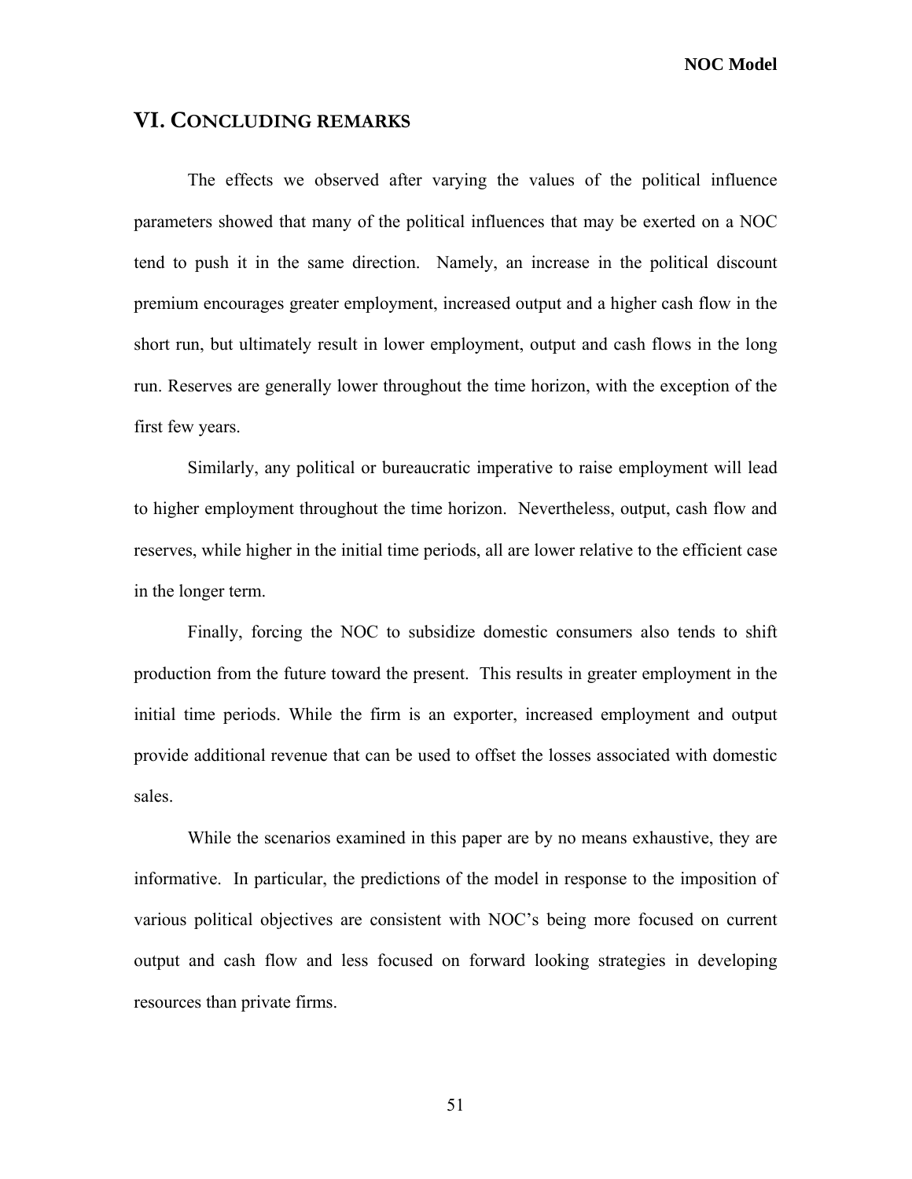## VI. CONCLUDING REMARKS

The effects we observed after varying the values of the political influence parameters showed that many of the political influences that may be exerted on a NOC tend to push it in the same direction. Namely, an increase in the political discount premium encourages greater employment, increased output and a higher cash flow in the short run, but ultimately result in lower employment, output and cash flows in the long run. Reserves are generally lower throughout the time horizon, with the exception of the first few years.

Similarly, any political or bureaucratic imperative to raise employment will lead to higher employment throughout the time horizon. Nevertheless, output, cash flow and reserves, while higher in the initial time periods, all are lower relative to the efficient case in the longer term.

Finally, forcing the NOC to subsidize domestic consumers also tends to shift production from the future toward the present. This results in greater employment in the initial time periods. While the firm is an exporter, increased employment and output provide additional revenue that can be used to offset the losses associated with domestic sales.

While the scenarios examined in this paper are by no means exhaustive, they are informative. In particular, the predictions of the model in response to the imposition of various political objectives are consistent with NOC's being more focused on current output and cash flow and less focused on forward looking strategies in developing resources than private firms.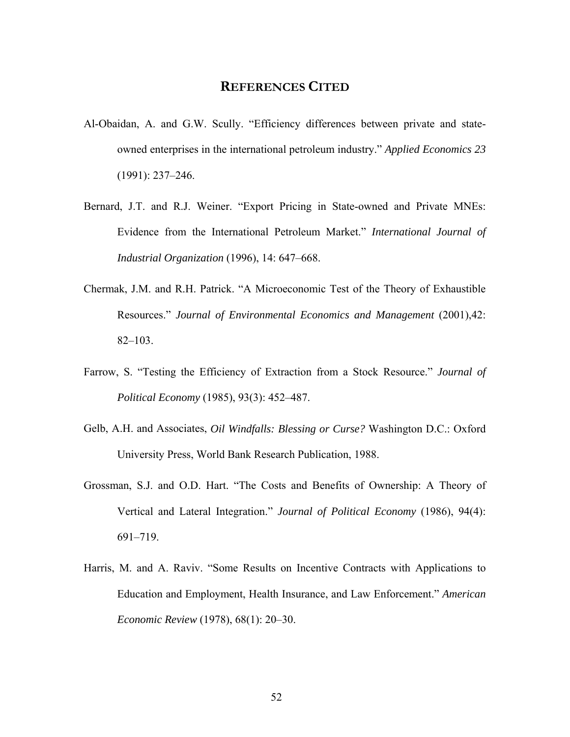## REFERENCES CITED

Al-Obaidan, A. and G.W. Scully. “Efficiency differences between private and state-owned enterprises in the international petroleum industry.” *Applied Economics 23* (1991): 237–246.

Bernard, J.T. and R.J. Weiner. “Export Pricing in State-owned and Private MNEs: Evidence from the International Petroleum Market.” *International Journal of Industrial Organization* (1996), 14: 647–668.

Chermak, J.M. and R.H. Patrick. “A Microeconomic Test of the Theory of Exhaustible Resources.” *Journal of Environmental Economics and Management* (2001),42: 82–103.

Farrow, S. “Testing the Efficiency of Extraction from a Stock Resource.” *Journal of Political Economy* (1985), 93(3): 452–487.

Gelb, A.H. and Associates, *Oil Windfalls: Blessing or Curse?* Washington D.C.: Oxford University Press, World Bank Research Publication, 1988.

Grossman, S.J. and O.D. Hart. “The Costs and Benefits of Ownership: A Theory of Vertical and Lateral Integration.” *Journal of Political Economy* (1986), 94(4): 691–719.

Harris, M. and A. Raviv. “Some Results on Incentive Contracts with Applications to Education and Employment, Health Insurance, and Law Enforcement.” *American Economic Review* (1978), 68(1): 20–30.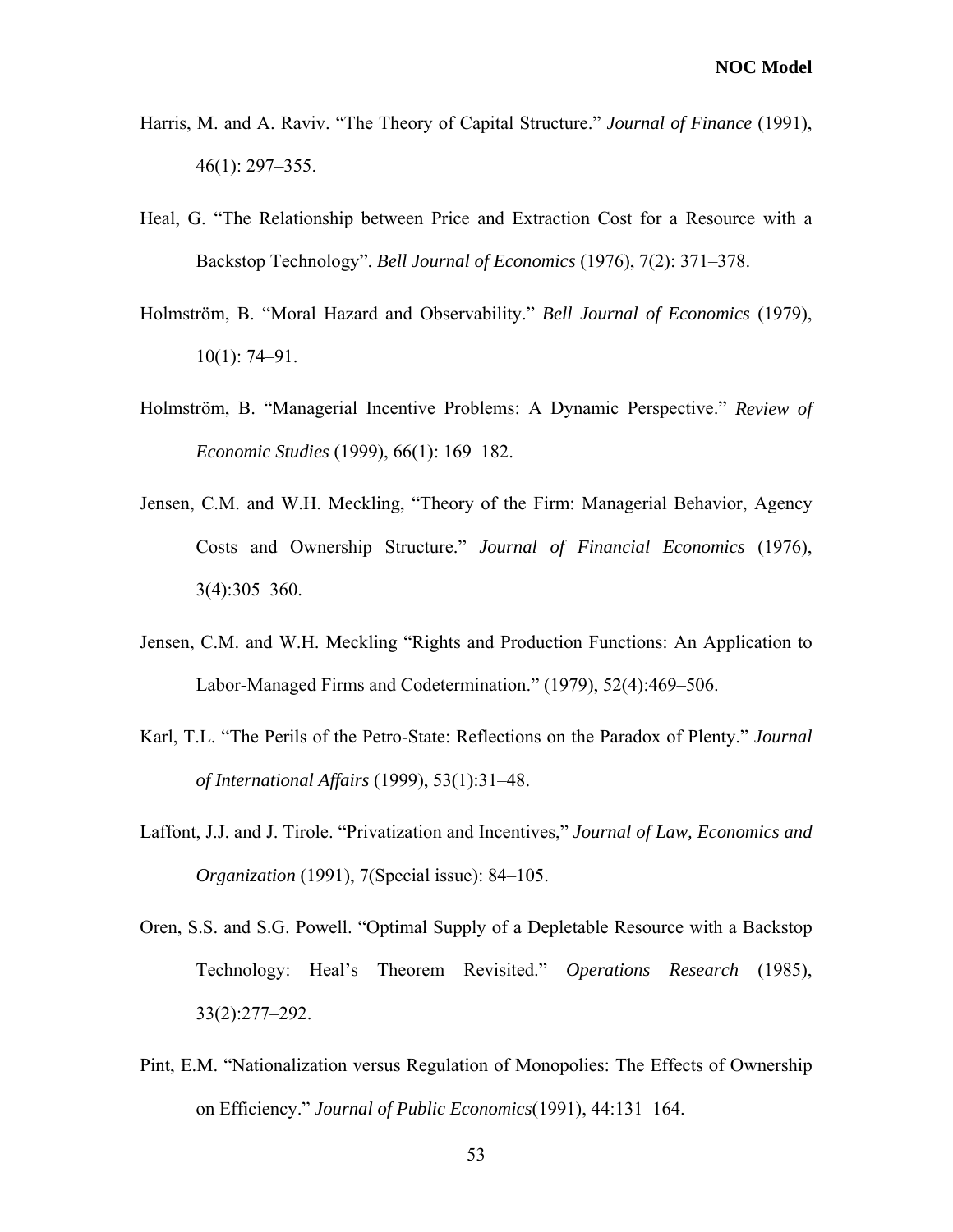Harris, M. and A. Raviv. "The Theory of Capital Structure." *Journal of Finance* (1991), 46(1): 297–355.

Heal, G. "The Relationship between Price and Extraction Cost for a Resource with a Backstop Technology". *Bell Journal of Economics* (1976), 7(2): 371–378.

Holmström, B. "Moral Hazard and Observability." *Bell Journal of Economics* (1979), 10(1): 74–91.

Holmström, B. "Managerial Incentive Problems: A Dynamic Perspective." *Review of Economic Studies* (1999), 66(1): 169–182.

Jensen, C.M. and W.H. Meckling, "Theory of the Firm: Managerial Behavior, Agency Costs and Ownership Structure." *Journal of Financial Economics* (1976), 3(4):305–360.

Jensen, C.M. and W.H. Meckling "Rights and Production Functions: An Application to Labor-Managed Firms and Codetermination." (1979), 52(4):469–506.

Karl, T.L. "The Perils of the Petro-State: Reflections on the Paradox of Plenty." *Journal of International Affairs* (1999), 53(1):31–48.

Laffont, J.J. and J. Tirole. "Privatization and Incentives," *Journal of Law, Economics and Organization* (1991), 7(Special issue): 84–105.

Oren, S.S. and S.G. Powell. "Optimal Supply of a Depletable Resource with a Backstop Technology: Heal's Theorem Revisited." *Operations Research* (1985), 33(2):277–292.

Pint, E.M. "Nationalization versus Regulation of Monopolies: The Effects of Ownership on Efficiency." *Journal of Public Economics*(1991), 44:131–164.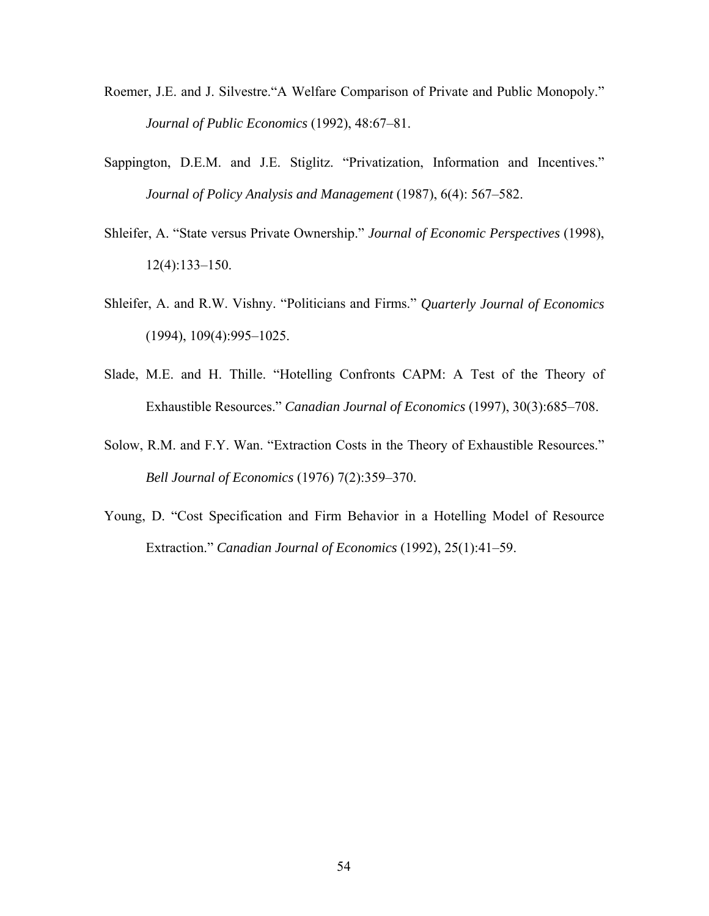Roemer, J.E. and J. Silvestre."A Welfare Comparison of Private and Public Monopoly." *Journal of Public Economics* (1992), 48:67–81.

Sappington, D.E.M. and J.E. Stiglitz. "Privatization, Information and Incentives." *Journal of Policy Analysis and Management* (1987), 6(4): 567–582.

Shleifer, A. "State versus Private Ownership." *Journal of Economic Perspectives* (1998), 12(4):133–150.

Shleifer, A. and R.W. Vishny. "Politicians and Firms." *Quarterly Journal of Economics* (1994), 109(4):995–1025.

Slade, M.E. and H. Thille. "Hotelling Confronts CAPM: A Test of the Theory of Exhaustible Resources." *Canadian Journal of Economics* (1997), 30(3):685–708.

Solow, R.M. and F.Y. Wan. "Extraction Costs in the Theory of Exhaustible Resources." *Bell Journal of Economics* (1976) 7(2):359–370.

Young, D. "Cost Specification and Firm Behavior in a Hotelling Model of Resource Extraction." *Canadian Journal of Economics* (1992), 25(1):41–59.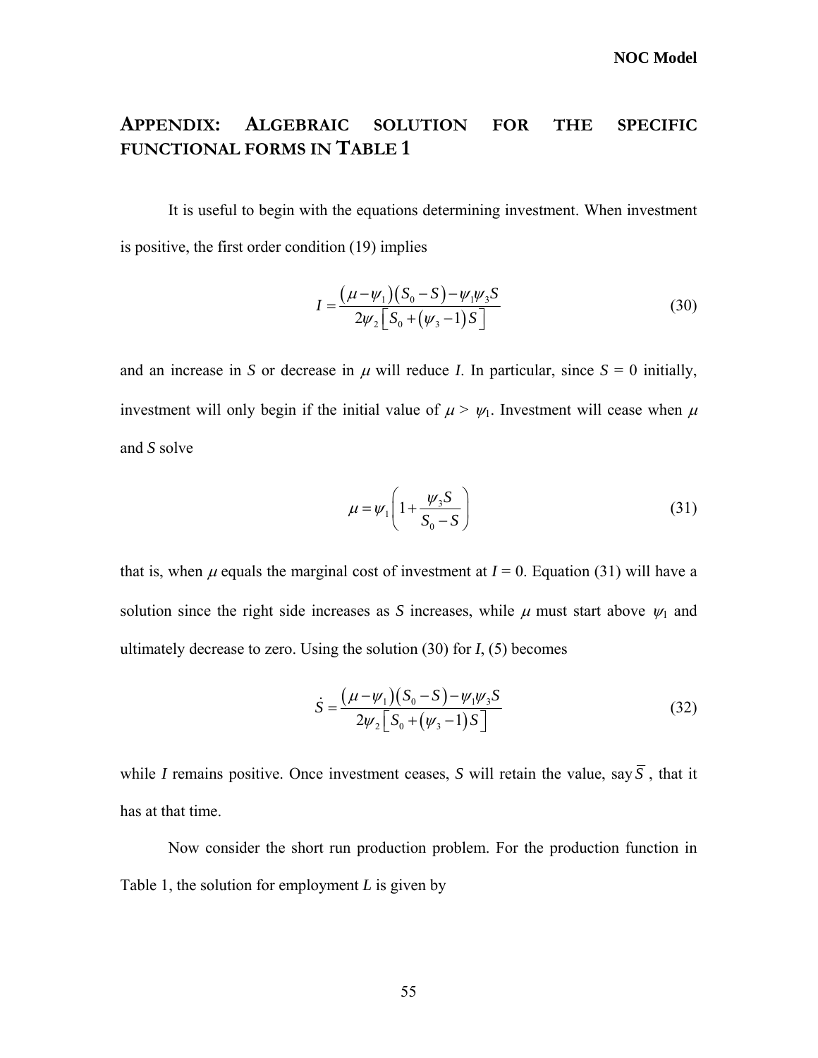# Appendix: Algebraic solution for the specific functional forms in Table 1

It is useful to begin with the equations determining investment. When investment is positive, the first order condition (19) implies

$$I = \frac{(\mu - \psi_1)(S_0 - S) - \psi_1 \psi_3 S}{2\psi_2 \left[ S_0 + (\psi_3 - 1) S \right]} \tag{30}$$

and an increase in $S$ or decrease in $\mu$ will reduce $I$. In particular, since $S = 0$ initially, investment will only begin if the initial value of $\mu > \psi_1$. Investment will cease when $\mu$ and $S$ solve

$$\mu = \psi_1 \left( 1 + \frac{\psi_3 S}{S_0 - S} \right) \tag{31}$$

that is, when $\mu$ equals the marginal cost of investment at $I = 0$. Equation (31) will have a solution since the right side increases as $S$ increases, while $\mu$ must start above $\psi_1$ and ultimately decrease to zero. Using the solution (30) for $I$, (5) becomes

$$\dot{S} = \frac{(\mu - \psi_1)(S_0 - S) - \psi_1 \psi_3 S}{2\psi_2 \left[ S_0 + (\psi_3 - 1) S \right]} \tag{32}$$

while $I$ remains positive. Once investment ceases, $S$ will retain the value, say $\overline{S}$, that it has at that time.

Now consider the short run production problem. For the production function in Table 1, the solution for employment $L$ is given by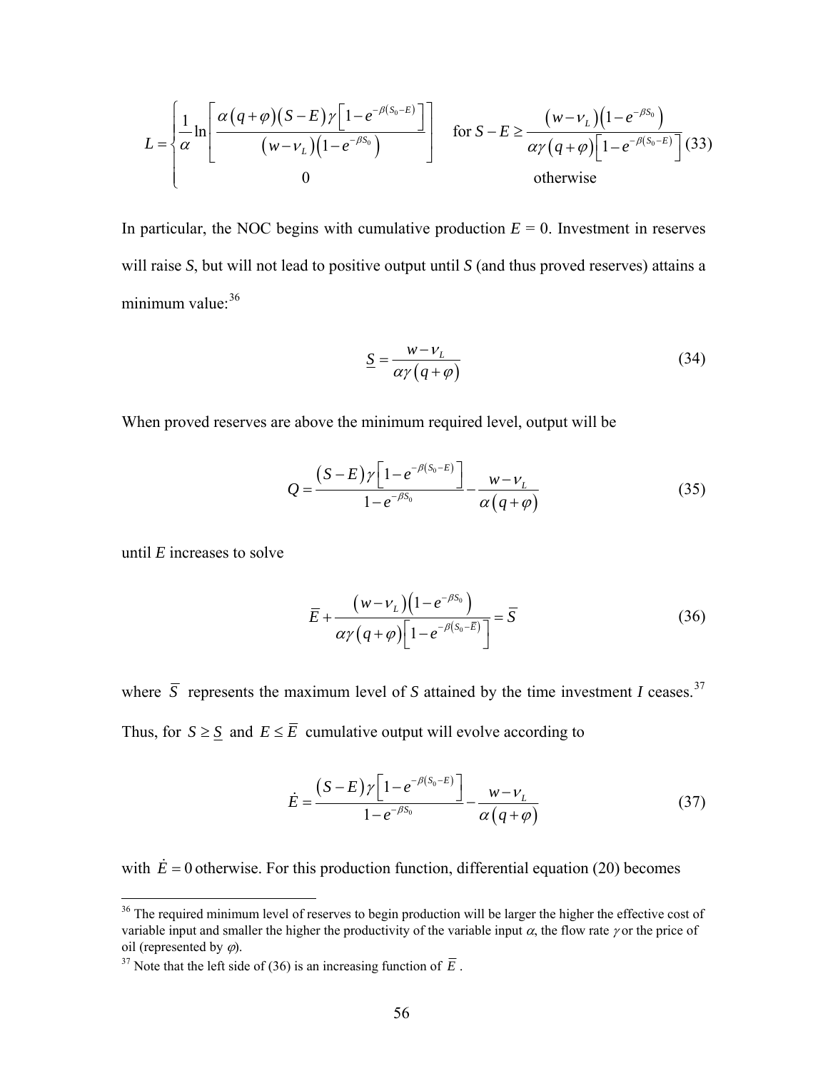$$
L = \begin{cases} \dfrac{1}{\alpha} \ln \left[ \dfrac{\alpha\left(q+\varphi\right)\left(S-E\right)\gamma\left[1-e^{-\beta\left(S_0-E\right)}\right]}{\left(w-\nu_L\right)\left(1-e^{-\beta S_0}\right)} \right] & \text{for } S-E \geq \dfrac{\left(w-\nu_L\right)\left(1-e^{-\beta S_0}\right)}{\alpha\gamma\left(q+\varphi\right)\left[1-e^{-\beta\left(S_0-E\right)}\right]} \\ 0 & \text{otherwise} \end{cases} \tag{33}
$$

In particular, the NOC begins with cumulative production $E = 0$. Investment in reserves will raise $S$, but will not lead to positive output until $S$ (and thus proved reserves) attains a minimum value:[36]

$$
\underline{S} = \frac{w-\nu_L}{\alpha\gamma\left(q+\varphi\right)} \tag{34}
$$

When proved reserves are above the minimum required level, output will be

$$
Q = \frac{\left(S-E\right)\gamma\left[1-e^{-\beta\left(S_0-E\right)}\right]}{1-e^{-\beta S_0}} - \frac{w-\nu_L}{\alpha\left(q+\varphi\right)} \tag{35}
$$

until $E$ increases to solve

$$
\overline{E} + \frac{\left(w-\nu_L\right)\left(1-e^{-\beta S_0}\right)}{\alpha\gamma\left(q+\varphi\right)\left[1-e^{-\beta\left(S_0-\overline{E}\right)}\right]} = \overline{S} \tag{36}
$$

where $\overline{S}$ represents the maximum level of $S$ attained by the time investment $I$ ceases.[37] Thus, for $S \geq \underline{S}$ and $E \leq \overline{E}$ cumulative output will evolve according to

$$
\dot{E} = \frac{\left(S-E\right)\gamma\left[1-e^{-\beta\left(S_0-E\right)}\right]}{1-e^{-\beta S_0}} - \frac{w-\nu_L}{\alpha\left(q+\varphi\right)} \tag{37}
$$

with $\dot{E} = 0$ otherwise. For this production function, differential equation (20) becomes

---

[36] The required minimum level of reserves to begin production will be larger the higher the effective cost of variable input and smaller the higher the productivity of the variable input $\alpha$, the flow rate $\gamma$ or the price of oil (represented by $\varphi$).

[37] Note that the left side of (36) is an increasing function of $\overline{E}$.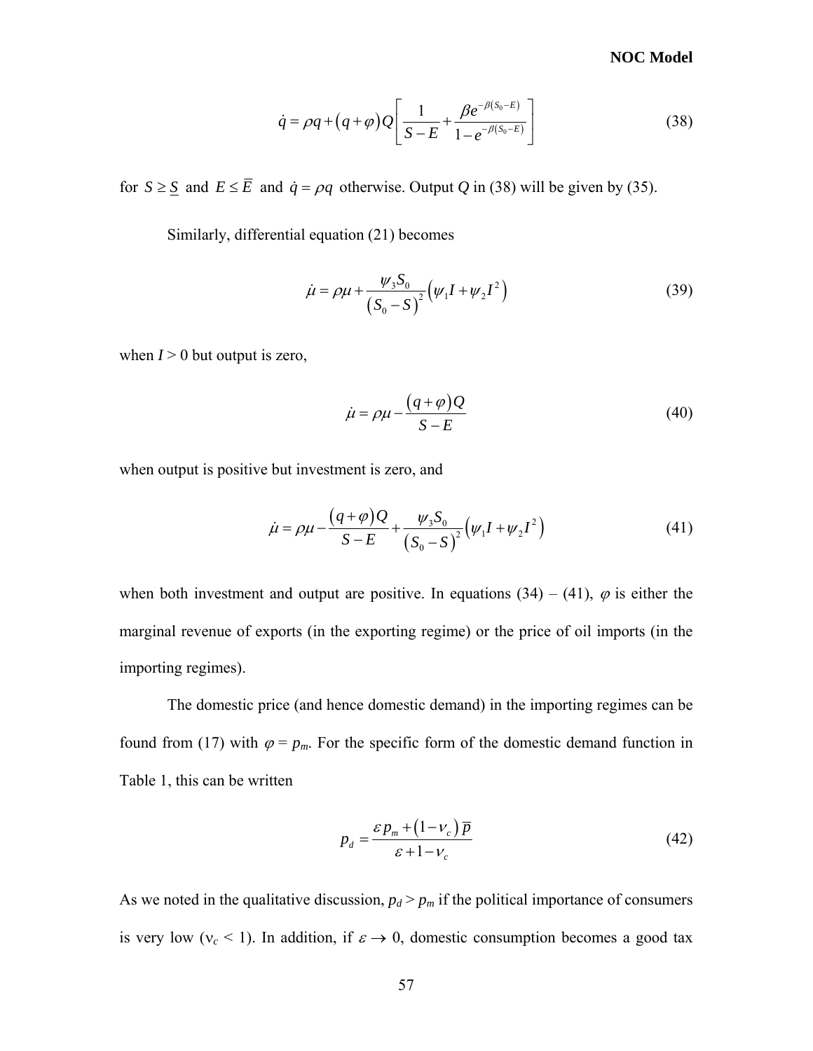$$\dot{q} = \rho q + (q+\varphi)Q\left[\frac{1}{S-E} + \frac{\beta e^{-\beta(S_0-E)}}{1-e^{-\beta(S_0-E)}}\right] \tag{38}$$

for $S \geq \underline{S}$ and $E \leq \overline{E}$ and $\dot{q} = \rho q$ otherwise. Output $Q$ in (38) will be given by (35).

Similarly, differential equation (21) becomes

$$\dot{\mu} = \rho\mu + \frac{\psi_3 S_0}{(S_0 - S)^2}\left(\psi_1 I + \psi_2 I^2\right) \tag{39}$$

when $I > 0$ but output is zero,

$$\dot{\mu} = \rho\mu - \frac{(q+\varphi)Q}{S-E} \tag{40}$$

when output is positive but investment is zero, and

$$\dot{\mu} = \rho\mu - \frac{(q+\varphi)Q}{S-E} + \frac{\psi_3 S_0}{(S_0 - S)^2}\left(\psi_1 I + \psi_2 I^2\right) \tag{41}$$

when both investment and output are positive. In equations (34) – (41), $\varphi$ is either the marginal revenue of exports (in the exporting regime) or the price of oil imports (in the importing regimes).

The domestic price (and hence domestic demand) in the importing regimes can be found from (17) with $\varphi = p_m$. For the specific form of the domestic demand function in Table 1, this can be written

$$p_d = \frac{\varepsilon p_m + (1-\nu_c)\,\overline{p}}{\varepsilon + 1 - \nu_c} \tag{42}$$

As we noted in the qualitative discussion, $p_d > p_m$ if the political importance of consumers is very low ($\nu_c < 1$). In addition, if $\varepsilon \to 0$, domestic consumption becomes a good tax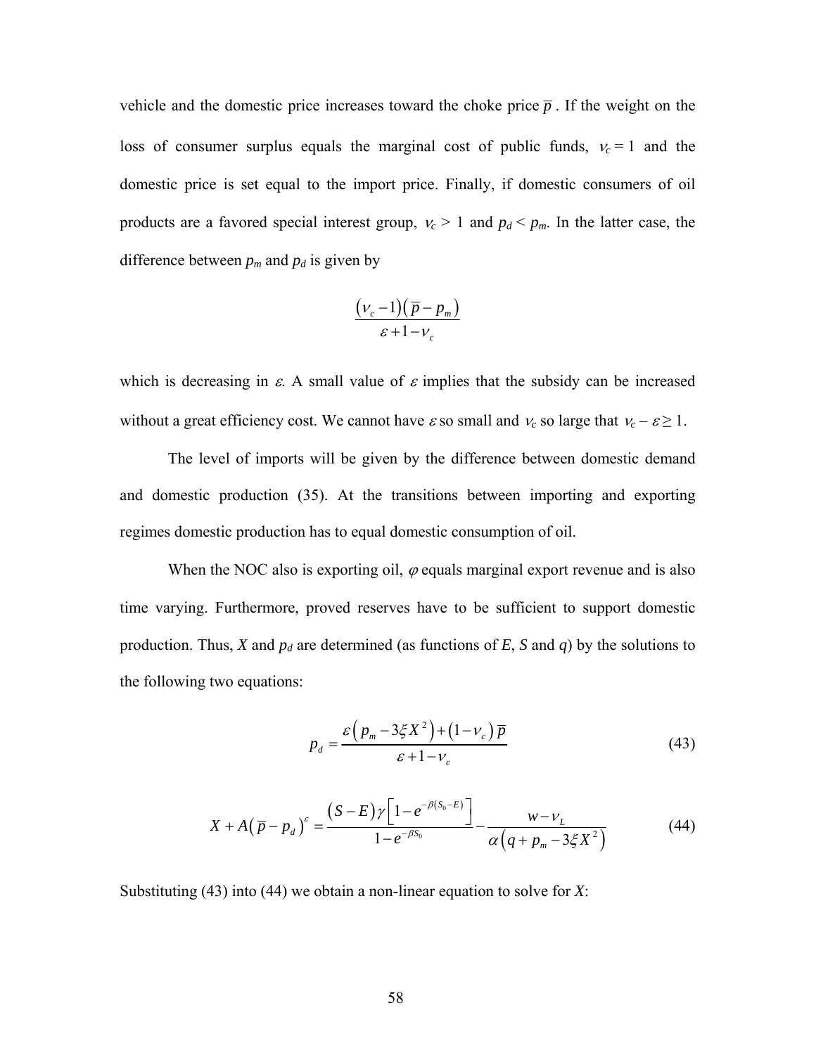vehicle and the domestic price increases toward the choke price $\overline{p}$. If the weight on the loss of consumer surplus equals the marginal cost of public funds, $\nu_c = 1$ and the domestic price is set equal to the import price. Finally, if domestic consumers of oil products are a favored special interest group, $\nu_c > 1$ and $p_d < p_m$. In the latter case, the difference between $p_m$ and $p_d$ is given by

$$\frac{(\nu_c - 1)(\overline{p} - p_m)}{\varepsilon + 1 - \nu_c}$$

which is decreasing in $\varepsilon$. A small value of $\varepsilon$ implies that the subsidy can be increased without a great efficiency cost. We cannot have $\varepsilon$ so small and $\nu_c$ so large that $\nu_c - \varepsilon \geq 1$.

The level of imports will be given by the difference between domestic demand and domestic production (35). At the transitions between importing and exporting regimes domestic production has to equal domestic consumption of oil.

When the NOC also is exporting oil, $\varphi$ equals marginal export revenue and is also time varying. Furthermore, proved reserves have to be sufficient to support domestic production. Thus, $X$ and $p_d$ are determined (as functions of $E$, $S$ and $q$) by the solutions to the following two equations:

$$p_d = \frac{\varepsilon\left(p_m - 3\xi X^2\right) + \left(1 - \nu_c\right)\overline{p}}{\varepsilon + 1 - \nu_c} \tag{43}$$

$$X + A\left(\overline{p} - p_d\right)^{\varepsilon} = \frac{(S - E)\gamma\left[1 - e^{-\beta(S_0 - E)}\right]}{1 - e^{-\beta S_0}} - \frac{w - \nu_L}{\alpha\left(q + p_m - 3\xi X^2\right)} \tag{44}$$

Substituting (43) into (44) we obtain a non-linear equation to solve for $X$: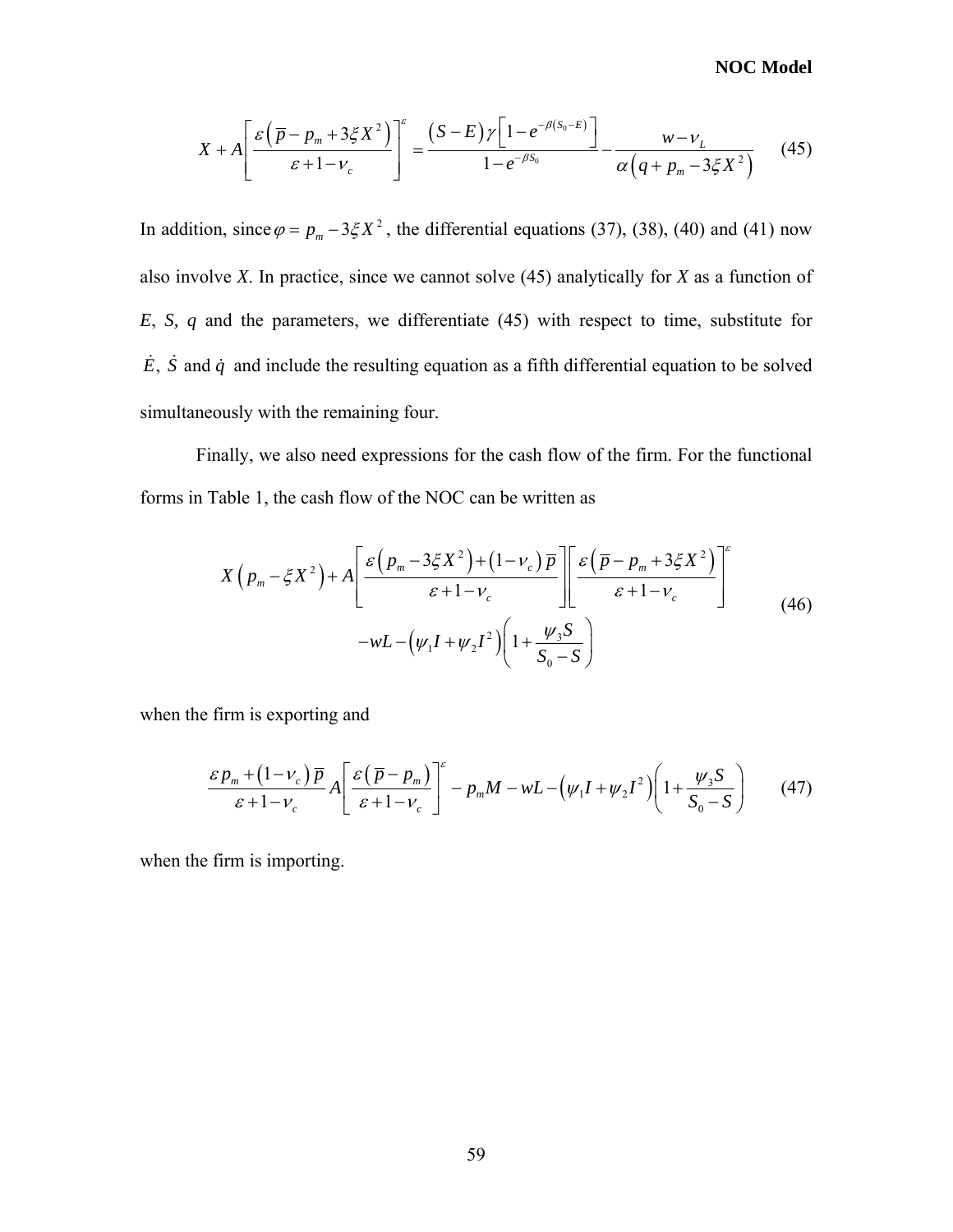$$X + A\left[\frac{\varepsilon\left(\overline{p} - p_m + 3\xi X^2\right)}{\varepsilon + 1 - \nu_c}\right]^{\varepsilon} = \frac{(S - E)\gamma\left[1 - e^{-\beta(S_0 - E)}\right]}{1 - e^{-\beta S_0}} - \frac{w - \nu_L}{\alpha\left(q + p_m - 3\xi X^2\right)} \tag{45}$$

In addition, since $\varphi = p_m - 3\xi X^2$, the differential equations (37), (38), (40) and (41) now also involve *X*. In practice, since we cannot solve (45) analytically for *X* as a function of *E*, *S*, *q* and the parameters, we differentiate (45) with respect to time, substitute for $\dot{E}$, $\dot{S}$ and $\dot{q}$ and include the resulting equation as a fifth differential equation to be solved simultaneously with the remaining four.

Finally, we also need expressions for the cash flow of the firm. For the functional forms in Table 1, the cash flow of the NOC can be written as

$$\begin{aligned} X\left(p_m - \xi X^2\right) + A\left[\frac{\varepsilon\left(p_m - 3\xi X^2\right) + (1 - \nu_c)\,\overline{p}}{\varepsilon + 1 - \nu_c}\right]&\left[\frac{\varepsilon\left(\overline{p} - p_m + 3\xi X^2\right)}{\varepsilon + 1 - \nu_c}\right]^{\varepsilon} \\ -wL - \left(\psi_1 I + \psi_2 I^2\right)&\left(1 + \frac{\psi_3 S}{S_0 - S}\right) \end{aligned} \tag{46}$$

when the firm is exporting and

$$\frac{\varepsilon p_m + (1 - \nu_c)\,\overline{p}}{\varepsilon + 1 - \nu_c} A\left[\frac{\varepsilon\left(\overline{p} - p_m\right)}{\varepsilon + 1 - \nu_c}\right]^{\varepsilon} - p_m M - wL - \left(\psi_1 I + \psi_2 I^2\right)\left(1 + \frac{\psi_3 S}{S_0 - S}\right) \tag{47}$$

when the firm is importing.